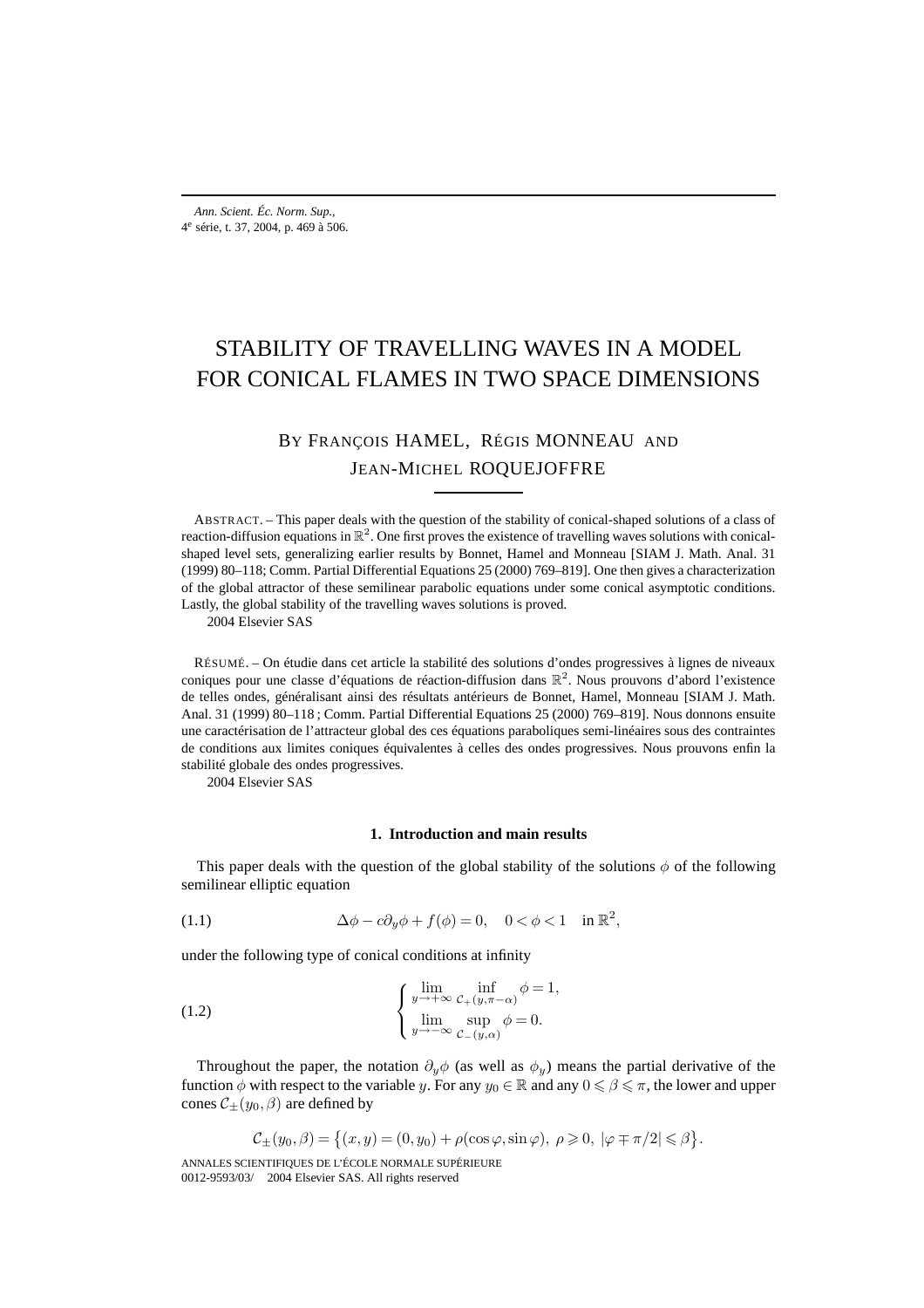# STABILITY OF TRAVELLING WAVES IN A MODEL FOR CONICAL FLAMES IN TWO SPACE DIMENSIONS

BY FRANÇOIS HAMEL, RÉGIS MONNEAU AND JEAN-MICHEL ROQUEJOFFRE

ABSTRACT. – This paper deals with the question of the stability of conical-shaped solutions of a class of reaction-diffusion equations in $\mathbb{R}^2$. One first proves the existence of travelling waves solutions with conical-shaped level sets, generalizing earlier results by Bonnet, Hamel and Monneau [SIAM J. Math. Anal. 31 (1999) 80–118; Comm. Partial Differential Equations 25 (2000) 769–819]. One then gives a characterization of the global attractor of these semilinear parabolic equations under some conical asymptotic conditions. Lastly, the global stability of the travelling waves solutions is proved.

2004 Elsevier SAS

RÉSUMÉ. – On étudie dans cet article la stabilité des solutions d'ondes progressives à lignes de niveaux coniques pour une classe d'équations de réaction-diffusion dans $\mathbb{R}^2$. Nous prouvons d'abord l'existence de telles ondes, généralisant ainsi des résultats antérieurs de Bonnet, Hamel, Monneau [SIAM J. Math. Anal. 31 (1999) 80–118 ; Comm. Partial Differential Equations 25 (2000) 769–819]. Nous donnons ensuite une caractérisation de l'attracteur global des ces équations paraboliques semi-linéaires sous des contraintes de conditions aux limites coniques équivalentes à celles des ondes progressives. Nous prouvons enfin la stabilité globale des ondes progressives.

2004 Elsevier SAS

## 1. Introduction and main results

This paper deals with the question of the global stability of the solutions $\phi$ of the following semilinear elliptic equation

$$\Delta\phi - c\partial_y\phi + f(\phi) = 0, \quad 0 < \phi < 1 \quad \text{in } \mathbb{R}^2, \tag{1.1}$$

under the following type of conical conditions at infinity

$$\begin{cases} \lim\limits_{y\to+\infty} \inf\limits_{\mathcal{C}_+(y,\pi-\alpha)} \phi = 1, \\ \lim\limits_{y\to-\infty} \sup\limits_{\mathcal{C}_-(y,\alpha)} \phi = 0. \end{cases} \tag{1.2}$$

Throughout the paper, the notation $\partial_y\phi$ (as well as $\phi_y$) means the partial derivative of the function $\phi$ with respect to the variable $y$. For any $y_0 \in \mathbb{R}$ and any $0 \leqslant \beta \leqslant \pi$, the lower and upper cones $\mathcal{C}_\pm(y_0, \beta)$ are defined by

$$\mathcal{C}_\pm(y_0,\beta) = \left\{(x,y) = (0,y_0) + \rho(\cos\varphi, \sin\varphi),\ \rho \geqslant 0,\ |\varphi \mp \pi/2| \leqslant \beta\right\}.$$

ANNALES SCIENTIFIQUES DE L'ÉCOLE NORMALE SUPÉRIEURE
0012-9593/03/ 2004 Elsevier SAS. All rights reserved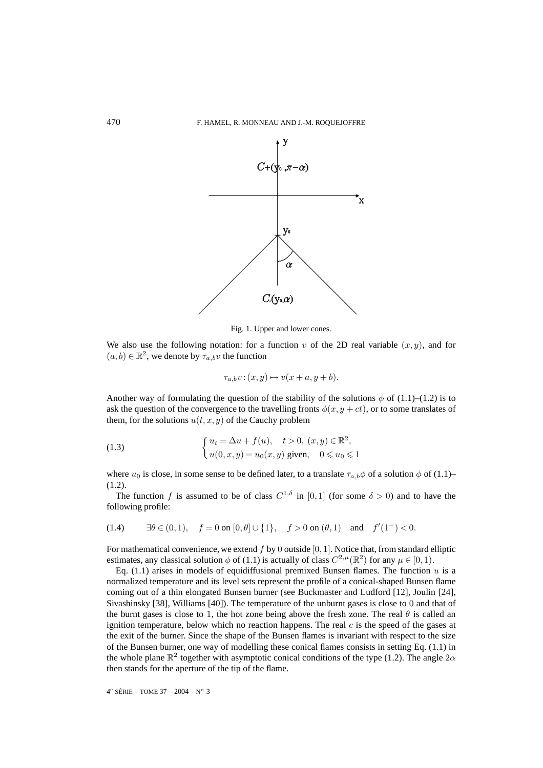Fig. 1. Upper and lower cones.

We also use the following notation: for a function $v$ of the 2D real variable $(x,y)$, and for $(a,b)\in\mathbb{R}^2$, we denote by $\tau_{a,b}v$ the function

$$\tau_{a,b}v:(x,y)\mapsto v(x+a,y+b).$$

Another way of formulating the question of the stability of the solutions $\phi$ of (1.1)–(1.2) is to ask the question of the convergence to the travelling fronts $\phi(x,y+ct)$, or to some translates of them, for the solutions $u(t,x,y)$ of the Cauchy problem

$$\begin{cases} u_t=\Delta u+f(u), & t>0,\ (x,y)\in\mathbb{R}^2,\\ u(0,x,y)=u_0(x,y)\ \text{given}, & 0\leqslant u_0\leqslant 1 \end{cases} \tag{1.3}$$

where $u_0$ is close, in some sense to be defined later, to a translate $\tau_{a,b}\phi$ of a solution $\phi$ of (1.1)–(1.2).

The function $f$ is assumed to be of class $C^{1,\delta}$ in $[0,1]$ (for some $\delta>0$) and to have the following profile:

$$\exists\theta\in(0,1),\quad f=0 \text{ on } [0,\theta]\cup\{1\},\quad f>0 \text{ on } (\theta,1)\quad\text{and}\quad f'(1^-)<0. \tag{1.4}$$

For mathematical convenience, we extend $f$ by 0 outside $[0,1]$. Notice that, from standard elliptic estimates, any classical solution $\phi$ of (1.1) is actually of class $C^{2,\mu}(\mathbb{R}^2)$ for any $\mu\in[0,1)$.

Eq. (1.1) arises in models of equidiffusional premixed Bunsen flames. The function $u$ is a normalized temperature and its level sets represent the profile of a conical-shaped Bunsen flame coming out of a thin elongated Bunsen burner (see Buckmaster and Ludford [12], Joulin [24], Sivashinsky [38], Williams [40]). The temperature of the unburnt gases is close to 0 and that of the burnt gases is close to 1, the hot zone being above the fresh zone. The real $\theta$ is called an ignition temperature, below which no reaction happens. The real $c$ is the speed of the gases at the exit of the burner. Since the shape of the Bunsen flames is invariant with respect to the size of the Bunsen burner, one way of modelling these conical flames consists in setting Eq. (1.1) in the whole plane $\mathbb{R}^2$ together with asymptotic conical conditions of the type (1.2). The angle $2\alpha$ then stands for the aperture of the tip of the flame.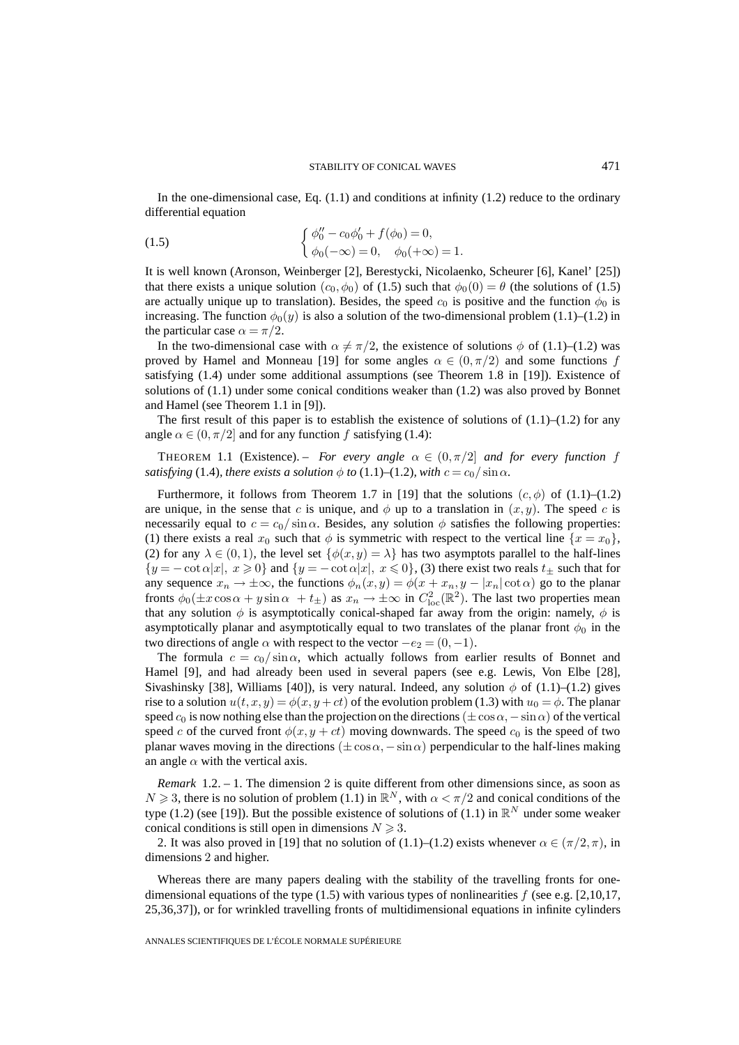In the one-dimensional case, Eq. (1.1) and conditions at infinity (1.2) reduce to the ordinary differential equation

$$\begin{cases} \phi_0'' - c_0\phi_0' + f(\phi_0) = 0, \\ \phi_0(-\infty) = 0, \quad \phi_0(+\infty) = 1. \end{cases} \tag{1.5}$$

It is well known (Aronson, Weinberger [2], Berestycki, Nicolaenko, Scheurer [6], Kanel' [25]) that there exists a unique solution $(c_0, \phi_0)$ of (1.5) such that $\phi_0(0) = \theta$ (the solutions of (1.5) are actually unique up to translation). Besides, the speed $c_0$ is positive and the function $\phi_0$ is increasing. The function $\phi_0(y)$ is also a solution of the two-dimensional problem (1.1)–(1.2) in the particular case $\alpha = \pi/2$.

In the two-dimensional case with $\alpha \neq \pi/2$, the existence of solutions $\phi$ of (1.1)–(1.2) was proved by Hamel and Monneau [19] for some angles $\alpha \in (0, \pi/2)$ and some functions $f$ satisfying (1.4) under some additional assumptions (see Theorem 1.8 in [19]). Existence of solutions of (1.1) under some conical conditions weaker than (1.2) was also proved by Bonnet and Hamel (see Theorem 1.1 in [9]).

The first result of this paper is to establish the existence of solutions of (1.1)–(1.2) for any angle $\alpha \in (0, \pi/2]$ and for any function $f$ satisfying (1.4):

THEOREM 1.1 (Existence). – *For every angle $\alpha \in (0, \pi/2]$ and for every function $f$ satisfying* (1.4), *there exists a solution $\phi$ to* (1.1)–(1.2), *with $c = c_0/\sin\alpha$.*

Furthermore, it follows from Theorem 1.7 in [19] that the solutions $(c, \phi)$ of (1.1)–(1.2) are unique, in the sense that $c$ is unique, and $\phi$ up to a translation in $(x, y)$. The speed $c$ is necessarily equal to $c = c_0/\sin\alpha$. Besides, any solution $\phi$ satisfies the following properties: (1) there exists a real $x_0$ such that $\phi$ is symmetric with respect to the vertical line $\{x = x_0\}$, (2) for any $\lambda \in (0, 1)$, the level set $\{\phi(x, y) = \lambda\}$ has two asymptots parallel to the half-lines $\{y = -\cot\alpha|x|,\ x \geqslant 0\}$ and $\{y = -\cot\alpha|x|,\ x \leqslant 0\}$, (3) there exist two reals $t_\pm$ such that for any sequence $x_n \to \pm\infty$, the functions $\phi_n(x, y) = \phi(x + x_n, y - |x_n|\cot\alpha)$ go to the planar fronts $\phi_0(\pm x\cos\alpha + y\sin\alpha\ + t_\pm)$ as $x_n \to \pm\infty$ in $C^2_{\mathrm{loc}}(\mathbb{R}^2)$. The last two properties mean that any solution $\phi$ is asymptotically conical-shaped far away from the origin: namely, $\phi$ is asymptotically planar and asymptotically equal to two translates of the planar front $\phi_0$ in the two directions of angle $\alpha$ with respect to the vector $-e_2 = (0, -1)$.

The formula $c = c_0/\sin\alpha$, which actually follows from earlier results of Bonnet and Hamel [9], and had already been used in several papers (see e.g. Lewis, Von Elbe [28], Sivashinsky [38], Williams [40]), is very natural. Indeed, any solution $\phi$ of (1.1)–(1.2) gives rise to a solution $u(t, x, y) = \phi(x, y + ct)$ of the evolution problem (1.3) with $u_0 = \phi$. The planar speed $c_0$ is now nothing else than the projection on the directions $(\pm\cos\alpha, -\sin\alpha)$ of the vertical speed $c$ of the curved front $\phi(x, y + ct)$ moving downwards. The speed $c_0$ is the speed of two planar waves moving in the directions $(\pm\cos\alpha, -\sin\alpha)$ perpendicular to the half-lines making an angle $\alpha$ with the vertical axis.

*Remark* 1.2. – 1. The dimension 2 is quite different from other dimensions since, as soon as $N \geqslant 3$, there is no solution of problem (1.1) in $\mathbb{R}^N$, with $\alpha < \pi/2$ and conical conditions of the type (1.2) (see [19]). But the possible existence of solutions of (1.1) in $\mathbb{R}^N$ under some weaker conical conditions is still open in dimensions $N \geqslant 3$.

2. It was also proved in [19] that no solution of (1.1)–(1.2) exists whenever $\alpha \in (\pi/2, \pi)$, in dimensions 2 and higher.

Whereas there are many papers dealing with the stability of the travelling fronts for one-dimensional equations of the type (1.5) with various types of nonlinearities $f$ (see e.g. [2,10,17, 25,36,37]), or for wrinkled travelling fronts of multidimensional equations in infinite cylinders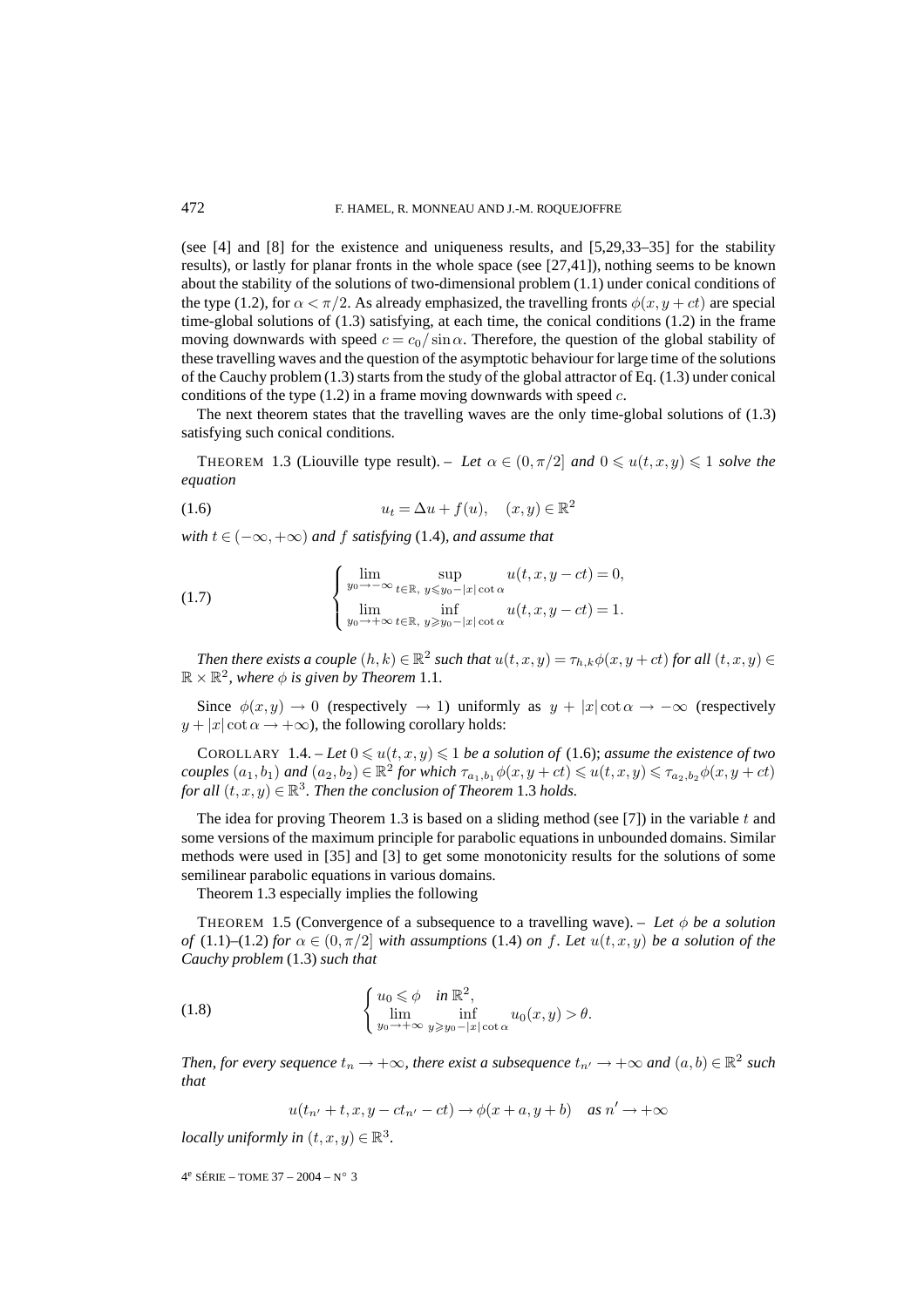(see [4] and [8] for the existence and uniqueness results, and [5,29,33–35] for the stability results), or lastly for planar fronts in the whole space (see [27,41]), nothing seems to be known about the stability of the solutions of two-dimensional problem (1.1) under conical conditions of the type (1.2), for $\alpha < \pi/2$. As already emphasized, the travelling fronts $\phi(x, y + ct)$ are special time-global solutions of (1.3) satisfying, at each time, the conical conditions (1.2) in the frame moving downwards with speed $c = c_0/\sin\alpha$. Therefore, the question of the global stability of these travelling waves and the question of the asymptotic behaviour for large time of the solutions of the Cauchy problem (1.3) starts from the study of the global attractor of Eq. (1.3) under conical conditions of the type (1.2) in a frame moving downwards with speed $c$.

The next theorem states that the travelling waves are the only time-global solutions of (1.3) satisfying such conical conditions.

THEOREM 1.3 (Liouville type result). – *Let $\alpha \in (0, \pi/2]$ and $0 \leqslant u(t, x, y) \leqslant 1$ solve the equation*

$$u_t = \Delta u + f(u), \quad (x, y) \in \mathbb{R}^2 \tag{1.6}$$

*with $t \in (-\infty, +\infty)$ and $f$ satisfying* (1.4)*, and assume that*

$$\begin{cases} \lim\limits_{y_0 \to -\infty} \sup\limits_{t \in \mathbb{R},\ y \leqslant y_0 - |x| \cot\alpha} u(t, x, y - ct) = 0, \\ \lim\limits_{y_0 \to +\infty} \inf\limits_{t \in \mathbb{R},\ y \geqslant y_0 - |x| \cot\alpha} u(t, x, y - ct) = 1. \end{cases} \tag{1.7}$$

*Then there exists a couple $(h, k) \in \mathbb{R}^2$ such that $u(t, x, y) = \tau_{h,k}\phi(x, y + ct)$ for all $(t, x, y) \in \mathbb{R} \times \mathbb{R}^2$, where $\phi$ is given by Theorem* 1.1.

Since $\phi(x, y) \to 0$ (respectively $\to 1$) uniformly as $y + |x| \cot\alpha \to -\infty$ (respectively $y + |x| \cot\alpha \to +\infty$), the following corollary holds:

COROLLARY 1.4. – *Let $0 \leqslant u(t, x, y) \leqslant 1$ be a solution of* (1.6)*; assume the existence of two couples $(a_1, b_1)$ and $(a_2, b_2) \in \mathbb{R}^2$ for which $\tau_{a_1,b_1}\phi(x, y + ct) \leqslant u(t, x, y) \leqslant \tau_{a_2,b_2}\phi(x, y + ct)$ for all $(t, x, y) \in \mathbb{R}^3$. Then the conclusion of Theorem* 1.3 *holds.*

The idea for proving Theorem 1.3 is based on a sliding method (see [7]) in the variable $t$ and some versions of the maximum principle for parabolic equations in unbounded domains. Similar methods were used in [35] and [3] to get some monotonicity results for the solutions of some semilinear parabolic equations in various domains.

Theorem 1.3 especially implies the following

THEOREM 1.5 (Convergence of a subsequence to a travelling wave). – *Let $\phi$ be a solution of* (1.1)–(1.2) *for $\alpha \in (0, \pi/2]$ with assumptions* (1.4) *on $f$. Let $u(t, x, y)$ be a solution of the Cauchy problem* (1.3) *such that*

$$\begin{cases} u_0 \leqslant \phi \quad \text{in } \mathbb{R}^2, \\ \lim\limits_{y_0 \to +\infty} \inf\limits_{y \geqslant y_0 - |x| \cot\alpha} u_0(x, y) > \theta. \end{cases} \tag{1.8}$$

*Then, for every sequence $t_n \to +\infty$, there exist a subsequence $t_{n'} \to +\infty$ and $(a, b) \in \mathbb{R}^2$ such that*

$$u(t_{n'} + t, x, y - ct_{n'} - ct) \to \phi(x + a, y + b) \quad \text{as } n' \to +\infty$$

*locally uniformly in $(t, x, y) \in \mathbb{R}^3$.*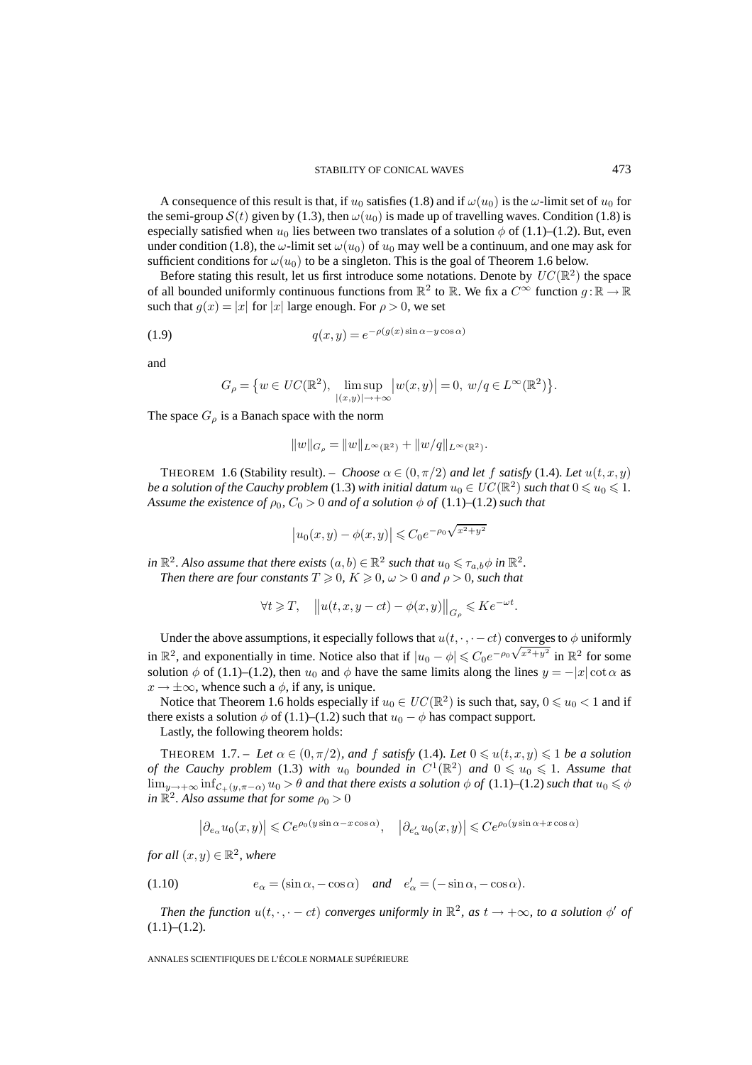A consequence of this result is that, if $u_0$ satisfies (1.8) and if $\omega(u_0)$ is the $\omega$-limit set of $u_0$ for the semi-group $\mathcal{S}(t)$ given by (1.3), then $\omega(u_0)$ is made up of travelling waves. Condition (1.8) is especially satisfied when $u_0$ lies between two translates of a solution $\phi$ of (1.1)–(1.2). But, even under condition (1.8), the $\omega$-limit set $\omega(u_0)$ of $u_0$ may well be a continuum, and one may ask for sufficient conditions for $\omega(u_0)$ to be a singleton. This is the goal of Theorem 1.6 below.

Before stating this result, let us first introduce some notations. Denote by $UC(\mathbb{R}^2)$ the space of all bounded uniformly continuous functions from $\mathbb{R}^2$ to $\mathbb{R}$. We fix a $C^\infty$ function $g : \mathbb{R} \to \mathbb{R}$ such that $g(x) = |x|$ for $|x|$ large enough. For $\rho > 0$, we set

$$q(x,y) = e^{-\rho(g(x)\sin\alpha - y\cos\alpha)} \tag{1.9}$$

and

$$G_\rho = \bigl\{ w \in UC(\mathbb{R}^2),\ \limsup_{|(x,y)|\to+\infty} \bigl|w(x,y)\bigr| = 0,\ w/q \in L^\infty(\mathbb{R}^2) \bigr\}.$$

The space $G_\rho$ is a Banach space with the norm

$$\|w\|_{G_\rho} = \|w\|_{L^\infty(\mathbb{R}^2)} + \|w/q\|_{L^\infty(\mathbb{R}^2)}.$$

THEOREM 1.6 (Stability result). – *Choose $\alpha \in (0, \pi/2)$ and let $f$ satisfy* (1.4)*. Let $u(t,x,y)$ be a solution of the Cauchy problem* (1.3) *with initial datum $u_0 \in UC(\mathbb{R}^2)$ such that $0 \leqslant u_0 \leqslant 1$. Assume the existence of $\rho_0$, $C_0 > 0$ and of a solution $\phi$ of* (1.1)–(1.2) *such that*

$$\bigl|u_0(x,y) - \phi(x,y)\bigr| \leqslant C_0 e^{-\rho_0\sqrt{x^2+y^2}}$$

*in $\mathbb{R}^2$. Also assume that there exists $(a,b) \in \mathbb{R}^2$ such that $u_0 \leqslant \tau_{a,b}\phi$ in $\mathbb{R}^2$.*

*Then there are four constants $T \geqslant 0$, $K \geqslant 0$, $\omega > 0$ and $\rho > 0$, such that*

$$\forall t \geqslant T, \quad \bigl\|u(t,x,y-ct) - \phi(x,y)\bigr\|_{G_\rho} \leqslant K e^{-\omega t}.$$

Under the above assumptions, it especially follows that $u(t,\cdot,\cdot - ct)$ converges to $\phi$ uniformly in $\mathbb{R}^2$, and exponentially in time. Notice also that if $|u_0 - \phi| \leqslant C_0 e^{-\rho_0\sqrt{x^2+y^2}}$ in $\mathbb{R}^2$ for some solution $\phi$ of (1.1)–(1.2), then $u_0$ and $\phi$ have the same limits along the lines $y = -|x|\cot\alpha$ as $x \to \pm\infty$, whence such a $\phi$, if any, is unique.

Notice that Theorem 1.6 holds especially if $u_0 \in UC(\mathbb{R}^2)$ is such that, say, $0 \leqslant u_0 < 1$ and if there exists a solution $\phi$ of (1.1)–(1.2) such that $u_0 - \phi$ has compact support.

Lastly, the following theorem holds:

THEOREM 1.7. – *Let $\alpha \in (0, \pi/2)$, and $f$ satisfy* (1.4)*. Let $0 \leqslant u(t,x,y) \leqslant 1$ be a solution of the Cauchy problem* (1.3) *with $u_0$ bounded in $C^1(\mathbb{R}^2)$ and $0 \leqslant u_0 \leqslant 1$. Assume that $\lim_{y\to+\infty} \inf_{\mathcal{C}_+(y,\pi-\alpha)} u_0 > \theta$ and that there exists a solution $\phi$ of* (1.1)–(1.2) *such that $u_0 \leqslant \phi$ in $\mathbb{R}^2$. Also assume that for some $\rho_0 > 0$*

$$\bigl|\partial_{e_\alpha} u_0(x,y)\bigr| \leqslant C e^{\rho_0(y\sin\alpha - x\cos\alpha)}, \quad \bigl|\partial_{e'_\alpha} u_0(x,y)\bigr| \leqslant C e^{\rho_0(y\sin\alpha + x\cos\alpha)}$$

*for all $(x,y) \in \mathbb{R}^2$, where*

$$e_\alpha = (\sin\alpha, -\cos\alpha) \quad \textit{and} \quad e'_\alpha = (-\sin\alpha, -\cos\alpha). \tag{1.10}$$

*Then the function $u(t,\cdot,\cdot - ct)$ converges uniformly in $\mathbb{R}^2$, as $t \to +\infty$, to a solution $\phi'$ of* (1.1)–(1.2)*.*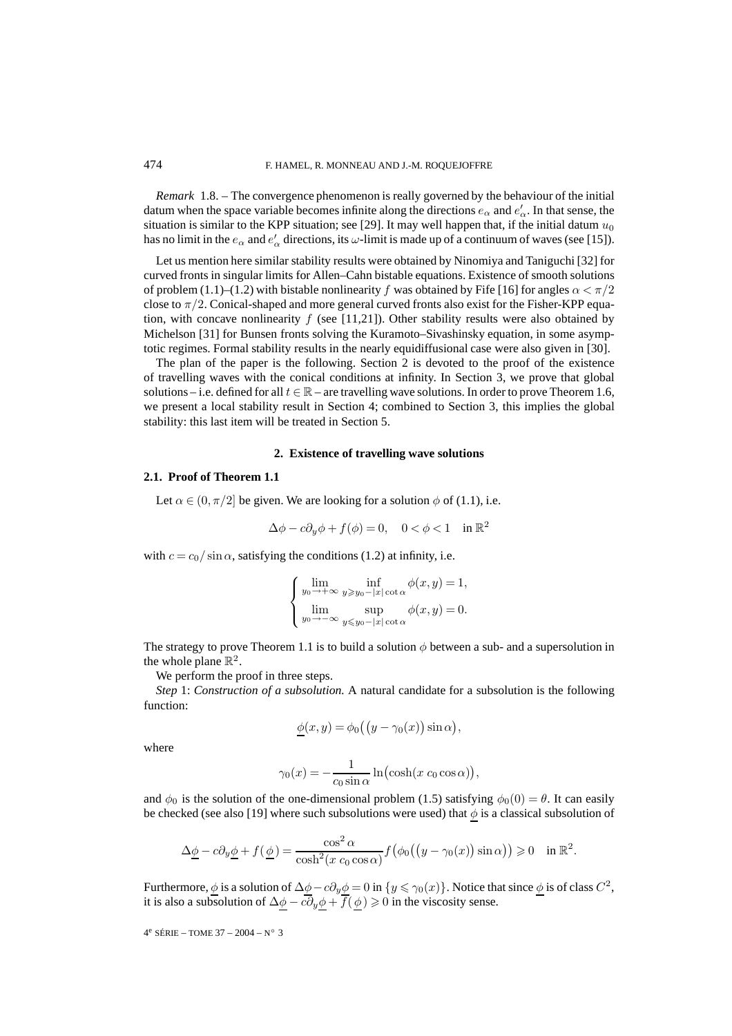*Remark* 1.8. – The convergence phenomenon is really governed by the behaviour of the initial datum when the space variable becomes infinite along the directions $e_\alpha$ and $e'_\alpha$. In that sense, the situation is similar to the KPP situation; see [29]. It may well happen that, if the initial datum $u_0$ has no limit in the $e_\alpha$ and $e'_\alpha$ directions, its $\omega$-limit is made up of a continuum of waves (see [15]).

Let us mention here similar stability results were obtained by Ninomiya and Taniguchi [32] for curved fronts in singular limits for Allen–Cahn bistable equations. Existence of smooth solutions of problem (1.1)–(1.2) with bistable nonlinearity $f$ was obtained by Fife [16] for angles $\alpha < \pi/2$ close to $\pi/2$. Conical-shaped and more general curved fronts also exist for the Fisher-KPP equation, with concave nonlinearity $f$ (see [11,21]). Other stability results were also obtained by Michelson [31] for Bunsen fronts solving the Kuramoto–Sivashinsky equation, in some asymptotic regimes. Formal stability results in the nearly equidiffusional case were also given in [30].

The plan of the paper is the following. Section 2 is devoted to the proof of the existence of travelling waves with the conical conditions at infinity. In Section 3, we prove that global solutions – i.e. defined for all $t \in \mathbb{R}$ – are travelling wave solutions. In order to prove Theorem 1.6, we present a local stability result in Section 4; combined to Section 3, this implies the global stability: this last item will be treated in Section 5.

## 2. Existence of travelling wave solutions

### 2.1. Proof of Theorem 1.1

Let $\alpha \in (0, \pi/2]$ be given. We are looking for a solution $\phi$ of (1.1), i.e.

$$\Delta\phi - c\partial_y\phi + f(\phi) = 0, \quad 0 < \phi < 1 \quad \text{in } \mathbb{R}^2$$

with $c = c_0/\sin\alpha$, satisfying the conditions (1.2) at infinity, i.e.

$$\begin{cases} \lim\limits_{y_0\to+\infty} \inf\limits_{y \geqslant y_0 - |x|\cot\alpha} \phi(x,y) = 1, \\ \lim\limits_{y_0\to-\infty} \sup\limits_{y \leqslant y_0 - |x|\cot\alpha} \phi(x,y) = 0. \end{cases}$$

The strategy to prove Theorem 1.1 is to build a solution $\phi$ between a sub- and a supersolution in the whole plane $\mathbb{R}^2$.

We perform the proof in three steps.

*Step* 1: *Construction of a subsolution.* A natural candidate for a subsolution is the following function:

$$\underline{\phi}(x,y) = \phi_0\big(\big(y - \gamma_0(x)\big)\sin\alpha\big),$$

where

$$\gamma_0(x) = -\frac{1}{c_0\sin\alpha}\ln\big(\cosh(x\, c_0\cos\alpha)\big),$$

and $\phi_0$ is the solution of the one-dimensional problem (1.5) satisfying $\phi_0(0) = \theta$. It can easily be checked (see also [19] where such subsolutions were used) that $\underline{\phi}$ is a classical subsolution of

$$\Delta\underline{\phi} - c\partial_y\underline{\phi} + f(\underline{\phi}) = \frac{\cos^2\alpha}{\cosh^2(x\, c_0\cos\alpha)} f\big(\phi_0\big(\big(y - \gamma_0(x)\big)\sin\alpha\big)\big) \geqslant 0 \quad \text{in } \mathbb{R}^2.$$

Furthermore, $\underline{\phi}$ is a solution of $\Delta\underline{\phi} - c\partial_y\underline{\phi} = 0$ in $\{y \leqslant \gamma_0(x)\}$. Notice that since $\underline{\phi}$ is of class $C^2$, it is also a subsolution of $\Delta\underline{\phi} - c\partial_y\underline{\phi} + f(\underline{\phi}) \geqslant 0$ in the viscosity sense.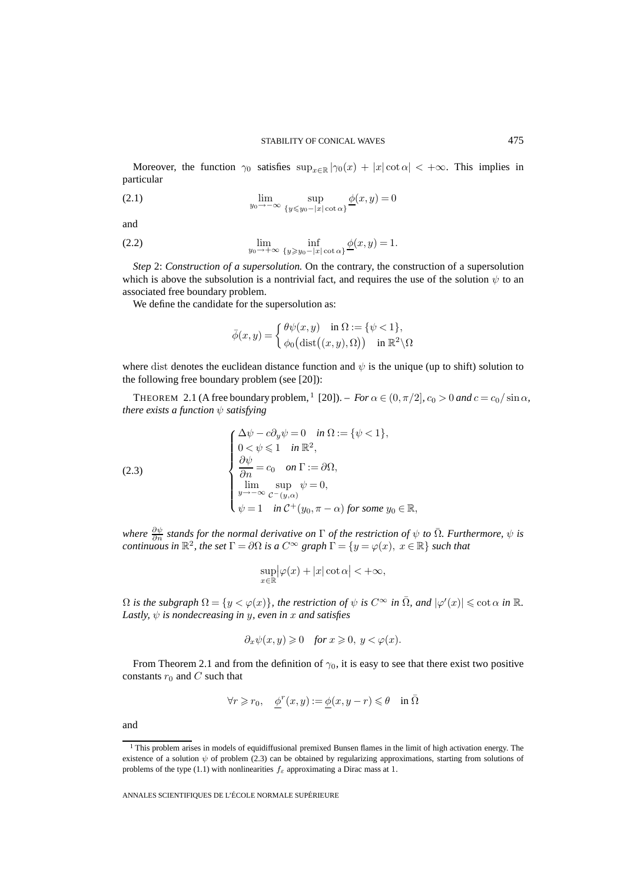Moreover, the function $\gamma_0$ satisfies $\sup_{x\in\mathbb{R}} |\gamma_0(x) + |x|\cot\alpha| < +\infty$. This implies in particular

$$\lim_{y_0\to-\infty} \sup_{\{y\leqslant y_0-|x|\cot\alpha\}} \underline{\phi}(x,y) = 0 \tag{2.1}$$

and

$$\lim_{y_0\to+\infty} \inf_{\{y\geqslant y_0-|x|\cot\alpha\}} \underline{\phi}(x,y) = 1. \tag{2.2}$$

*Step* 2: *Construction of a supersolution.* On the contrary, the construction of a supersolution which is above the subsolution is a nontrivial fact, and requires the use of the solution $\psi$ to an associated free boundary problem.

We define the candidate for the supersolution as:

$$\bar{\phi}(x,y) = \begin{cases} \theta\psi(x,y) & \text{in } \Omega := \{\psi < 1\}, \\ \phi_0\big(\operatorname{dist}\big((x,y),\Omega\big)\big) & \text{in } \mathbb{R}^2\backslash\Omega \end{cases}$$

where dist denotes the euclidean distance function and $\psi$ is the unique (up to shift) solution to the following free boundary problem (see [20]):

THEOREM 2.1 (A free boundary problem,[1] [20]). – *For $\alpha \in (0,\pi/2]$, $c_0 > 0$ and $c = c_0/\sin\alpha$, there exists a function $\psi$ satisfying*

$$\begin{cases} \Delta\psi - c\partial_y\psi = 0 \quad \text{in } \Omega := \{\psi < 1\}, \\ 0 < \psi \leqslant 1 \quad \text{in } \mathbb{R}^2, \\ \dfrac{\partial\psi}{\partial n} = c_0 \quad \text{on } \Gamma := \partial\Omega, \\ \displaystyle\lim_{y\to-\infty} \sup_{\mathcal{C}^-(y,\alpha)} \psi = 0, \\ \psi = 1 \quad \text{in } \mathcal{C}^+(y_0, \pi-\alpha) \text{ for some } y_0 \in \mathbb{R}, \end{cases} \tag{2.3}$$

*where $\frac{\partial\psi}{\partial n}$ stands for the normal derivative on $\Gamma$ of the restriction of $\psi$ to $\bar{\Omega}$. Furthermore, $\psi$ is continuous in $\mathbb{R}^2$, the set $\Gamma = \partial\Omega$ is a $C^\infty$ graph $\Gamma = \{y = \varphi(x),\ x \in \mathbb{R}\}$ such that*

$$\sup_{x\in\mathbb{R}} \big|\varphi(x) + |x|\cot\alpha\big| < +\infty,$$

*$\Omega$ is the subgraph $\Omega = \{y < \varphi(x)\}$, the restriction of $\psi$ is $C^\infty$ in $\bar{\Omega}$, and $|\varphi'(x)| \leqslant \cot\alpha$ in $\mathbb{R}$. Lastly, $\psi$ is nondecreasing in $y$, even in $x$ and satisfies*

$$\partial_x\psi(x,y) \geqslant 0 \quad \text{for } x \geqslant 0,\ y < \varphi(x).$$

From Theorem 2.1 and from the definition of $\gamma_0$, it is easy to see that there exist two positive constants $r_0$ and $C$ such that

$$\forall r \geqslant r_0, \quad \underline{\phi}^r(x,y) := \underline{\phi}(x,y-r) \leqslant \theta \quad \text{in } \bar{\Omega}$$

and

[1] This problem arises in models of equidiffusional premixed Bunsen flames in the limit of high activation energy. The existence of a solution $\psi$ of problem (2.3) can be obtained by regularizing approximations, starting from solutions of problems of the type (1.1) with nonlinearities $f_\varepsilon$ approximating a Dirac mass at 1.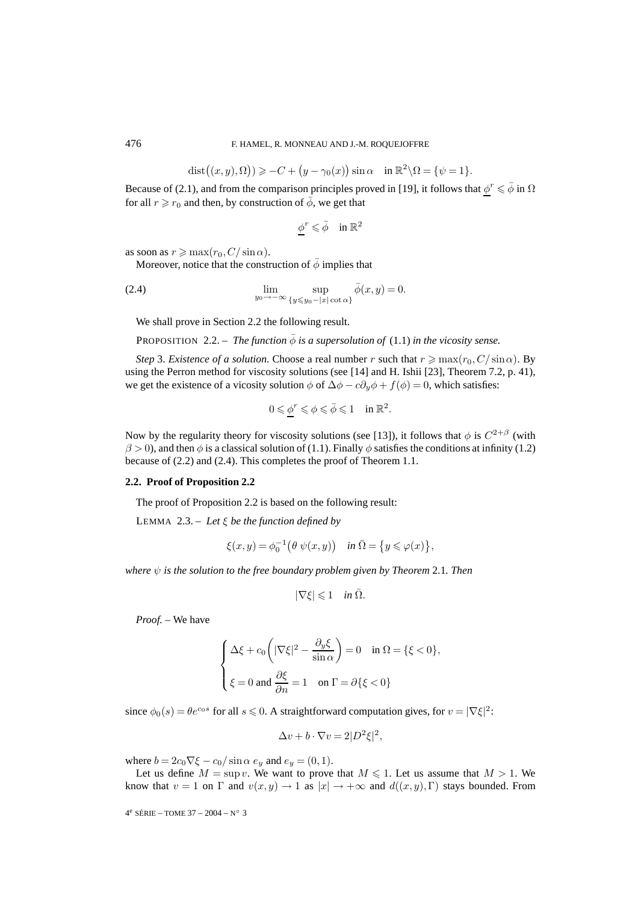$$\operatorname{dist}\big((x,y),\Omega\big)\big) \geqslant -C + \big(y-\gamma_0(x)\big)\sin\alpha \quad \text{in } \mathbb{R}^2\backslash\Omega = \{\psi = 1\}.$$

Because of (2.1), and from the comparison principles proved in [19], it follows that $\underline{\phi}^r \leqslant \bar{\phi}$ in $\Omega$ for all $r \geqslant r_0$ and then, by construction of $\bar{\phi}$, we get that

$$\underline{\phi}^r \leqslant \bar{\phi} \quad \text{in } \mathbb{R}^2$$

as soon as $r \geqslant \max(r_0, C/\sin\alpha)$.

Moreover, notice that the construction of $\bar{\phi}$ implies that

$$\lim_{y_0\to-\infty} \sup_{\{y\leqslant y_0-|x|\cot\alpha\}} \bar{\phi}(x,y) = 0. \tag{2.4}$$

We shall prove in Section 2.2 the following result.

PROPOSITION 2.2. – *The function $\bar{\phi}$ is a supersolution of* (1.1) *in the viscosity sense.*

*Step* 3. *Existence of a solution.* Choose a real number $r$ such that $r \geqslant \max(r_0, C/\sin\alpha)$. By using the Perron method for viscosity solutions (see [14] and H. Ishii [23], Theorem 7.2, p. 41), we get the existence of a vicosity solution $\phi$ of $\Delta\phi - c\partial_y\phi + f(\phi) = 0$, which satisfies:

$$0 \leqslant \underline{\phi}^r \leqslant \phi \leqslant \bar{\phi} \leqslant 1 \quad \text{in } \mathbb{R}^2.$$

Now by the regularity theory for viscosity solutions (see [13]), it follows that $\phi$ is $C^{2+\beta}$ (with $\beta > 0$), and then $\phi$ is a classical solution of (1.1). Finally $\phi$ satisfies the conditions at infinity (1.2) because of (2.2) and (2.4). This completes the proof of Theorem 1.1.

### 2.2. Proof of Proposition 2.2

The proof of Proposition 2.2 is based on the following result:

LEMMA 2.3. – *Let $\xi$ be the function defined by*

$$\xi(x,y) = \phi_0^{-1}\big(\theta\,\psi(x,y)\big) \quad \textit{in } \bar{\Omega} = \big\{y \leqslant \varphi(x)\big\},$$

*where $\psi$ is the solution to the free boundary problem given by Theorem* 2.1*. Then*

$$|\nabla\xi| \leqslant 1 \quad \textit{in } \bar{\Omega}.$$

*Proof.* – We have

$$\begin{cases} \Delta\xi + c_0\left(|\nabla\xi|^2 - \dfrac{\partial_y\xi}{\sin\alpha}\right) = 0 & \text{in } \Omega = \{\xi < 0\}, \\[2mm] \xi = 0 \text{ and } \dfrac{\partial\xi}{\partial n} = 1 & \text{on } \Gamma = \partial\{\xi < 0\} \end{cases}$$

since $\phi_0(s) = \theta e^{c_0 s}$ for all $s \leqslant 0$. A straightforward computation gives, for $v = |\nabla\xi|^2$:

$$\Delta v + b\cdot\nabla v = 2|D^2\xi|^2,$$

where $b = 2c_0\nabla\xi - c_0/\sin\alpha\; e_y$ and $e_y = (0,1)$.

Let us define $M = \sup v$. We want to prove that $M \leqslant 1$. Let us assume that $M > 1$. We know that $v = 1$ on $\Gamma$ and $v(x,y) \to 1$ as $|x| \to +\infty$ and $d((x,y),\Gamma)$ stays bounded. From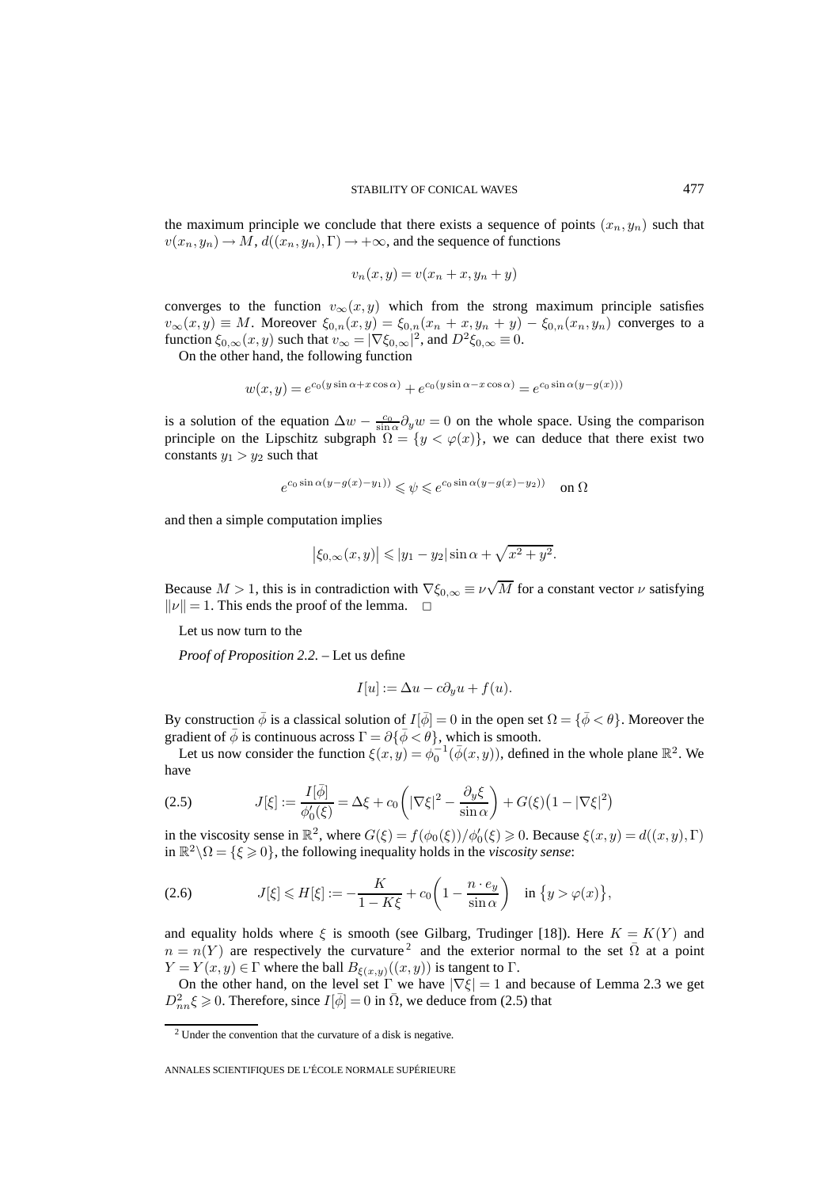the maximum principle we conclude that there exists a sequence of points $(x_n, y_n)$ such that $v(x_n, y_n) \to M$, $d((x_n, y_n), \Gamma) \to +\infty$, and the sequence of functions

$$v_n(x, y) = v(x_n + x, y_n + y)$$

converges to the function $v_\infty(x, y)$ which from the strong maximum principle satisfies $v_\infty(x, y) \equiv M$. Moreover $\xi_{0,n}(x, y) = \xi_{0,n}(x_n + x, y_n + y) - \xi_{0,n}(x_n, y_n)$ converges to a function $\xi_{0,\infty}(x, y)$ such that $v_\infty = |\nabla \xi_{0,\infty}|^2$, and $D^2 \xi_{0,\infty} \equiv 0$.

On the other hand, the following function

$$w(x, y) = e^{c_0(y \sin\alpha + x\cos\alpha)} + e^{c_0(y\sin\alpha - x\cos\alpha)} = e^{c_0 \sin\alpha (y - g(x)))}$$

is a solution of the equation $\Delta w - \frac{c_0}{\sin\alpha}\partial_y w = 0$ on the whole space. Using the comparison principle on the Lipschitz subgraph $\Omega = \{y < \varphi(x)\}$, we can deduce that there exist two constants $y_1 > y_2$ such that

$$e^{c_0 \sin\alpha (y - g(x) - y_1))} \leqslant \psi \leqslant e^{c_0 \sin\alpha(y - g(x) - y_2))} \quad \text{on } \Omega$$

and then a simple computation implies

$$\left|\xi_{0,\infty}(x, y)\right| \leqslant |y_1 - y_2| \sin\alpha + \sqrt{x^2 + y^2}.$$

Because $M > 1$, this is in contradiction with $\nabla \xi_{0,\infty} \equiv \nu\sqrt{M}$ for a constant vector $\nu$ satisfying $\|\nu\| = 1$. This ends the proof of the lemma. □

Let us now turn to the

*Proof of Proposition 2.2.* – Let us define

$$I[u] := \Delta u - c\partial_y u + f(u).$$

By construction $\bar\phi$ is a classical solution of $I[\bar\phi] = 0$ in the open set $\Omega = \{\bar\phi < \theta\}$. Moreover the gradient of $\bar\phi$ is continuous across $\Gamma = \partial\{\bar\phi < \theta\}$, which is smooth.

Let us now consider the function $\xi(x, y) = \phi_0^{-1}(\bar\phi(x, y))$, defined in the whole plane $\mathbb{R}^2$. We have

$$J[\xi] := \frac{I[\bar\phi]}{\phi_0'(\xi)} = \Delta\xi + c_0\left(|\nabla\xi|^2 - \frac{\partial_y \xi}{\sin\alpha}\right) + G(\xi)\big(1 - |\nabla\xi|^2\big) \tag{2.5}$$

in the viscosity sense in $\mathbb{R}^2$, where $G(\xi) = f(\phi_0(\xi))/\phi_0'(\xi) \geqslant 0$. Because $\xi(x, y) = d((x, y), \Gamma)$ in $\mathbb{R}^2 \backslash \Omega = \{\xi \geqslant 0\}$, the following inequality holds in the *viscosity sense*:

$$J[\xi] \leqslant H[\xi] := -\frac{K}{1 - K\xi} + c_0\left(1 - \frac{n \cdot e_y}{\sin\alpha}\right) \quad \text{in } \big\{y > \varphi(x)\big\}, \tag{2.6}$$

and equality holds where $\xi$ is smooth (see Gilbarg, Trudinger [18]). Here $K = K(Y)$ and $n = n(Y)$ are respectively the curvature[2] and the exterior normal to the set $\bar\Omega$ at a point $Y = Y(x, y) \in \Gamma$ where the ball $B_{\xi(x,y)}((x, y))$ is tangent to $\Gamma$.

On the other hand, on the level set $\Gamma$ we have $|\nabla\xi| = 1$ and because of Lemma 2.3 we get $D^2_{nn}\xi \geqslant 0$. Therefore, since $I[\bar\phi] = 0$ in $\bar\Omega$, we deduce from (2.5) that

[2] Under the convention that the curvature of a disk is negative.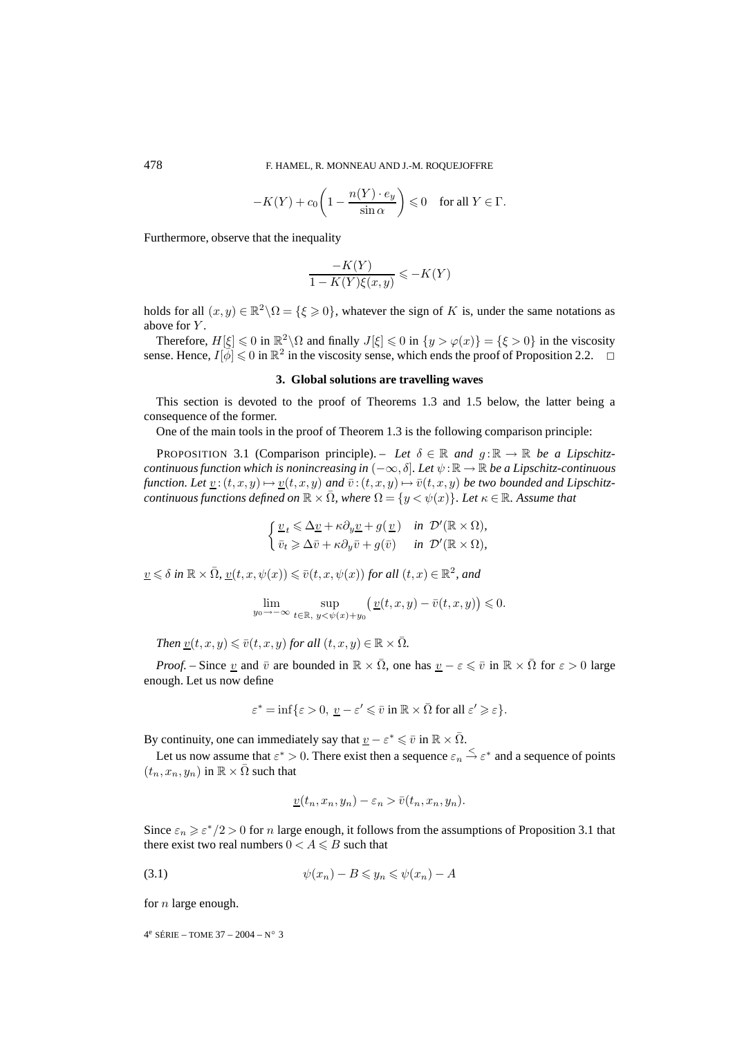$$-K(Y) + c_0\left(1 - \frac{n(Y)\cdot e_y}{\sin\alpha}\right) \leqslant 0 \quad \text{for all } Y \in \Gamma.$$

Furthermore, observe that the inequality

$$\frac{-K(Y)}{1 - K(Y)\xi(x,y)} \leqslant -K(Y)$$

holds for all $(x,y) \in \mathbb{R}^2 \backslash \Omega = \{\xi \geqslant 0\}$, whatever the sign of $K$ is, under the same notations as above for $Y$.

Therefore, $H[\xi] \leqslant 0$ in $\mathbb{R}^2 \backslash \Omega$ and finally $J[\xi] \leqslant 0$ in $\{y > \varphi(x)\} = \{\xi > 0\}$ in the viscosity sense. Hence, $I[\phi] \leqslant 0$ in $\mathbb{R}^2$ in the viscosity sense, which ends the proof of Proposition 2.2. $\square$

## 3. Global solutions are travelling waves

This section is devoted to the proof of Theorems 1.3 and 1.5 below, the latter being a consequence of the former.

One of the main tools in the proof of Theorem 1.3 is the following comparison principle:

PROPOSITION 3.1 (Comparison principle). – *Let $\delta \in \mathbb{R}$ and $g : \mathbb{R} \to \mathbb{R}$ be a Lipschitz-continuous function which is nonincreasing in $(-\infty, \delta]$. Let $\psi : \mathbb{R} \to \mathbb{R}$ be a Lipschitz-continuous function. Let $\underline{v} : (t,x,y) \mapsto \underline{v}(t,x,y)$ and $\bar{v} : (t,x,y) \mapsto \bar{v}(t,x,y)$ be two bounded and Lipschitz-continuous functions defined on $\mathbb{R} \times \bar{\Omega}$, where $\Omega = \{y < \psi(x)\}$. Let $\kappa \in \mathbb{R}$. Assume that*

$$\begin{cases} \underline{v}_t \leqslant \Delta \underline{v} + \kappa \partial_y \underline{v} + g(\underline{v}) & \text{in } \mathcal{D}'(\mathbb{R} \times \Omega), \\ \bar{v}_t \geqslant \Delta \bar{v} + \kappa \partial_y \bar{v} + g(\bar{v}) & \text{in } \mathcal{D}'(\mathbb{R} \times \Omega), \end{cases}$$

*$\underline{v} \leqslant \delta$ in $\mathbb{R} \times \bar{\Omega}$, $\underline{v}(t,x,\psi(x)) \leqslant \bar{v}(t,x,\psi(x))$ for all $(t,x) \in \mathbb{R}^2$, and*

$$\lim_{y_0 \to -\infty} \sup_{t \in \mathbb{R},\ y < \psi(x) + y_0} \big(\underline{v}(t,x,y) - \bar{v}(t,x,y)\big) \leqslant 0.$$

*Then $\underline{v}(t,x,y) \leqslant \bar{v}(t,x,y)$ for all $(t,x,y) \in \mathbb{R} \times \bar{\Omega}$.*

*Proof.* – Since $\underline{v}$ and $\bar{v}$ are bounded in $\mathbb{R} \times \bar{\Omega}$, one has $\underline{v} - \varepsilon \leqslant \bar{v}$ in $\mathbb{R} \times \bar{\Omega}$ for $\varepsilon > 0$ large enough. Let us now define

$$\varepsilon^* = \inf\{\varepsilon > 0,\ \underline{v} - \varepsilon' \leqslant \bar{v} \text{ in } \mathbb{R} \times \bar{\Omega} \text{ for all } \varepsilon' \geqslant \varepsilon\}.$$

By continuity, one can immediately say that $\underline{v} - \varepsilon^* \leqslant \bar{v}$ in $\mathbb{R} \times \bar{\Omega}$.

Let us now assume that $\varepsilon^* > 0$. There exist then a sequence $\varepsilon_n \overset{<}{\to} \varepsilon^*$ and a sequence of points $(t_n, x_n, y_n)$ in $\mathbb{R} \times \bar{\Omega}$ such that

$$\underline{v}(t_n, x_n, y_n) - \varepsilon_n > \bar{v}(t_n, x_n, y_n).$$

Since $\varepsilon_n \geqslant \varepsilon^*/2 > 0$ for $n$ large enough, it follows from the assumptions of Proposition 3.1 that there exist two real numbers $0 < A \leqslant B$ such that

$$\psi(x_n) - B \leqslant y_n \leqslant \psi(x_n) - A \tag{3.1}$$

for $n$ large enough.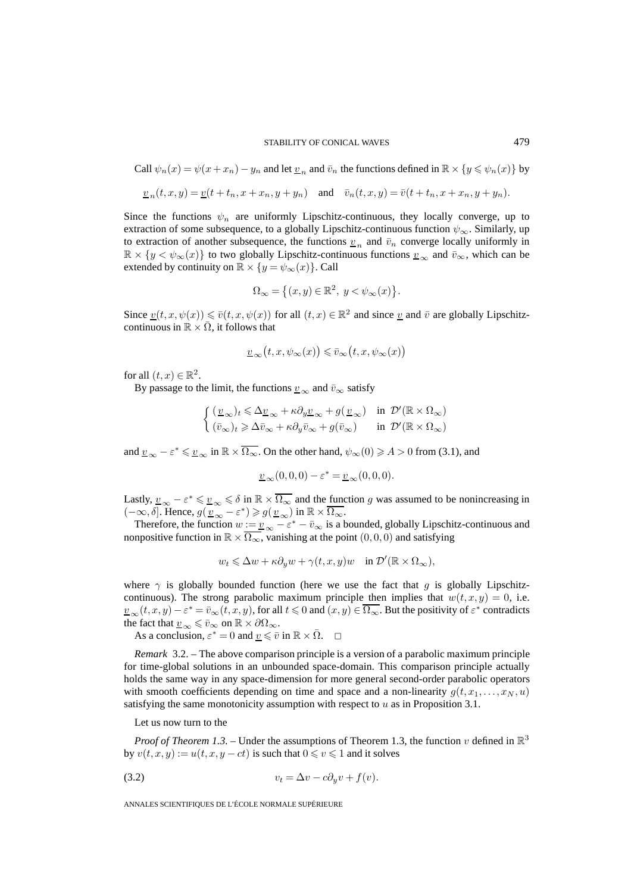Call $\psi_n(x) = \psi(x+x_n) - y_n$ and let $\underline{v}_n$ and $\bar{v}_n$ the functions defined in $\mathbb{R} \times \{y \leqslant \psi_n(x)\}$ by

$$\underline{v}_n(t,x,y) = \underline{v}(t+t_n, x+x_n, y+y_n) \quad \text{and} \quad \bar{v}_n(t,x,y) = \bar{v}(t+t_n, x+x_n, y+y_n).$$

Since the functions $\psi_n$ are uniformly Lipschitz-continuous, they locally converge, up to extraction of some subsequence, to a globally Lipschitz-continuous function $\psi_\infty$. Similarly, up to extraction of another subsequence, the functions $\underline{v}_n$ and $\bar{v}_n$ converge locally uniformly in $\mathbb{R} \times \{y < \psi_\infty(x)\}$ to two globally Lipschitz-continuous functions $\underline{v}_\infty$ and $\bar{v}_\infty$, which can be extended by continuity on $\mathbb{R} \times \{y = \psi_\infty(x)\}$. Call

$$\Omega_\infty = \{(x,y) \in \mathbb{R}^2,\ y < \psi_\infty(x)\}.$$

Since $\underline{v}(t,x,\psi(x)) \leqslant \bar{v}(t,x,\psi(x))$ for all $(t,x) \in \mathbb{R}^2$ and since $\underline{v}$ and $\bar{v}$ are globally Lipschitz-continuous in $\mathbb{R} \times \bar{\Omega}$, it follows that

$$\underline{v}_\infty\big(t,x,\psi_\infty(x)\big) \leqslant \bar{v}_\infty\big(t,x,\psi_\infty(x)\big)$$

for all $(t,x) \in \mathbb{R}^2$.

By passage to the limit, the functions $\underline{v}_\infty$ and $\bar{v}_\infty$ satisfy

$$\begin{cases} (\underline{v}_\infty)_t \leqslant \Delta \underline{v}_\infty + \kappa \partial_y \underline{v}_\infty + g(\underline{v}_\infty) & \text{in } \mathcal{D}'(\mathbb{R} \times \Omega_\infty) \\ (\bar{v}_\infty)_t \geqslant \Delta \bar{v}_\infty + \kappa \partial_y \bar{v}_\infty + g(\bar{v}_\infty) & \text{in } \mathcal{D}'(\mathbb{R} \times \Omega_\infty) \end{cases}$$

and $\underline{v}_\infty - \varepsilon^* \leqslant \underline{v}_\infty$ in $\mathbb{R} \times \overline{\Omega_\infty}$. On the other hand, $\psi_\infty(0) \geqslant A > 0$ from (3.1), and

$$\underline{v}_\infty(0,0,0) - \varepsilon^* = \underline{v}_\infty(0,0,0).$$

Lastly, $\underline{v}_\infty - \varepsilon^* \leqslant \underline{v}_\infty \leqslant \delta$ in $\mathbb{R} \times \overline{\Omega_\infty}$ and the function $g$ was assumed to be nonincreasing in $(-\infty, \delta]$. Hence, $g(\underline{v}_\infty - \varepsilon^*) \geqslant g(\underline{v}_\infty)$ in $\mathbb{R} \times \overline{\Omega_\infty}$.

Therefore, the function $w := \underline{v}_\infty - \varepsilon^* - \bar{v}_\infty$ is a bounded, globally Lipschitz-continuous and nonpositive function in $\mathbb{R} \times \overline{\Omega_\infty}$, vanishing at the point $(0,0,0)$ and satisfying

$$w_t \leqslant \Delta w + \kappa \partial_y w + \gamma(t,x,y) w \quad \text{in } \mathcal{D}'(\mathbb{R} \times \Omega_\infty),$$

where $\gamma$ is globally bounded function (here we use the fact that $g$ is globally Lipschitz-continuous). The strong parabolic maximum principle then implies that $w(t,x,y) = 0$, i.e. $\underline{v}_\infty(t,x,y) - \varepsilon^* = \bar{v}_\infty(t,x,y)$, for all $t \leqslant 0$ and $(x,y) \in \overline{\Omega_\infty}$. But the positivity of $\varepsilon^*$ contradicts the fact that $\underline{v}_\infty \leqslant \bar{v}_\infty$ on $\mathbb{R} \times \partial\Omega_\infty$.

As a conclusion, $\varepsilon^* = 0$ and $\underline{v} \leqslant \bar{v}$ in $\mathbb{R} \times \bar{\Omega}$. □

*Remark* 3.2. – The above comparison principle is a version of a parabolic maximum principle for time-global solutions in an unbounded space-domain. This comparison principle actually holds the same way in any space-dimension for more general second-order parabolic operators with smooth coefficients depending on time and space and a non-linearity $g(t, x_1, \ldots, x_N, u)$ satisfying the same monotonicity assumption with respect to $u$ as in Proposition 3.1.

Let us now turn to the

*Proof of Theorem 1.3.* – Under the assumptions of Theorem 1.3, the function $v$ defined in $\mathbb{R}^3$ by $v(t,x,y) := u(t,x,y-ct)$ is such that $0 \leqslant v \leqslant 1$ and it solves

$$v_t = \Delta v - c\partial_y v + f(v). \tag{3.2}$$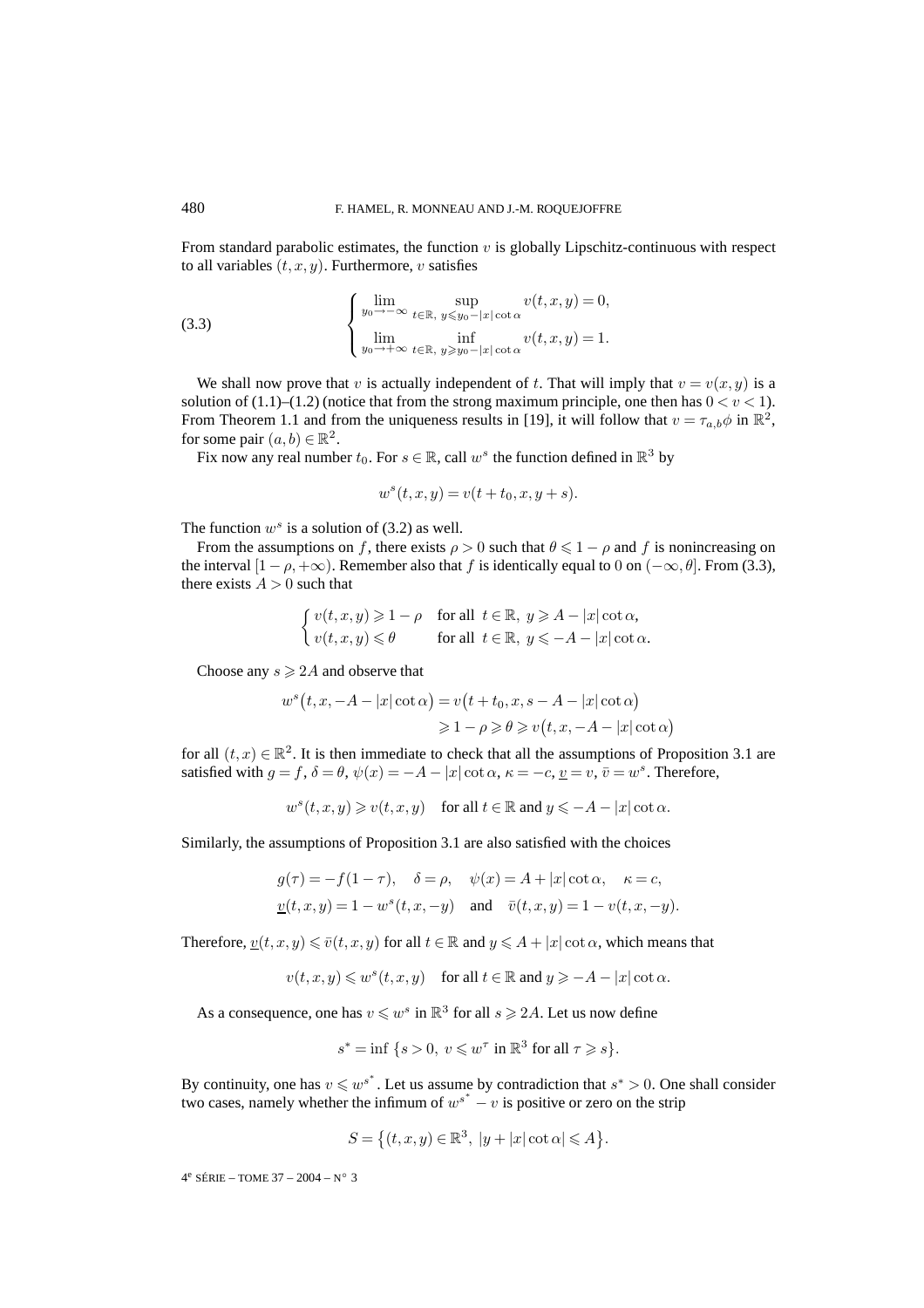From standard parabolic estimates, the function $v$ is globally Lipschitz-continuous with respect to all variables $(t,x,y)$. Furthermore, $v$ satisfies

$$
\left\{
\begin{aligned}
&\lim_{y_0\to-\infty}\ \sup_{t\in\mathbb{R},\ y\leqslant y_0-|x|\cot\alpha} v(t,x,y)=0,\\
&\lim_{y_0\to+\infty}\ \inf_{t\in\mathbb{R},\ y\geqslant y_0-|x|\cot\alpha} v(t,x,y)=1.
\end{aligned}
\right.
\tag{3.3}
$$

We shall now prove that $v$ is actually independent of $t$. That will imply that $v=v(x,y)$ is a solution of (1.1)–(1.2) (notice that from the strong maximum principle, one then has $0<v<1$). From Theorem 1.1 and from the uniqueness results in [19], it will follow that $v=\tau_{a,b}\phi$ in $\mathbb{R}^2$, for some pair $(a,b)\in\mathbb{R}^2$.

Fix now any real number $t_0$. For $s\in\mathbb{R}$, call $w^s$ the function defined in $\mathbb{R}^3$ by

$$
w^s(t,x,y)=v(t+t_0,x,y+s).
$$

The function $w^s$ is a solution of (3.2) as well.

From the assumptions on $f$, there exists $\rho>0$ such that $\theta\leqslant 1-\rho$ and $f$ is nonincreasing on the interval $[1-\rho,+\infty)$. Remember also that $f$ is identically equal to 0 on $(-\infty,\theta]$. From (3.3), there exists $A>0$ such that

$$
\left\{
\begin{aligned}
&v(t,x,y)\geqslant 1-\rho \quad \text{for all } t\in\mathbb{R},\ y\geqslant A-|x|\cot\alpha,\\
&v(t,x,y)\leqslant \theta \qquad\ \ \text{for all } t\in\mathbb{R},\ y\leqslant -A-|x|\cot\alpha.
\end{aligned}
\right.
$$

Choose any $s\geqslant 2A$ and observe that

$$
\begin{aligned}
w^s\big(t,x,-A-|x|\cot\alpha\big)&=v\big(t+t_0,x,s-A-|x|\cot\alpha\big)\\
&\geqslant 1-\rho\geqslant\theta\geqslant v\big(t,x,-A-|x|\cot\alpha\big)
\end{aligned}
$$

for all $(t,x)\in\mathbb{R}^2$. It is then immediate to check that all the assumptions of Proposition 3.1 are satisfied with $g=f$, $\delta=\theta$, $\psi(x)=-A-|x|\cot\alpha$, $\kappa=-c$, $\underline{v}=v$, $\bar{v}=w^s$. Therefore,

$$
w^s(t,x,y)\geqslant v(t,x,y)\quad \text{for all } t\in\mathbb{R} \text{ and } y\leqslant -A-|x|\cot\alpha.
$$

Similarly, the assumptions of Proposition 3.1 are also satisfied with the choices

$$
\begin{aligned}
&g(\tau)=-f(1-\tau),\quad \delta=\rho,\quad \psi(x)=A+|x|\cot\alpha,\quad \kappa=c,\\
&\underline{v}(t,x,y)=1-w^s(t,x,-y)\quad\text{and}\quad \bar{v}(t,x,y)=1-v(t,x,-y).
\end{aligned}
$$

Therefore, $\underline{v}(t,x,y)\leqslant\bar{v}(t,x,y)$ for all $t\in\mathbb{R}$ and $y\leqslant A+|x|\cot\alpha$, which means that

$$
v(t,x,y)\leqslant w^s(t,x,y)\quad \text{for all } t\in\mathbb{R} \text{ and } y\geqslant -A-|x|\cot\alpha.
$$

As a consequence, one has $v\leqslant w^s$ in $\mathbb{R}^3$ for all $s\geqslant 2A$. Let us now define

$$
s^*=\inf\,\{s>0,\ v\leqslant w^\tau \text{ in } \mathbb{R}^3 \text{ for all } \tau\geqslant s\}.
$$

By continuity, one has $v\leqslant w^{s^*}$. Let us assume by contradiction that $s^*>0$. One shall consider two cases, namely whether the infimum of $w^{s^*}-v$ is positive or zero on the strip

$$
S=\big\{(t,x,y)\in\mathbb{R}^3,\ |y+|x|\cot\alpha|\leqslant A\big\}.
$$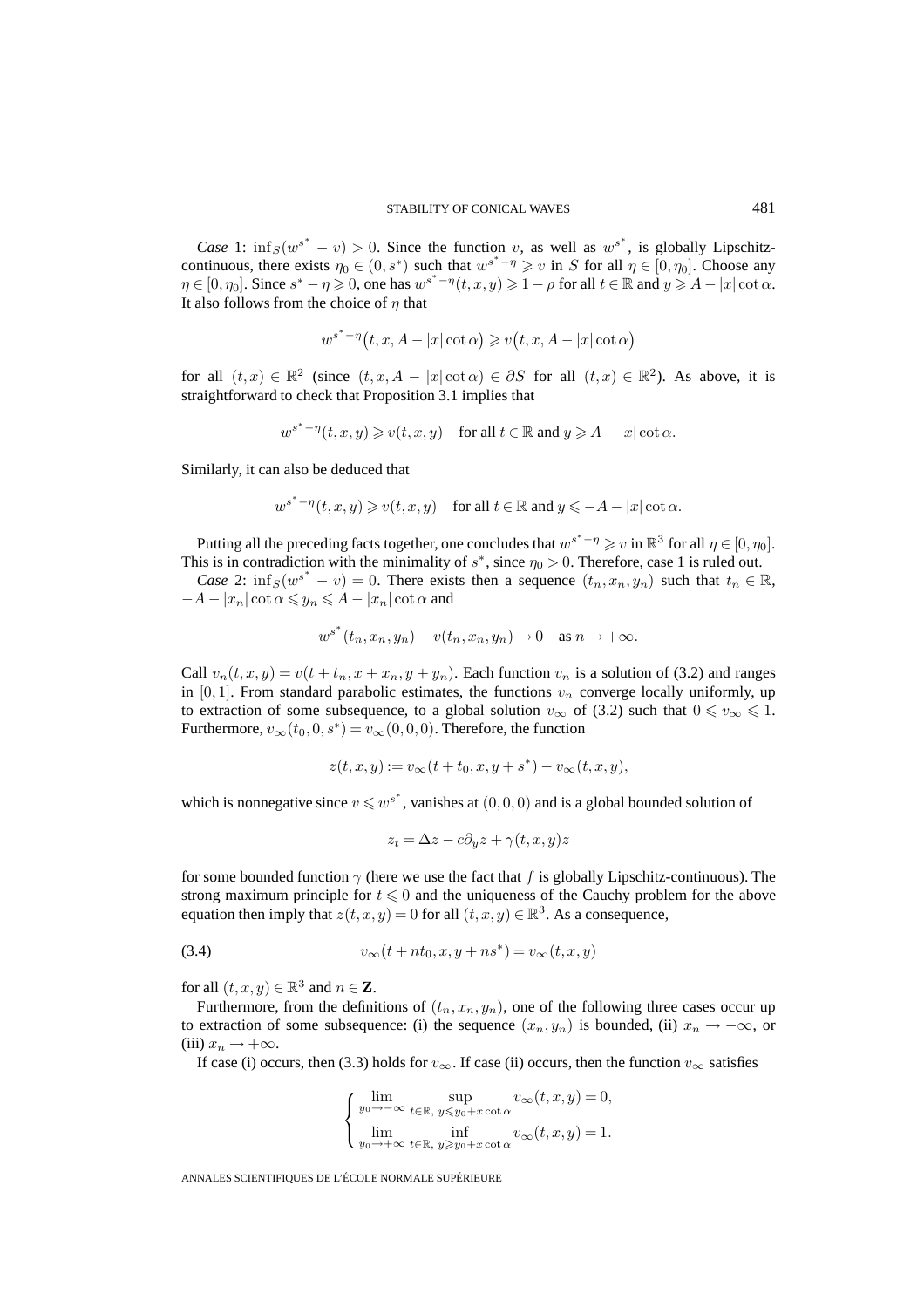*Case* 1: $\inf_S(w^{s^*} - v) > 0$. Since the function $v$, as well as $w^{s^*}$, is globally Lipschitz-continuous, there exists $\eta_0 \in (0, s^*)$ such that $w^{s^*-\eta} \geqslant v$ in $S$ for all $\eta \in [0, \eta_0]$. Choose any $\eta \in [0, \eta_0]$. Since $s^* - \eta \geqslant 0$, one has $w^{s^*-\eta}(t, x, y) \geqslant 1 - \rho$ for all $t \in \mathbb{R}$ and $y \geqslant A - |x| \cot\alpha$. It also follows from the choice of $\eta$ that

$$w^{s^*-\eta}\big(t, x, A - |x|\cot\alpha\big) \geqslant v\big(t, x, A - |x|\cot\alpha\big)$$

for all $(t, x) \in \mathbb{R}^2$ (since $(t, x, A - |x|\cot\alpha) \in \partial S$ for all $(t, x) \in \mathbb{R}^2$). As above, it is straightforward to check that Proposition 3.1 implies that

$$w^{s^*-\eta}(t, x, y) \geqslant v(t, x, y) \quad \text{for all } t \in \mathbb{R} \text{ and } y \geqslant A - |x|\cot\alpha.$$

Similarly, it can also be deduced that

$$w^{s^*-\eta}(t, x, y) \geqslant v(t, x, y) \quad \text{for all } t \in \mathbb{R} \text{ and } y \leqslant -A - |x|\cot\alpha.$$

Putting all the preceding facts together, one concludes that $w^{s^*-\eta} \geqslant v$ in $\mathbb{R}^3$ for all $\eta \in [0, \eta_0]$. This is in contradiction with the minimality of $s^*$, since $\eta_0 > 0$. Therefore, case 1 is ruled out.

*Case* 2: $\inf_S(w^{s^*} - v) = 0$. There exists then a sequence $(t_n, x_n, y_n)$ such that $t_n \in \mathbb{R}$, $-A - |x_n|\cot\alpha \leqslant y_n \leqslant A - |x_n|\cot\alpha$ and

$$w^{s^*}(t_n, x_n, y_n) - v(t_n, x_n, y_n) \to 0 \quad \text{as } n \to +\infty.$$

Call $v_n(t, x, y) = v(t + t_n, x + x_n, y + y_n)$. Each function $v_n$ is a solution of (3.2) and ranges in $[0, 1]$. From standard parabolic estimates, the functions $v_n$ converge locally uniformly, up to extraction of some subsequence, to a global solution $v_\infty$ of (3.2) such that $0 \leqslant v_\infty \leqslant 1$. Furthermore, $v_\infty(t_0, 0, s^*) = v_\infty(0, 0, 0)$. Therefore, the function

$$z(t, x, y) := v_\infty(t + t_0, x, y + s^*) - v_\infty(t, x, y),$$

which is nonnegative since $v \leqslant w^{s^*}$, vanishes at $(0, 0, 0)$ and is a global bounded solution of

$$z_t = \Delta z - c\partial_y z + \gamma(t, x, y) z$$

for some bounded function $\gamma$ (here we use the fact that $f$ is globally Lipschitz-continuous). The strong maximum principle for $t \leqslant 0$ and the uniqueness of the Cauchy problem for the above equation then imply that $z(t, x, y) = 0$ for all $(t, x, y) \in \mathbb{R}^3$. As a consequence,

$$v_\infty(t + nt_0, x, y + ns^*) = v_\infty(t, x, y) \tag{3.4}$$

for all $(t, x, y) \in \mathbb{R}^3$ and $n \in \mathbf{Z}$.

Furthermore, from the definitions of $(t_n, x_n, y_n)$, one of the following three cases occur up to extraction of some subsequence: (i) the sequence $(x_n, y_n)$ is bounded, (ii) $x_n \to -\infty$, or (iii) $x_n \to +\infty$.

If case (i) occurs, then (3.3) holds for $v_\infty$. If case (ii) occurs, then the function $v_\infty$ satisfies

$$\begin{cases} \displaystyle\lim_{y_0 \to -\infty} \sup_{t \in \mathbb{R},\ y \leqslant y_0 + x\cot\alpha} v_\infty(t, x, y) = 0, \\ \displaystyle\lim_{y_0 \to +\infty} \inf_{t \in \mathbb{R},\ y \geqslant y_0 + x\cot\alpha} v_\infty(t, x, y) = 1. \end{cases}$$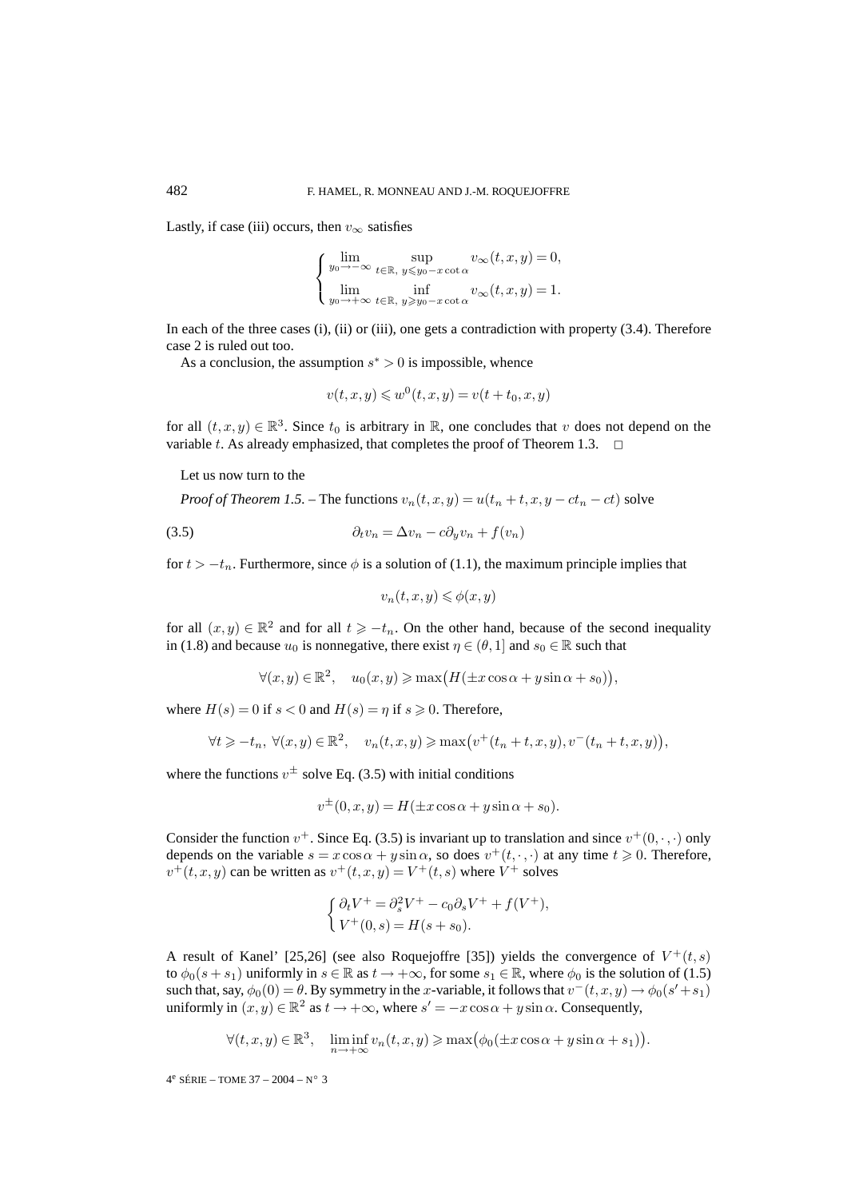Lastly, if case (iii) occurs, then $v_\infty$ satisfies

$$\begin{cases} \lim\limits_{y_0\to-\infty}\ \sup\limits_{t\in\mathbb{R},\ y\leqslant y_0-x\cot\alpha} v_\infty(t,x,y)=0,\\ \lim\limits_{y_0\to+\infty}\ \inf\limits_{t\in\mathbb{R},\ y\geqslant y_0-x\cot\alpha} v_\infty(t,x,y)=1.\end{cases}$$

In each of the three cases (i), (ii) or (iii), one gets a contradiction with property (3.4). Therefore case 2 is ruled out too.

As a conclusion, the assumption $s^*>0$ is impossible, whence

$$v(t,x,y)\leqslant w^0(t,x,y)=v(t+t_0,x,y)$$

for all $(t,x,y)\in\mathbb{R}^3$. Since $t_0$ is arbitrary in $\mathbb{R}$, one concludes that $v$ does not depend on the variable $t$. As already emphasized, that completes the proof of Theorem 1.3. $\square$

Let us now turn to the

*Proof of Theorem 1.5.* – The functions $v_n(t,x,y)=u(t_n+t,x,y-ct_n-ct)$ solve

$$\partial_t v_n=\Delta v_n-c\partial_y v_n+f(v_n) \tag{3.5}$$

for $t>-t_n$. Furthermore, since $\phi$ is a solution of (1.1), the maximum principle implies that

$$v_n(t,x,y)\leqslant\phi(x,y)$$

for all $(x,y)\in\mathbb{R}^2$ and for all $t\geqslant -t_n$. On the other hand, because of the second inequality in (1.8) and because $u_0$ is nonnegative, there exist $\eta\in(\theta,1]$ and $s_0\in\mathbb{R}$ such that

$$\forall (x,y)\in\mathbb{R}^2,\quad u_0(x,y)\geqslant\max\big(H(\pm x\cos\alpha+y\sin\alpha+s_0)\big),$$

where $H(s)=0$ if $s<0$ and $H(s)=\eta$ if $s\geqslant 0$. Therefore,

$$\forall t\geqslant -t_n,\ \forall (x,y)\in\mathbb{R}^2,\quad v_n(t,x,y)\geqslant\max\big(v^+(t_n+t,x,y),v^-(t_n+t,x,y)\big),$$

where the functions $v^\pm$ solve Eq. (3.5) with initial conditions

$$v^\pm(0,x,y)=H(\pm x\cos\alpha+y\sin\alpha+s_0).$$

Consider the function $v^+$. Since Eq. (3.5) is invariant up to translation and since $v^+(0,\cdot,\cdot)$ only depends on the variable $s=x\cos\alpha+y\sin\alpha$, so does $v^+(t,\cdot,\cdot)$ at any time $t\geqslant 0$. Therefore, $v^+(t,x,y)$ can be written as $v^+(t,x,y)=V^+(t,s)$ where $V^+$ solves

$$\begin{cases}\partial_t V^+=\partial_s^2V^+-c_0\partial_sV^++f(V^+),\\ V^+(0,s)=H(s+s_0).\end{cases}$$

A result of Kanel' [25,26] (see also Roquejoffre [35]) yields the convergence of $V^+(t,s)$ to $\phi_0(s+s_1)$ uniformly in $s\in\mathbb{R}$ as $t\to+\infty$, for some $s_1\in\mathbb{R}$, where $\phi_0$ is the solution of (1.5) such that, say, $\phi_0(0)=\theta$. By symmetry in the $x$-variable, it follows that $v^-(t,x,y)\to\phi_0(s'+s_1)$ uniformly in $(x,y)\in\mathbb{R}^2$ as $t\to+\infty$, where $s'=-x\cos\alpha+y\sin\alpha$. Consequently,

$$\forall (t,x,y)\in\mathbb{R}^3,\quad \liminf_{n\to+\infty}v_n(t,x,y)\geqslant\max\big(\phi_0(\pm x\cos\alpha+y\sin\alpha+s_1)\big).$$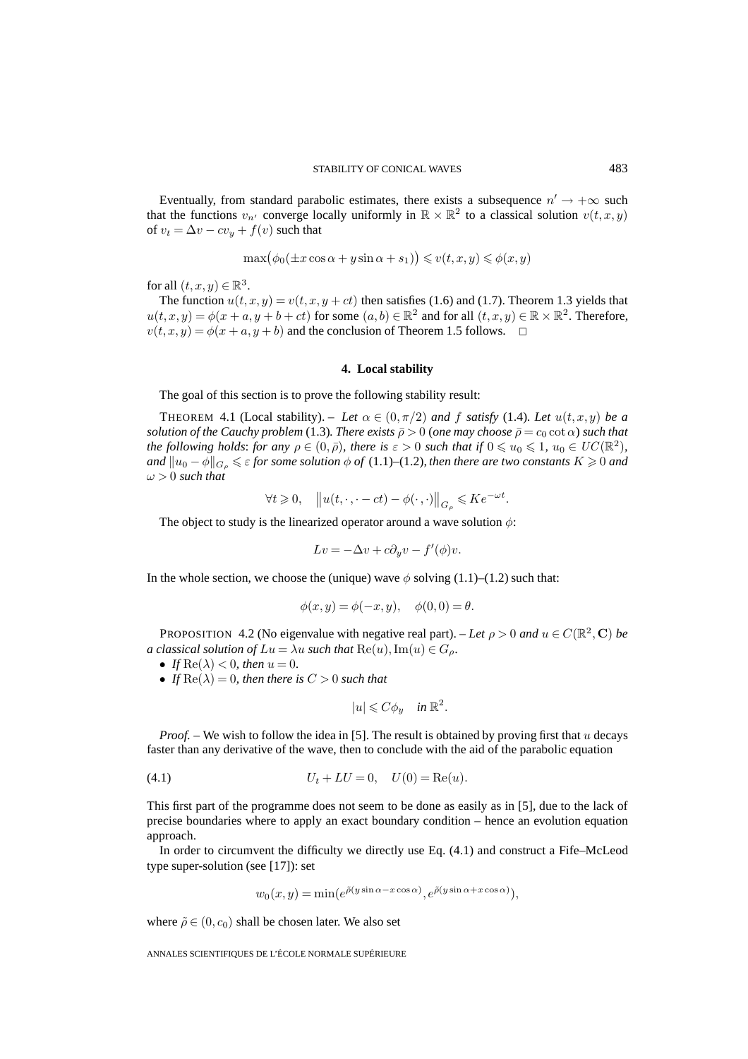Eventually, from standard parabolic estimates, there exists a subsequence $n' \to +\infty$ such that the functions $v_{n'}$ converge locally uniformly in $\mathbb{R} \times \mathbb{R}^2$ to a classical solution $v(t,x,y)$ of $v_t = \Delta v - cv_y + f(v)$ such that

$$\max\bigl(\phi_0(\pm x \cos\alpha + y \sin\alpha + s_1)\bigr) \leqslant v(t,x,y) \leqslant \phi(x,y)$$

for all $(t,x,y) \in \mathbb{R}^3$.

The function $u(t,x,y) = v(t,x,y+ct)$ then satisfies (1.6) and (1.7). Theorem 1.3 yields that $u(t,x,y) = \phi(x+a, y+b+ct)$ for some $(a,b) \in \mathbb{R}^2$ and for all $(t,x,y) \in \mathbb{R} \times \mathbb{R}^2$. Therefore, $v(t,x,y) = \phi(x+a, y+b)$ and the conclusion of Theorem 1.5 follows. $\square$

## 4. Local stability

The goal of this section is to prove the following stability result:

THEOREM 4.1 (Local stability). – *Let $\alpha \in (0, \pi/2)$ and $f$ satisfy* (1.4). *Let $u(t,x,y)$ be a solution of the Cauchy problem* (1.3). *There exists $\bar\rho > 0$* (*one may choose $\bar\rho = c_0 \cot\alpha$*) *such that the following holds*: *for any $\rho \in (0, \bar\rho)$, there is $\varepsilon > 0$ such that if $0 \leqslant u_0 \leqslant 1$, $u_0 \in UC(\mathbb{R}^2)$, and $\|u_0 - \phi\|_{G_\rho} \leqslant \varepsilon$ for some solution $\phi$ of* (1.1)–(1.2), *then there are two constants $K \geqslant 0$ and $\omega > 0$ such that*

$$\forall t \geqslant 0, \quad \bigl\|u(t, \cdot, \cdot - ct) - \phi(\cdot, \cdot)\bigr\|_{G_\rho} \leqslant K e^{-\omega t}.$$

The object to study is the linearized operator around a wave solution $\phi$:

$$Lv = -\Delta v + c\partial_y v - f'(\phi)v.$$

In the whole section, we choose the (unique) wave $\phi$ solving (1.1)–(1.2) such that:

$$\phi(x,y) = \phi(-x,y), \quad \phi(0,0) = \theta.$$

PROPOSITION 4.2 (No eigenvalue with negative real part). – *Let $\rho > 0$ and $u \in C(\mathbb{R}^2, \mathbf{C})$ be a classical solution of $Lu = \lambda u$ such that $\mathrm{Re}(u), \mathrm{Im}(u) \in G_\rho$.*

- *If $\mathrm{Re}(\lambda) < 0$, then $u = 0$.*
- *If $\mathrm{Re}(\lambda) = 0$, then there is $C > 0$ such that*

$$|u| \leqslant C\phi_y \quad \text{in } \mathbb{R}^2.$$

*Proof.* – We wish to follow the idea in [5]. The result is obtained by proving first that $u$ decays faster than any derivative of the wave, then to conclude with the aid of the parabolic equation

$$U_t + LU = 0, \quad U(0) = \mathrm{Re}(u). \tag{4.1}$$

This first part of the programme does not seem to be done as easily as in [5], due to the lack of precise boundaries where to apply an exact boundary condition – hence an evolution equation approach.

In order to circumvent the difficulty we directly use Eq. (4.1) and construct a Fife–McLeod type super-solution (see [17]): set

$$w_0(x,y) = \min\bigl(e^{\tilde\rho(y\sin\alpha - x\cos\alpha)}, e^{\tilde\rho(y\sin\alpha + x\cos\alpha)}\bigr),$$

where $\tilde\rho \in (0, c_0)$ shall be chosen later. We also set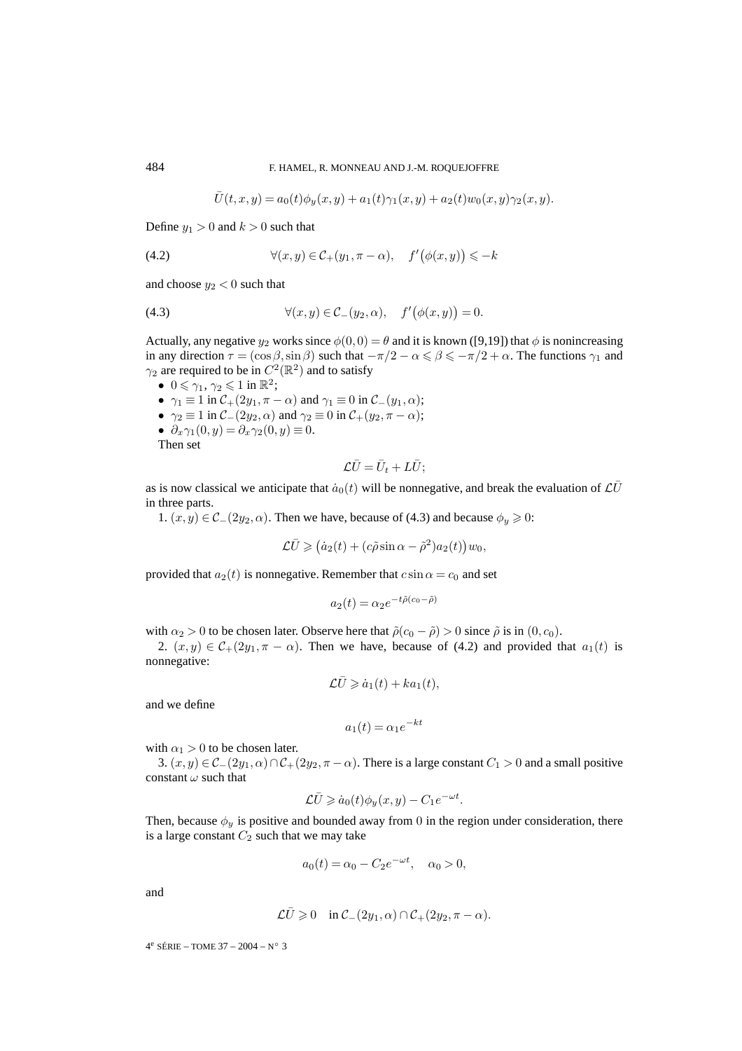$$\bar{U}(t,x,y) = a_0(t)\phi_y(x,y) + a_1(t)\gamma_1(x,y) + a_2(t)w_0(x,y)\gamma_2(x,y).$$

Define $y_1 > 0$ and $k > 0$ such that

$$\forall (x,y) \in \mathcal{C}_+(y_1, \pi - \alpha), \quad f'\big(\phi(x,y)\big) \leqslant -k \tag{4.2}$$

and choose $y_2 < 0$ such that

$$\forall (x,y) \in \mathcal{C}_-(y_2, \alpha), \quad f'\big(\phi(x,y)\big) = 0. \tag{4.3}$$

Actually, any negative $y_2$ works since $\phi(0,0) = \theta$ and it is known ([9,19]) that $\phi$ is nonincreasing in any direction $\tau = (\cos\beta, \sin\beta)$ such that $-\pi/2 - \alpha \leqslant \beta \leqslant -\pi/2 + \alpha$. The functions $\gamma_1$ and $\gamma_2$ are required to be in $C^2(\mathbb{R}^2)$ and to satisfy

- $0 \leqslant \gamma_1, \gamma_2 \leqslant 1$ in $\mathbb{R}^2$;
- $\gamma_1 \equiv 1$ in $\mathcal{C}_+(2y_1, \pi - \alpha)$ and $\gamma_1 \equiv 0$ in $\mathcal{C}_-(y_1, \alpha)$;
- $\gamma_2 \equiv 1$ in $\mathcal{C}_-(2y_2, \alpha)$ and $\gamma_2 \equiv 0$ in $\mathcal{C}_+(y_2, \pi - \alpha)$;
- $\partial_x \gamma_1(0,y) = \partial_x \gamma_2(0,y) \equiv 0$.

Then set

$$\mathcal{L}\bar{U} = \bar{U}_t + L\bar{U};$$

as is now classical we anticipate that $\dot{a}_0(t)$ will be nonnegative, and break the evaluation of $\mathcal{L}\bar{U}$ in three parts.

1. $(x,y) \in \mathcal{C}_-(2y_2, \alpha)$. Then we have, because of (4.3) and because $\phi_y \geqslant 0$:

$$\mathcal{L}\bar{U} \geqslant \big(\dot{a}_2(t) + (c\tilde{\rho}\sin\alpha - \tilde{\rho}^2)a_2(t)\big)w_0,$$

provided that $a_2(t)$ is nonnegative. Remember that $c \sin\alpha = c_0$ and set

$$a_2(t) = \alpha_2 e^{-t\tilde{\rho}(c_0 - \tilde{\rho})}$$

with $\alpha_2 > 0$ to be chosen later. Observe here that $\tilde{\rho}(c_0 - \tilde{\rho}) > 0$ since $\tilde{\rho}$ is in $(0, c_0)$.

2. $(x,y) \in \mathcal{C}_+(2y_1, \pi - \alpha)$. Then we have, because of (4.2) and provided that $a_1(t)$ is nonnegative:

$$\mathcal{L}\bar{U} \geqslant \dot{a}_1(t) + k a_1(t),$$

and we define

$$a_1(t) = \alpha_1 e^{-kt}$$

with $\alpha_1 > 0$ to be chosen later.

3. $(x,y) \in \mathcal{C}_-(2y_1, \alpha) \cap \mathcal{C}_+(2y_2, \pi - \alpha)$. There is a large constant $C_1 > 0$ and a small positive constant $\omega$ such that

$$\mathcal{L}\bar{U} \geqslant \dot{a}_0(t)\phi_y(x,y) - C_1 e^{-\omega t}.$$

Then, because $\phi_y$ is positive and bounded away from $0$ in the region under consideration, there is a large constant $C_2$ such that we may take

$$a_0(t) = \alpha_0 - C_2 e^{-\omega t}, \quad \alpha_0 > 0,$$

and

$$\mathcal{L}\bar{U} \geqslant 0 \quad \text{in } \mathcal{C}_-(2y_1, \alpha) \cap \mathcal{C}_+(2y_2, \pi - \alpha).$$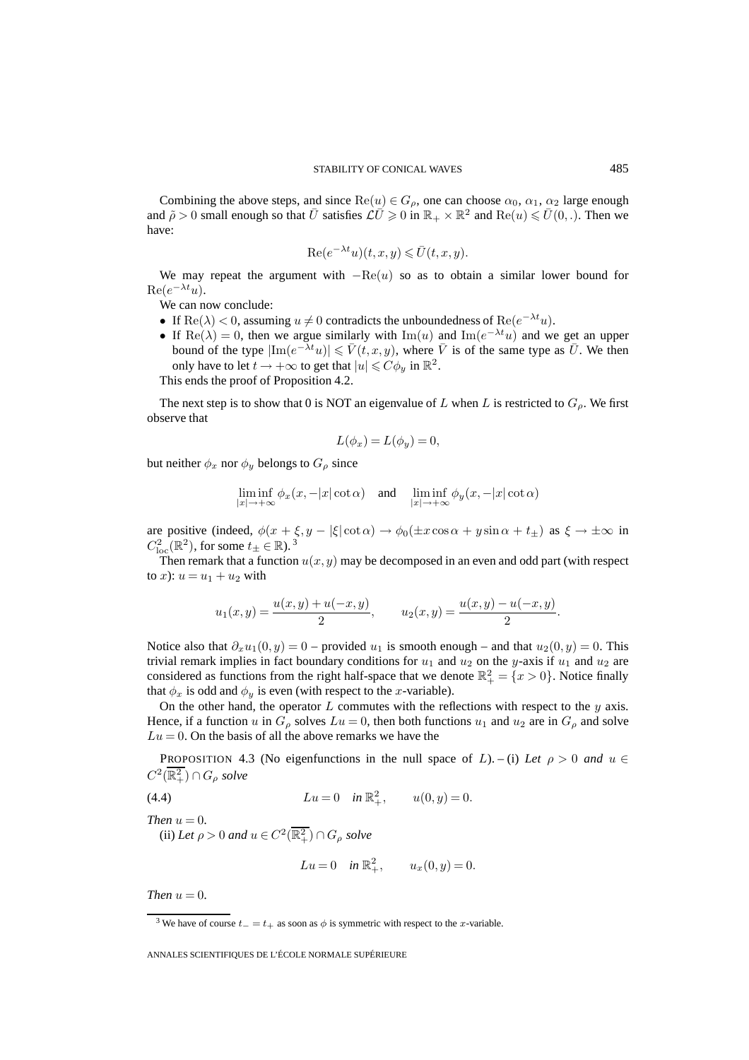Combining the above steps, and since $\mathrm{Re}(u) \in G_\rho$, one can choose $\alpha_0$, $\alpha_1$, $\alpha_2$ large enough and $\tilde{\rho} > 0$ small enough so that $\bar{U}$ satisfies $\mathcal{L}\bar{U} \geqslant 0$ in $\mathbb{R}_+ \times \mathbb{R}^2$ and $\mathrm{Re}(u) \leqslant \bar{U}(0,.)$. Then we have:

$$\mathrm{Re}(e^{-\lambda t}u)(t,x,y) \leqslant \bar{U}(t,x,y).$$

We may repeat the argument with $-\mathrm{Re}(u)$ so as to obtain a similar lower bound for $\mathrm{Re}(e^{-\lambda t}u)$.

We can now conclude:

- If $\mathrm{Re}(\lambda) < 0$, assuming $u \neq 0$ contradicts the unboundedness of $\mathrm{Re}(e^{-\lambda t}u)$.
- If $\mathrm{Re}(\lambda) = 0$, then we argue similarly with $\mathrm{Im}(u)$ and $\mathrm{Im}(e^{-\lambda t}u)$ and we get an upper bound of the type $|\mathrm{Im}(e^{-\lambda t}u)| \leqslant \bar{V}(t,x,y)$, where $\bar{V}$ is of the same type as $\bar{U}$. We then only have to let $t \to +\infty$ to get that $|u| \leqslant C\phi_y$ in $\mathbb{R}^2$.

This ends the proof of Proposition 4.2.

The next step is to show that 0 is NOT an eigenvalue of $L$ when $L$ is restricted to $G_\rho$. We first observe that

$$L(\phi_x) = L(\phi_y) = 0,$$

but neither $\phi_x$ nor $\phi_y$ belongs to $G_\rho$ since

$$\liminf_{|x| \to +\infty} \phi_x(x, -|x|\cot\alpha) \quad \text{and} \quad \liminf_{|x| \to +\infty} \phi_y(x, -|x|\cot\alpha)$$

are positive (indeed, $\phi(x+\xi, y-|\xi|\cot\alpha) \to \phi_0(\pm x\cos\alpha + y\sin\alpha + t_\pm)$ as $\xi \to \pm\infty$ in $C^2_{\mathrm{loc}}(\mathbb{R}^2)$, for some $t_\pm \in \mathbb{R}$). [3]

Then remark that a function $u(x,y)$ may be decomposed in an even and odd part (with respect to $x$): $u = u_1 + u_2$ with

$$u_1(x,y) = \frac{u(x,y) + u(-x,y)}{2}, \qquad u_2(x,y) = \frac{u(x,y) - u(-x,y)}{2}.$$

Notice also that $\partial_x u_1(0,y) = 0$ – provided $u_1$ is smooth enough – and that $u_2(0,y) = 0$. This trivial remark implies in fact boundary conditions for $u_1$ and $u_2$ on the $y$-axis if $u_1$ and $u_2$ are considered as functions from the right half-space that we denote $\mathbb{R}^2_+ = \{x > 0\}$. Notice finally that $\phi_x$ is odd and $\phi_y$ is even (with respect to the $x$-variable).

On the other hand, the operator $L$ commutes with the reflections with respect to the $y$ axis. Hence, if a function $u$ in $G_\rho$ solves $Lu = 0$, then both functions $u_1$ and $u_2$ are in $G_\rho$ and solve $Lu = 0$. On the basis of all the above remarks we have the

PROPOSITION 4.3 (No eigenfunctions in the null space of $L$). – (i) *Let $\rho > 0$ and $u \in C^2(\overline{\mathbb{R}^2_+}) \cap G_\rho$ solve*

$$Lu = 0 \quad \text{in } \mathbb{R}^2_+, \qquad u(0,y) = 0. \tag{4.4}$$

*Then $u = 0$.*

(ii) *Let $\rho > 0$ and $u \in C^2(\overline{\mathbb{R}^2_+}) \cap G_\rho$ solve*

$$Lu = 0 \quad \text{in } \mathbb{R}^2_+, \qquad u_x(0,y) = 0.$$

*Then $u = 0$.*

---

[3] We have of course $t_- = t_+$ as soon as $\phi$ is symmetric with respect to the $x$-variable.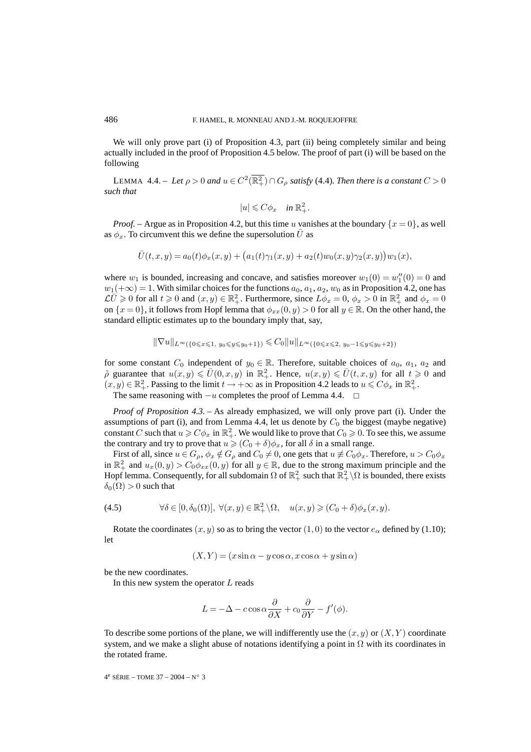We will only prove part (i) of Proposition 4.3, part (ii) being completely similar and being actually included in the proof of Proposition 4.5 below. The proof of part (i) will be based on the following

LEMMA 4.4. – *Let $\rho > 0$ and $u \in C^2(\overline{\mathbb{R}^2_+}) \cap G_\rho$ satisfy* (4.4)*. Then there is a constant $C > 0$ such that*

$$|u| \leqslant C\phi_x \quad \textit{in } \mathbb{R}^2_+.$$

*Proof.* – Argue as in Proposition 4.2, but this time $u$ vanishes at the boundary $\{x = 0\}$, as well as $\phi_x$. To circumvent this we define the supersolution $\bar{U}$ as

$$\bar{U}(t,x,y) = a_0(t)\phi_x(x,y) + \big(a_1(t)\gamma_1(x,y) + a_2(t)w_0(x,y)\gamma_2(x,y)\big)w_1(x),$$

where $w_1$ is bounded, increasing and concave, and satisfies moreover $w_1(0) = w_1''(0) = 0$ and $w_1(+\infty) = 1$. With similar choices for the functions $a_0$, $a_1$, $a_2$, $w_0$ as in Proposition 4.2, one has $\mathcal{L}\bar{U} \geqslant 0$ for all $t \geqslant 0$ and $(x,y) \in \mathbb{R}^2_+$. Furthermore, since $L\phi_x = 0$, $\phi_x > 0$ in $\mathbb{R}^2_+$ and $\phi_x = 0$ on $\{x = 0\}$, it follows from Hopf lemma that $\phi_{xx}(0,y) > 0$ for all $y \in \mathbb{R}$. On the other hand, the standard elliptic estimates up to the boundary imply that, say,

$$\|\nabla u\|_{L^\infty(\{0 \leqslant x \leqslant 1,\ y_0 \leqslant y \leqslant y_0+1\})} \leqslant C_0\|u\|_{L^\infty(\{0 \leqslant x \leqslant 2,\ y_0-1 \leqslant y \leqslant y_0+2\})}$$

for some constant $C_0$ independent of $y_0 \in \mathbb{R}$. Therefore, suitable choices of $a_0$, $a_1$, $a_2$ and $\tilde{\rho}$ guarantee that $u(x,y) \leqslant \bar{U}(0,x,y)$ in $\mathbb{R}^2_+$. Hence, $u(x,y) \leqslant \bar{U}(t,x,y)$ for all $t \geqslant 0$ and $(x,y) \in \mathbb{R}^2_+$. Passing to the limit $t \to +\infty$ as in Proposition 4.2 leads to $u \leqslant C\phi_x$ in $\mathbb{R}^2_+$.

The same reasoning with $-u$ completes the proof of Lemma 4.4. □

*Proof of Proposition 4.3.* – As already emphasized, we will only prove part (i). Under the assumptions of part (i), and from Lemma 4.4, let us denote by $C_0$ the biggest (maybe negative) constant $C$ such that $u \geqslant C\phi_x$ in $\mathbb{R}^2_+$. We would like to prove that $C_0 \geqslant 0$. To see this, we assume the contrary and try to prove that $u \geqslant (C_0 + \delta)\phi_x$, for all $\delta$ in a small range.

First of all, since $u \in G_\rho$, $\phi_x \notin G_\rho$ and $C_0 \neq 0$, one gets that $u \not\equiv C_0\phi_x$. Therefore, $u > C_0\phi_x$ in $\mathbb{R}^2_+$ and $u_x(0,y) > C_0\phi_{xx}(0,y)$ for all $y \in \mathbb{R}$, due to the strong maximum principle and the Hopf lemma. Consequently, for all subdomain $\Omega$ of $\mathbb{R}^2_+$ such that $\mathbb{R}^2_+ \backslash \Omega$ is bounded, there exists $\delta_0(\Omega) > 0$ such that

$$\forall \delta \in [0, \delta_0(\Omega)],\ \forall (x,y) \in \mathbb{R}^2_+ \backslash \Omega, \quad u(x,y) \geqslant (C_0 + \delta)\phi_x(x,y). \tag{4.5}$$

Rotate the coordinates $(x,y)$ so as to bring the vector $(1,0)$ to the vector $e_\alpha$ defined by (1.10); let

$$(X,Y) = (x\sin\alpha - y\cos\alpha, x\cos\alpha + y\sin\alpha)$$

be the new coordinates.

In this new system the operator $L$ reads

$$L = -\Delta - c\cos\alpha\frac{\partial}{\partial X} + c_0\frac{\partial}{\partial Y} - f'(\phi).$$

To describe some portions of the plane, we will indifferently use the $(x,y)$ or $(X,Y)$ coordinate system, and we make a slight abuse of notations identifying a point in $\Omega$ with its coordinates in the rotated frame.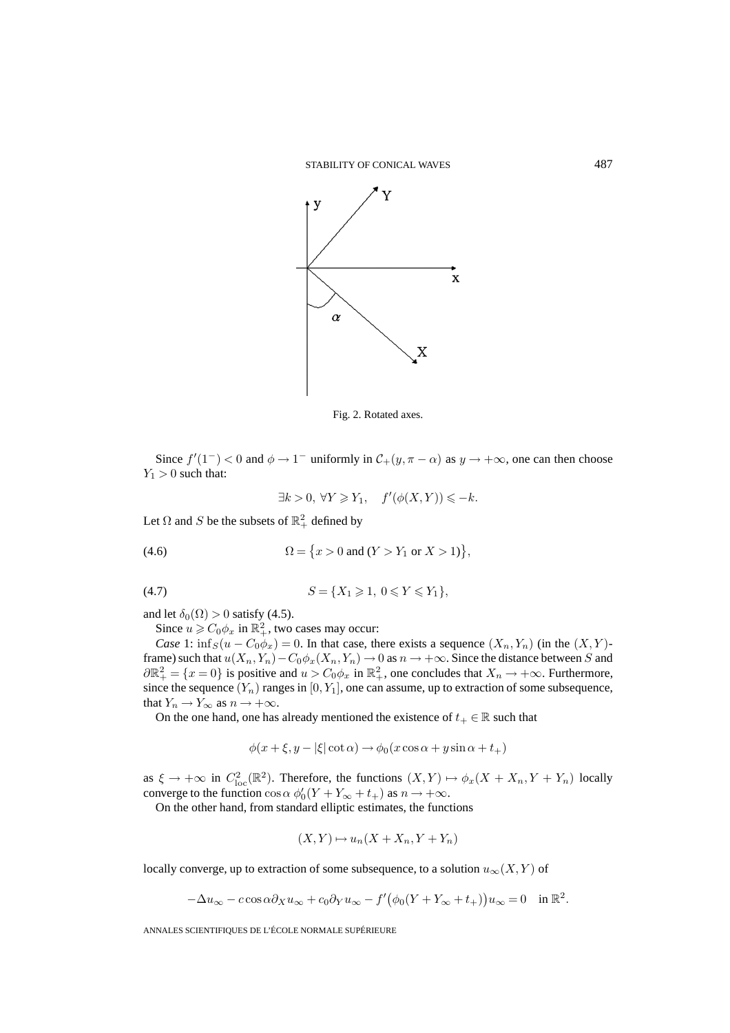Fig. 2. Rotated axes.

Since $f'(1^-) < 0$ and $\phi \to 1^-$ uniformly in $\mathcal{C}_+(y, \pi - \alpha)$ as $y \to +\infty$, one can then choose $Y_1 > 0$ such that:

$$\exists k > 0,\ \forall Y \geqslant Y_1, \quad f'(\phi(X,Y)) \leqslant -k.$$

Let $\Omega$ and $S$ be the subsets of $\mathbb{R}^2_+$ defined by

$$\Omega = \{x > 0 \text{ and } (Y > Y_1 \text{ or } X > 1)\}, \tag{4.6}$$

$$S = \{X_1 \geqslant 1,\ 0 \leqslant Y \leqslant Y_1\}, \tag{4.7}$$

and let $\delta_0(\Omega) > 0$ satisfy (4.5).

Since $u \geqslant C_0 \phi_x$ in $\mathbb{R}^2_+$, two cases may occur:

*Case* 1: $\inf_S (u - C_0 \phi_x) = 0$. In that case, there exists a sequence $(X_n, Y_n)$ (in the $(X,Y)$-frame) such that $u(X_n, Y_n) - C_0 \phi_x(X_n, Y_n) \to 0$ as $n \to +\infty$. Since the distance between $S$ and $\partial\mathbb{R}^2_+ = \{x = 0\}$ is positive and $u > C_0 \phi_x$ in $\mathbb{R}^2_+$, one concludes that $X_n \to +\infty$. Furthermore, since the sequence $(Y_n)$ ranges in $[0, Y_1]$, one can assume, up to extraction of some subsequence, that $Y_n \to Y_\infty$ as $n \to +\infty$.

On the one hand, one has already mentioned the existence of $t_+ \in \mathbb{R}$ such that

$$\phi(x + \xi, y - |\xi| \cot\alpha) \to \phi_0(x \cos\alpha + y \sin\alpha + t_+)$$

as $\xi \to +\infty$ in $C^2_{\mathrm{loc}}(\mathbb{R}^2)$. Therefore, the functions $(X,Y) \mapsto \phi_x(X + X_n, Y + Y_n)$ locally converge to the function $\cos\alpha\, \phi_0'(Y + Y_\infty + t_+)$ as $n \to +\infty$.

On the other hand, from standard elliptic estimates, the functions

$$(X,Y) \mapsto u_n(X + X_n, Y + Y_n)$$

locally converge, up to extraction of some subsequence, to a solution $u_\infty(X,Y)$ of

$$-\Delta u_\infty - c\cos\alpha \partial_X u_\infty + c_0 \partial_Y u_\infty - f'\big(\phi_0(Y + Y_\infty + t_+)\big) u_\infty = 0 \quad \text{in } \mathbb{R}^2.$$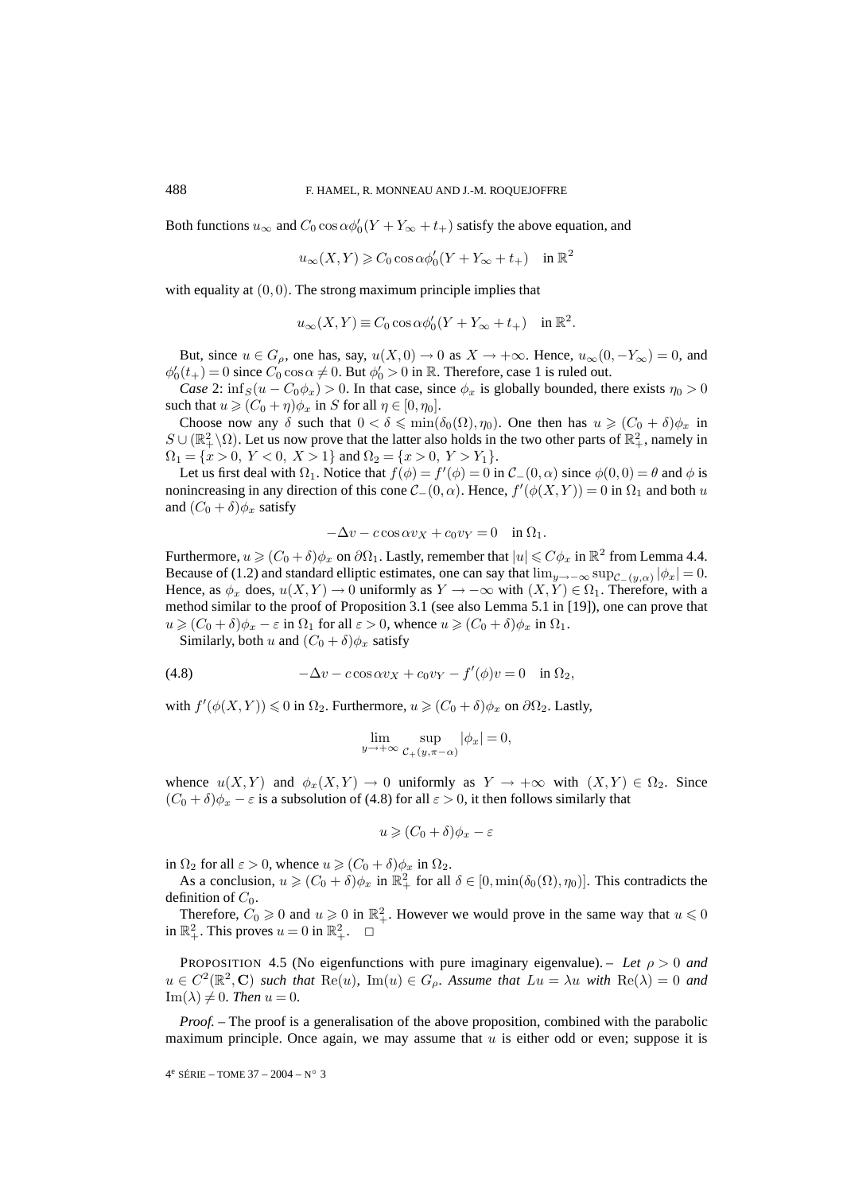Both functions $u_\infty$ and $C_0 \cos\alpha \phi_0'(Y + Y_\infty + t_+)$ satisfy the above equation, and

$$u_\infty(X,Y) \geqslant C_0 \cos\alpha \phi_0'(Y + Y_\infty + t_+) \quad \text{in } \mathbb{R}^2$$

with equality at $(0,0)$. The strong maximum principle implies that

$$u_\infty(X,Y) \equiv C_0 \cos\alpha \phi_0'(Y + Y_\infty + t_+) \quad \text{in } \mathbb{R}^2.$$

But, since $u \in G_\rho$, one has, say, $u(X,0) \to 0$ as $X \to +\infty$. Hence, $u_\infty(0,-Y_\infty) = 0$, and $\phi_0'(t_+) = 0$ since $C_0 \cos\alpha \neq 0$. But $\phi_0' > 0$ in $\mathbb{R}$. Therefore, case 1 is ruled out.

*Case* 2: $\inf_S (u - C_0 \phi_x) > 0$. In that case, since $\phi_x$ is globally bounded, there exists $\eta_0 > 0$ such that $u \geqslant (C_0 + \eta)\phi_x$ in $S$ for all $\eta \in [0, \eta_0]$.

Choose now any $\delta$ such that $0 < \delta \leqslant \min(\delta_0(\Omega), \eta_0)$. One then has $u \geqslant (C_0 + \delta)\phi_x$ in $S \cup (\mathbb{R}^2_+ \backslash \Omega)$. Let us now prove that the latter also holds in the two other parts of $\mathbb{R}^2_+$, namely in $\Omega_1 = \{x > 0,\ Y < 0,\ X > 1\}$ and $\Omega_2 = \{x > 0,\ Y > Y_1\}$.

Let us first deal with $\Omega_1$. Notice that $f(\phi) = f'(\phi) = 0$ in $\mathcal{C}_-(0,\alpha)$ since $\phi(0,0) = \theta$ and $\phi$ is nonincreasing in any direction of this cone $\mathcal{C}_-(0,\alpha)$. Hence, $f'(\phi(X,Y)) = 0$ in $\Omega_1$ and both $u$ and $(C_0 + \delta)\phi_x$ satisfy

$$-\Delta v - c\cos\alpha v_X + c_0 v_Y = 0 \quad \text{in } \Omega_1.$$

Furthermore, $u \geqslant (C_0 + \delta)\phi_x$ on $\partial\Omega_1$. Lastly, remember that $|u| \leqslant C\phi_x$ in $\mathbb{R}^2$ from Lemma 4.4. Because of (1.2) and standard elliptic estimates, one can say that $\lim_{y \to -\infty} \sup_{\mathcal{C}_-(y,\alpha)} |\phi_x| = 0$. Hence, as $\phi_x$ does, $u(X,Y) \to 0$ uniformly as $Y \to -\infty$ with $(X,Y) \in \Omega_1$. Therefore, with a method similar to the proof of Proposition 3.1 (see also Lemma 5.1 in [19]), one can prove that $u \geqslant (C_0 + \delta)\phi_x - \varepsilon$ in $\Omega_1$ for all $\varepsilon > 0$, whence $u \geqslant (C_0 + \delta)\phi_x$ in $\Omega_1$.

Similarly, both $u$ and $(C_0 + \delta)\phi_x$ satisfy

$$-\Delta v - c\cos\alpha v_X + c_0 v_Y - f'(\phi) v = 0 \quad \text{in } \Omega_2, \tag{4.8}$$

with $f'(\phi(X,Y)) \leqslant 0$ in $\Omega_2$. Furthermore, $u \geqslant (C_0 + \delta)\phi_x$ on $\partial\Omega_2$. Lastly,

$$\lim_{y \to +\infty} \sup_{\mathcal{C}_+(y, \pi - \alpha)} |\phi_x| = 0,$$

whence $u(X,Y)$ and $\phi_x(X,Y) \to 0$ uniformly as $Y \to +\infty$ with $(X,Y) \in \Omega_2$. Since $(C_0 + \delta)\phi_x - \varepsilon$ is a subsolution of (4.8) for all $\varepsilon > 0$, it then follows similarly that

$$u \geqslant (C_0 + \delta)\phi_x - \varepsilon$$

in $\Omega_2$ for all $\varepsilon > 0$, whence $u \geqslant (C_0 + \delta)\phi_x$ in $\Omega_2$.

As a conclusion, $u \geqslant (C_0 + \delta)\phi_x$ in $\mathbb{R}^2_+$ for all $\delta \in [0, \min(\delta_0(\Omega), \eta_0)]$. This contradicts the definition of $C_0$.

Therefore, $C_0 \geqslant 0$ and $u \geqslant 0$ in $\mathbb{R}^2_+$. However we would prove in the same way that $u \leqslant 0$ in $\mathbb{R}^2_+$. This proves $u = 0$ in $\mathbb{R}^2_+$. $\square$

PROPOSITION 4.5 (No eigenfunctions with pure imaginary eigenvalue). – *Let $\rho > 0$ and $u \in C^2(\mathbb{R}^2, \mathbf{C})$ such that $\mathrm{Re}(u)$, $\mathrm{Im}(u) \in G_\rho$. Assume that $Lu = \lambda u$ with $\mathrm{Re}(\lambda) = 0$ and $\mathrm{Im}(\lambda) \neq 0$. Then $u = 0$.*

*Proof.* – The proof is a generalisation of the above proposition, combined with the parabolic maximum principle. Once again, we may assume that $u$ is either odd or even; suppose it is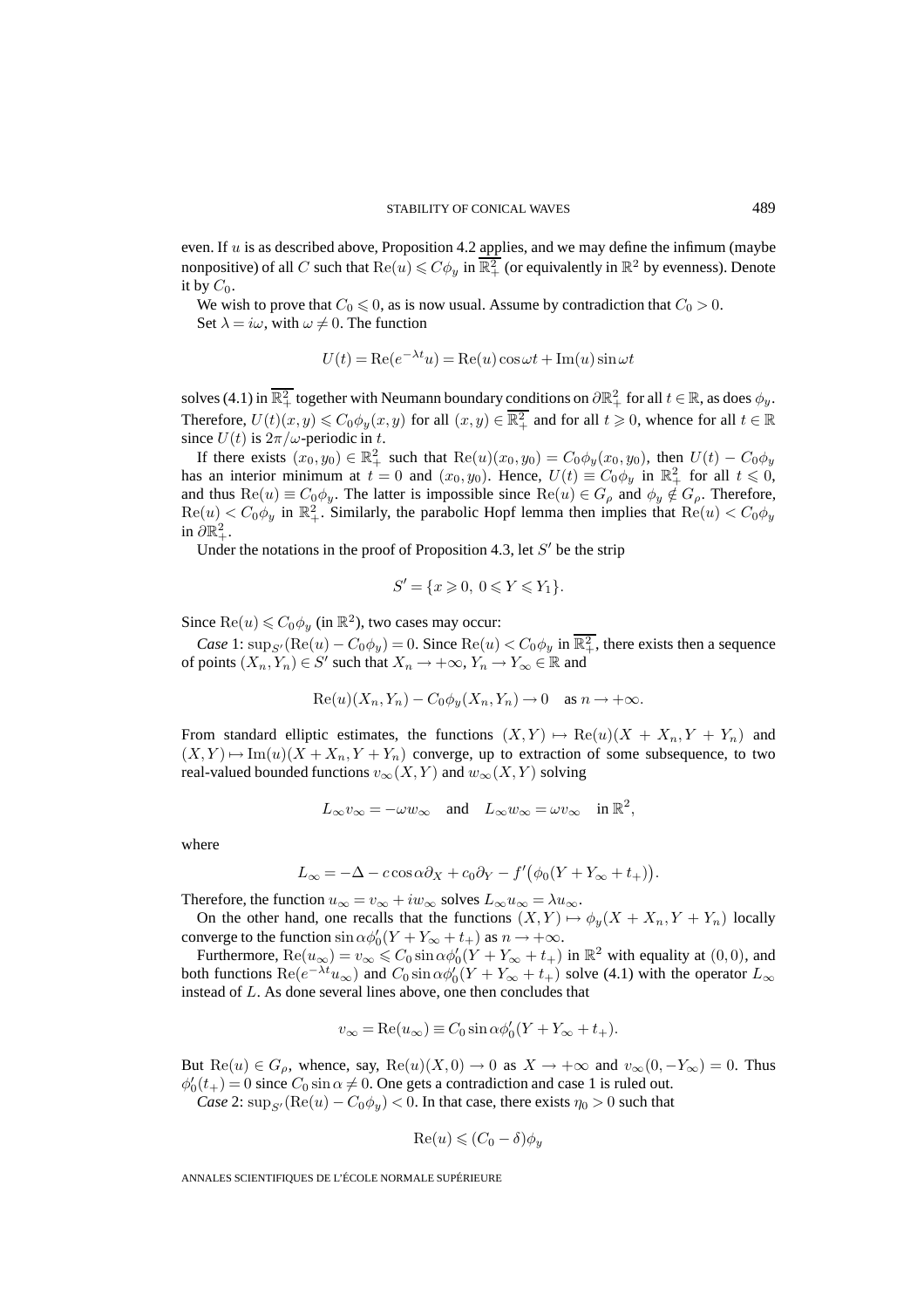even. If $u$ is as described above, Proposition 4.2 applies, and we may define the infimum (maybe nonpositive) of all $C$ such that $\mathrm{Re}(u) \leqslant C\phi_y$ in $\overline{\mathbb{R}^2_+}$ (or equivalently in $\mathbb{R}^2$ by evenness). Denote it by $C_0$.

We wish to prove that $C_0 \leqslant 0$, as is now usual. Assume by contradiction that $C_0 > 0$.

Set $\lambda = i\omega$, with $\omega \neq 0$. The function

$$U(t) = \mathrm{Re}(e^{-\lambda t}u) = \mathrm{Re}(u)\cos\omega t + \mathrm{Im}(u)\sin\omega t$$

solves (4.1) in $\overline{\mathbb{R}^2_+}$ together with Neumann boundary conditions on $\partial\mathbb{R}^2_+$ for all $t \in \mathbb{R}$, as does $\phi_y$. Therefore, $U(t)(x,y) \leqslant C_0\phi_y(x,y)$ for all $(x,y) \in \overline{\mathbb{R}^2_+}$ and for all $t \geqslant 0$, whence for all $t \in \mathbb{R}$ since $U(t)$ is $2\pi/\omega$-periodic in $t$.

If there exists $(x_0,y_0) \in \mathbb{R}^2_+$ such that $\mathrm{Re}(u)(x_0,y_0) = C_0\phi_y(x_0,y_0)$, then $U(t) - C_0\phi_y$ has an interior minimum at $t = 0$ and $(x_0,y_0)$. Hence, $U(t) \equiv C_0\phi_y$ in $\mathbb{R}^2_+$ for all $t \leqslant 0$, and thus $\mathrm{Re}(u) \equiv C_0\phi_y$. The latter is impossible since $\mathrm{Re}(u) \in G_\rho$ and $\phi_y \notin G_\rho$. Therefore, $\mathrm{Re}(u) < C_0\phi_y$ in $\mathbb{R}^2_+$. Similarly, the parabolic Hopf lemma then implies that $\mathrm{Re}(u) < C_0\phi_y$ in $\partial\mathbb{R}^2_+$.

Under the notations in the proof of Proposition 4.3, let $S'$ be the strip

$$S' = \{x \geqslant 0,\ 0 \leqslant Y \leqslant Y_1\}.$$

Since $\mathrm{Re}(u) \leqslant C_0\phi_y$ (in $\mathbb{R}^2$), two cases may occur:

*Case* 1: $\sup_{S'}(\mathrm{Re}(u) - C_0\phi_y) = 0$. Since $\mathrm{Re}(u) < C_0\phi_y$ in $\overline{\mathbb{R}^2_+}$, there exists then a sequence of points $(X_n,Y_n) \in S'$ such that $X_n \to +\infty$, $Y_n \to Y_\infty \in \mathbb{R}$ and

$$\mathrm{Re}(u)(X_n,Y_n) - C_0\phi_y(X_n,Y_n) \to 0 \quad \text{as } n \to +\infty.$$

From standard elliptic estimates, the functions $(X,Y) \mapsto \mathrm{Re}(u)(X + X_n, Y + Y_n)$ and $(X,Y) \mapsto \mathrm{Im}(u)(X + X_n, Y + Y_n)$ converge, up to extraction of some subsequence, to two real-valued bounded functions $v_\infty(X,Y)$ and $w_\infty(X,Y)$ solving

$$L_\infty v_\infty = -\omega w_\infty \quad \text{and} \quad L_\infty w_\infty = \omega v_\infty \quad \text{in } \mathbb{R}^2,$$

where

$$L_\infty = -\Delta - c\cos\alpha\partial_X + c_0\partial_Y - f'\big(\phi_0(Y + Y_\infty + t_+)\big).$$

Therefore, the function $u_\infty = v_\infty + iw_\infty$ solves $L_\infty u_\infty = \lambda u_\infty$.

On the other hand, one recalls that the functions $(X,Y) \mapsto \phi_y(X + X_n, Y + Y_n)$ locally converge to the function $\sin\alpha\phi_0'(Y + Y_\infty + t_+)$ as $n \to +\infty$.

Furthermore, $\mathrm{Re}(u_\infty) = v_\infty \leqslant C_0\sin\alpha\phi_0'(Y + Y_\infty + t_+)$ in $\mathbb{R}^2$ with equality at $(0,0)$, and both functions $\mathrm{Re}(e^{-\lambda t}u_\infty)$ and $C_0\sin\alpha\phi_0'(Y + Y_\infty + t_+)$ solve (4.1) with the operator $L_\infty$ instead of $L$. As done several lines above, one then concludes that

$$v_\infty = \mathrm{Re}(u_\infty) \equiv C_0\sin\alpha\phi_0'(Y + Y_\infty + t_+).$$

But $\mathrm{Re}(u) \in G_\rho$, whence, say, $\mathrm{Re}(u)(X,0) \to 0$ as $X \to +\infty$ and $v_\infty(0,-Y_\infty) = 0$. Thus $\phi_0'(t_+) = 0$ since $C_0\sin\alpha \neq 0$. One gets a contradiction and case 1 is ruled out.

*Case* 2: $\sup_{S'}(\mathrm{Re}(u) - C_0\phi_y) < 0$. In that case, there exists $\eta_0 > 0$ such that

$$\mathrm{Re}(u) \leqslant (C_0 - \delta)\phi_y$$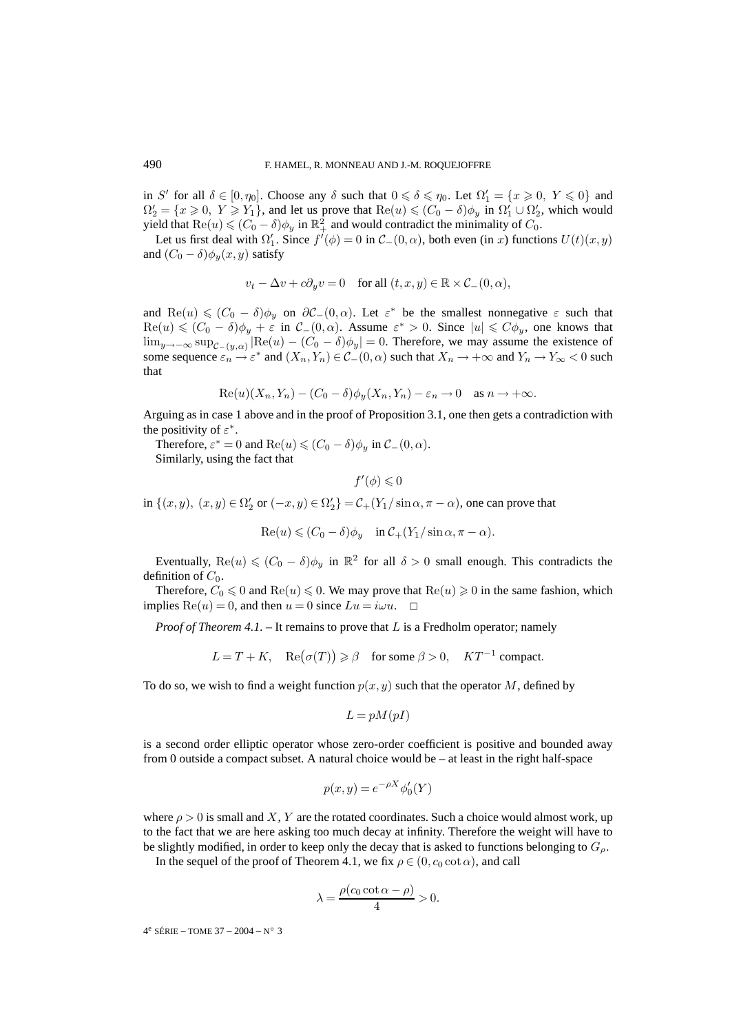in $S'$ for all $\delta \in [0, \eta_0]$. Choose any $\delta$ such that $0 \leqslant \delta \leqslant \eta_0$. Let $\Omega'_1 = \{x \geqslant 0,\ Y \leqslant 0\}$ and $\Omega'_2 = \{x \geqslant 0,\ Y \geqslant Y_1\}$, and let us prove that $\mathrm{Re}(u) \leqslant (C_0 - \delta)\phi_y$ in $\Omega'_1 \cup \Omega'_2$, which would yield that $\mathrm{Re}(u) \leqslant (C_0 - \delta)\phi_y$ in $\mathbb{R}^2_+$ and would contradict the minimality of $C_0$.

Let us first deal with $\Omega'_1$. Since $f'(\phi) = 0$ in $\mathcal{C}_-(0, \alpha)$, both even (in $x$) functions $U(t)(x, y)$ and $(C_0 - \delta)\phi_y(x, y)$ satisfy

$$v_t - \Delta v + c\partial_y v = 0 \quad \text{for all } (t, x, y) \in \mathbb{R} \times \mathcal{C}_-(0, \alpha),$$

and $\mathrm{Re}(u) \leqslant (C_0 - \delta)\phi_y$ on $\partial\mathcal{C}_-(0, \alpha)$. Let $\varepsilon^*$ be the smallest nonnegative $\varepsilon$ such that $\mathrm{Re}(u) \leqslant (C_0 - \delta)\phi_y + \varepsilon$ in $\mathcal{C}_-(0, \alpha)$. Assume $\varepsilon^* > 0$. Since $|u| \leqslant C\phi_y$, one knows that $\lim_{y \to -\infty} \sup_{\mathcal{C}_-(y, \alpha)} |\mathrm{Re}(u) - (C_0 - \delta)\phi_y| = 0$. Therefore, we may assume the existence of some sequence $\varepsilon_n \to \varepsilon^*$ and $(X_n, Y_n) \in \mathcal{C}_-(0, \alpha)$ such that $X_n \to +\infty$ and $Y_n \to Y_\infty < 0$ such that

$$\mathrm{Re}(u)(X_n, Y_n) - (C_0 - \delta)\phi_y(X_n, Y_n) - \varepsilon_n \to 0 \quad \text{as } n \to +\infty.$$

Arguing as in case 1 above and in the proof of Proposition 3.1, one then gets a contradiction with the positivity of $\varepsilon^*$.

Therefore, $\varepsilon^* = 0$ and $\mathrm{Re}(u) \leqslant (C_0 - \delta)\phi_y$ in $\mathcal{C}_-(0, \alpha)$.

Similarly, using the fact that

$$f'(\phi) \leqslant 0$$

in $\{(x, y),\ (x, y) \in \Omega'_2 \text{ or } (-x, y) \in \Omega'_2\} = \mathcal{C}_+(Y_1/\sin\alpha, \pi - \alpha)$, one can prove that

$$\mathrm{Re}(u) \leqslant (C_0 - \delta)\phi_y \quad \text{in } \mathcal{C}_+(Y_1/\sin\alpha, \pi - \alpha).$$

Eventually, $\mathrm{Re}(u) \leqslant (C_0 - \delta)\phi_y$ in $\mathbb{R}^2$ for all $\delta > 0$ small enough. This contradicts the definition of $C_0$.

Therefore, $C_0 \leqslant 0$ and $\mathrm{Re}(u) \leqslant 0$. We may prove that $\mathrm{Re}(u) \geqslant 0$ in the same fashion, which implies $\mathrm{Re}(u) = 0$, and then $u = 0$ since $Lu = i\omega u$. $\square$

*Proof of Theorem 4.1.* – It remains to prove that $L$ is a Fredholm operator; namely

$$L = T + K, \quad \mathrm{Re}\big(\sigma(T)\big) \geqslant \beta \quad \text{for some } \beta > 0, \quad KT^{-1} \text{ compact.}$$

To do so, we wish to find a weight function $p(x, y)$ such that the operator $M$, defined by

$$L = pM(pI)$$

is a second order elliptic operator whose zero-order coefficient is positive and bounded away from 0 outside a compact subset. A natural choice would be – at least in the right half-space

$$p(x, y) = e^{-\rho X}\phi'_0(Y)$$

where $\rho > 0$ is small and $X, Y$ are the rotated coordinates. Such a choice would almost work, up to the fact that we are here asking too much decay at infinity. Therefore the weight will have to be slightly modified, in order to keep only the decay that is asked to functions belonging to $G_\rho$.

In the sequel of the proof of Theorem 4.1, we fix $\rho \in (0, c_0 \cot\alpha)$, and call

$$\lambda = \frac{\rho(c_0 \cot\alpha - \rho)}{4} > 0.$$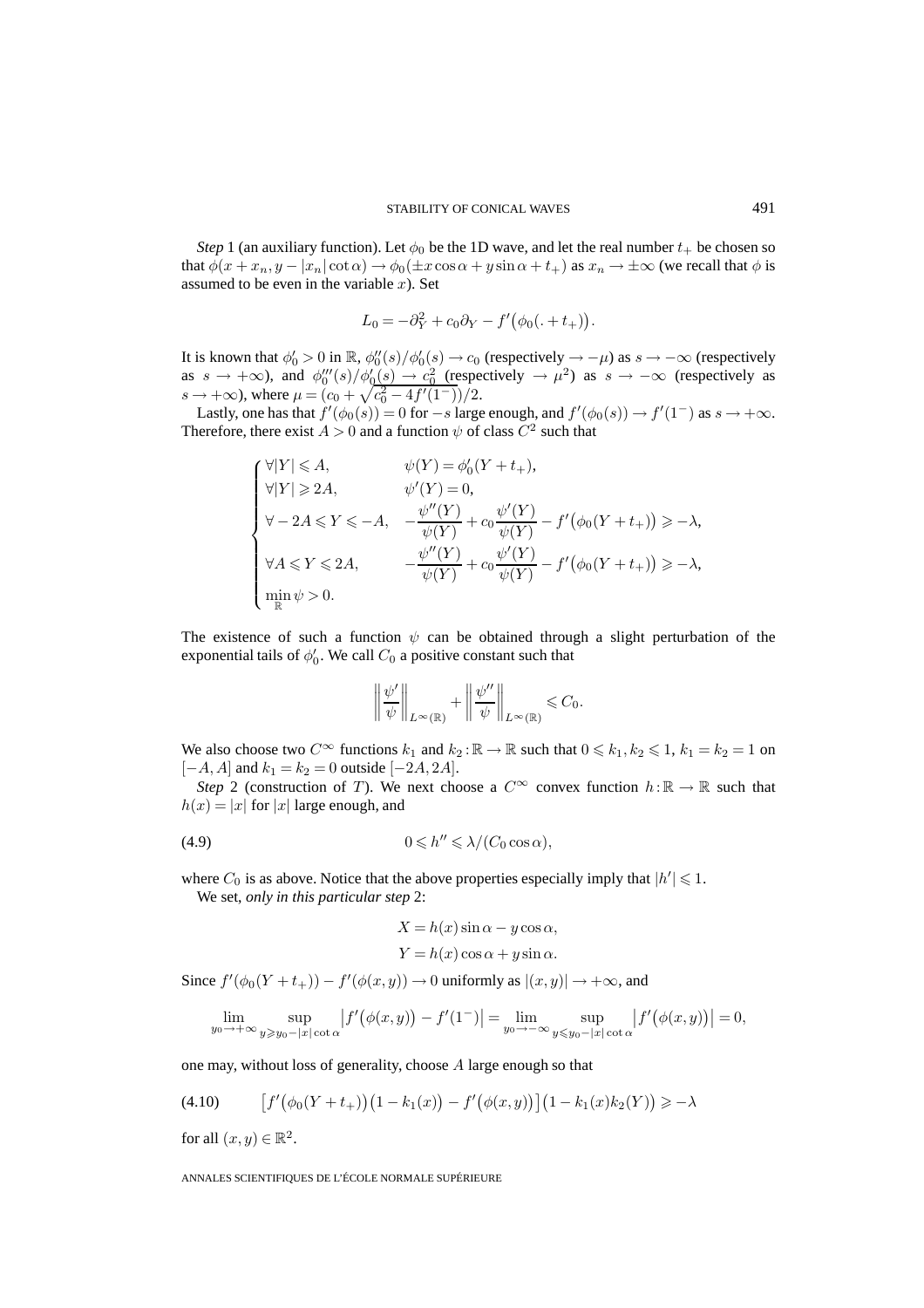*Step* 1 (an auxiliary function). Let $\phi_0$ be the 1D wave, and let the real number $t_+$ be chosen so that $\phi(x + x_n, y - |x_n|\cot\alpha) \to \phi_0(\pm x\cos\alpha + y\sin\alpha + t_+)$ as $x_n \to \pm\infty$ (we recall that $\phi$ is assumed to be even in the variable $x$). Set

$$L_0 = -\partial_Y^2 + c_0\partial_Y - f'\big(\phi_0(. + t_+)\big).$$

It is known that $\phi_0' > 0$ in $\mathbb{R}$, $\phi_0''(s)/\phi_0'(s) \to c_0$ (respectively $\to -\mu$) as $s \to -\infty$ (respectively as $s \to +\infty$), and $\phi_0'''(s)/\phi_0'(s) \to c_0^2$ (respectively $\to \mu^2$) as $s \to -\infty$ (respectively as $s \to +\infty$), where $\mu = (c_0 + \sqrt{c_0^2 - 4f'(1^-)})/2$.

Lastly, one has that $f'(\phi_0(s)) = 0$ for $-s$ large enough, and $f'(\phi_0(s)) \to f'(1^-)$ as $s \to +\infty$. Therefore, there exist $A > 0$ and a function $\psi$ of class $C^2$ such that

$$\begin{cases} \forall |Y| \leqslant A, & \psi(Y) = \phi_0'(Y + t_+), \\ \forall |Y| \geqslant 2A, & \psi'(Y) = 0, \\ \forall -2A \leqslant Y \leqslant -A, & -\dfrac{\psi''(Y)}{\psi(Y)} + c_0\dfrac{\psi'(Y)}{\psi(Y)} - f'\big(\phi_0(Y + t_+)\big) \geqslant -\lambda, \\ \forall A \leqslant Y \leqslant 2A, & -\dfrac{\psi''(Y)}{\psi(Y)} + c_0\dfrac{\psi'(Y)}{\psi(Y)} - f'\big(\phi_0(Y + t_+)\big) \geqslant -\lambda, \\ \min\limits_{\mathbb{R}} \psi > 0. \end{cases}$$

The existence of such a function $\psi$ can be obtained through a slight perturbation of the exponential tails of $\phi_0'$. We call $C_0$ a positive constant such that

$$\left\|\frac{\psi'}{\psi}\right\|_{L^\infty(\mathbb{R})} + \left\|\frac{\psi''}{\psi}\right\|_{L^\infty(\mathbb{R})} \leqslant C_0.$$

We also choose two $C^\infty$ functions $k_1$ and $k_2 : \mathbb{R} \to \mathbb{R}$ such that $0 \leqslant k_1, k_2 \leqslant 1$, $k_1 = k_2 = 1$ on $[-A, A]$ and $k_1 = k_2 = 0$ outside $[-2A, 2A]$.

*Step* 2 (construction of $T$). We next choose a $C^\infty$ convex function $h : \mathbb{R} \to \mathbb{R}$ such that $h(x) = |x|$ for $|x|$ large enough, and

$$0 \leqslant h'' \leqslant \lambda/(C_0\cos\alpha), \tag{4.9}$$

where $C_0$ is as above. Notice that the above properties especially imply that $|h'| \leqslant 1$.

We set, *only in this particular step* 2:

$$X = h(x)\sin\alpha - y\cos\alpha,$$
$$Y = h(x)\cos\alpha + y\sin\alpha.$$

Since $f'(\phi_0(Y + t_+)) - f'(\phi(x, y)) \to 0$ uniformly as $|(x, y)| \to +\infty$, and

$$\lim_{y_0 \to +\infty} \sup_{y \geqslant y_0 - |x|\cot\alpha} \big|f'\big(\phi(x, y)\big) - f'(1^-)\big| = \lim_{y_0 \to -\infty} \sup_{y \leqslant y_0 - |x|\cot\alpha} \big|f'\big(\phi(x, y)\big)\big| = 0,$$

one may, without loss of generality, choose $A$ large enough so that

$$\big[f'\big(\phi_0(Y + t_+)\big)\big(1 - k_1(x)\big) - f'\big(\phi(x, y)\big)\big]\big(1 - k_1(x)k_2(Y)\big) \geqslant -\lambda \tag{4.10}$$

for all $(x, y) \in \mathbb{R}^2$.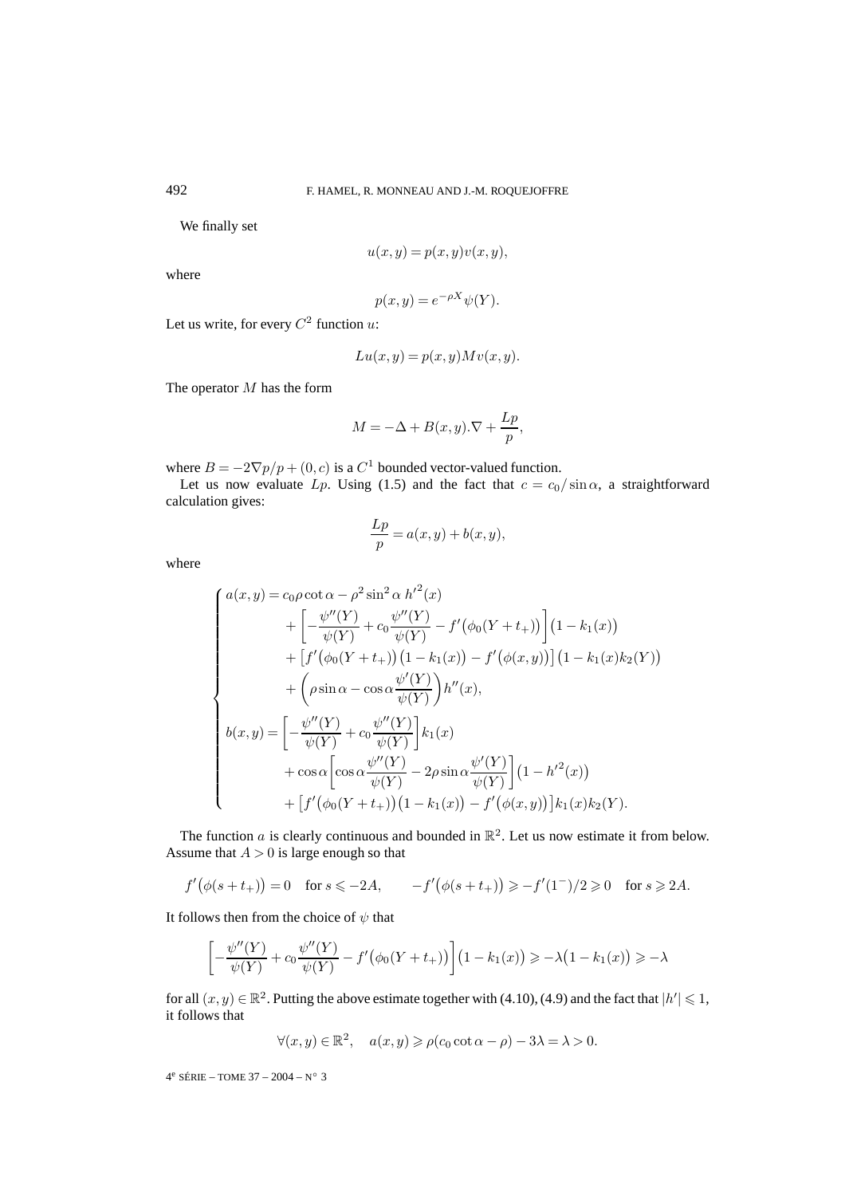We finally set

$$u(x,y) = p(x,y)v(x,y),$$

where

$$p(x,y) = e^{-\rho X}\psi(Y).$$

Let us write, for every $C^2$ function $u$:

$$Lu(x,y) = p(x,y)Mv(x,y).$$

The operator $M$ has the form

$$M = -\Delta + B(x,y).\nabla + \frac{Lp}{p},$$

where $B = -2\nabla p/p + (0,c)$ is a $C^1$ bounded vector-valued function.

Let us now evaluate $Lp$. Using (1.5) and the fact that $c = c_0/\sin\alpha$, a straightforward calculation gives:

$$\frac{Lp}{p} = a(x,y) + b(x,y),$$

where

$$\begin{cases} a(x,y) = c_0\rho\cot\alpha - \rho^2\sin^2\alpha\, {h'}^2(x) \\ \qquad\qquad + \left[-\dfrac{\psi''(Y)}{\psi(Y)} + c_0\dfrac{\psi''(Y)}{\psi(Y)} - f'\big(\phi_0(Y+t_+)\big)\right]\big(1-k_1(x)\big) \\ \qquad\qquad + \left[f'\big(\phi_0(Y+t_+)\big)\big(1-k_1(x)\big) - f'\big(\phi(x,y)\big)\right]\big(1-k_1(x)k_2(Y)\big) \\ \qquad\qquad + \left(\rho\sin\alpha - \cos\alpha\dfrac{\psi'(Y)}{\psi(Y)}\right)h''(x), \\ b(x,y) = \left[-\dfrac{\psi''(Y)}{\psi(Y)} + c_0\dfrac{\psi''(Y)}{\psi(Y)}\right]k_1(x) \\ \qquad\qquad + \cos\alpha\left[\cos\alpha\dfrac{\psi''(Y)}{\psi(Y)} - 2\rho\sin\alpha\dfrac{\psi'(Y)}{\psi(Y)}\right]\big(1-{h'}^2(x)\big) \\ \qquad\qquad + \left[f'\big(\phi_0(Y+t_+)\big)\big(1-k_1(x)\big) - f'\big(\phi(x,y)\big)\right]k_1(x)k_2(Y). \end{cases}$$

The function $a$ is clearly continuous and bounded in $\mathbb{R}^2$. Let us now estimate it from below. Assume that $A>0$ is large enough so that

$$f'\big(\phi(s+t_+)\big) = 0 \quad \text{for } s \leqslant -2A, \qquad -f'\big(\phi(s+t_+)\big) \geqslant -f'(1^-)/2 \geqslant 0 \quad \text{for } s \geqslant 2A.$$

It follows then from the choice of $\psi$ that

$$\left[-\frac{\psi''(Y)}{\psi(Y)} + c_0\frac{\psi''(Y)}{\psi(Y)} - f'\big(\phi_0(Y+t_+)\big)\right]\big(1-k_1(x)\big) \geqslant -\lambda\big(1-k_1(x)\big) \geqslant -\lambda$$

for all $(x,y)\in\mathbb{R}^2$. Putting the above estimate together with (4.10), (4.9) and the fact that $|h'|\leqslant 1$, it follows that

$$\forall (x,y)\in\mathbb{R}^2, \quad a(x,y) \geqslant \rho(c_0\cot\alpha - \rho) - 3\lambda = \lambda > 0.$$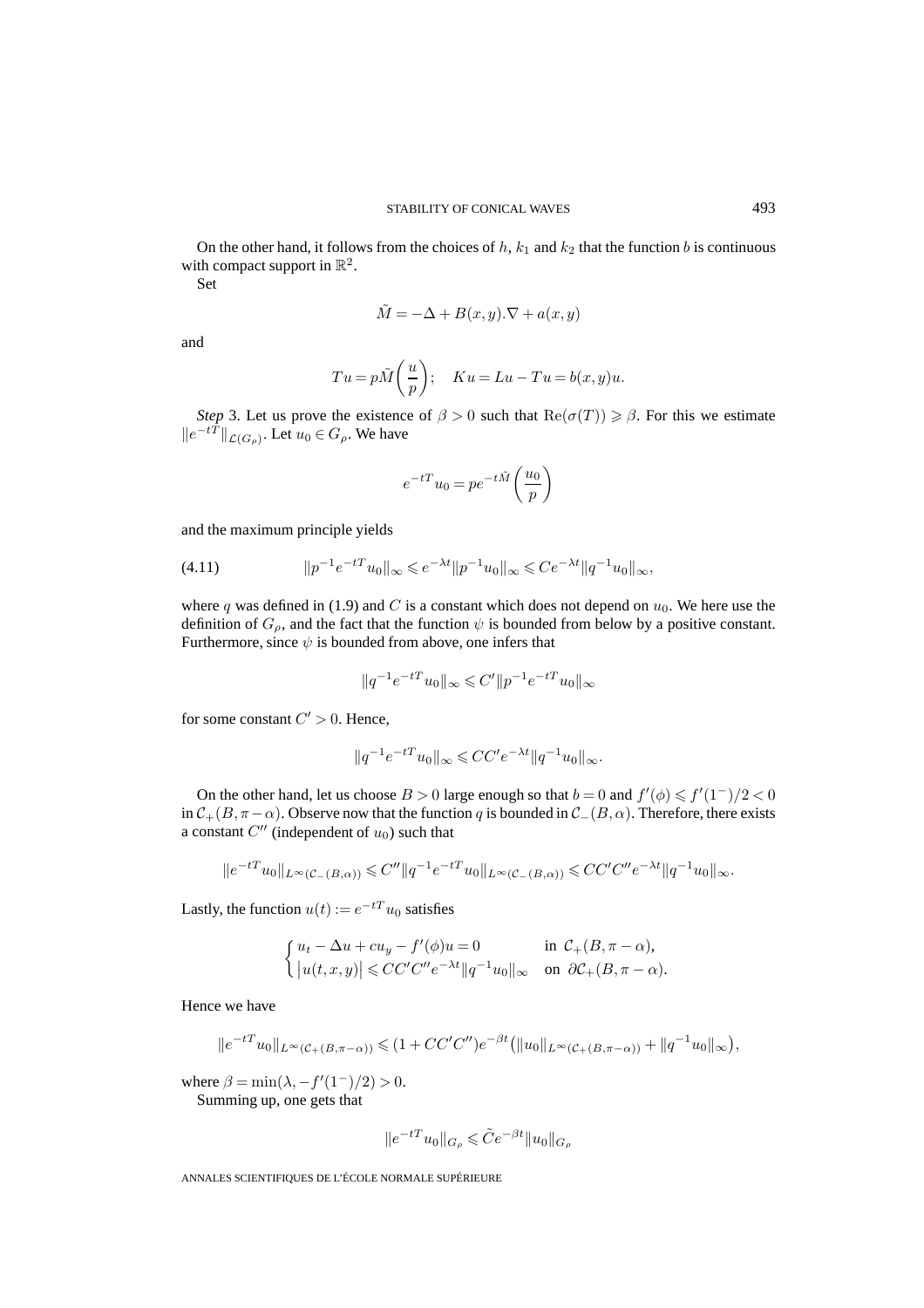On the other hand, it follows from the choices of $h$, $k_1$ and $k_2$ that the function $b$ is continuous with compact support in $\mathbb{R}^2$.

Set

$$\tilde{M} = -\Delta + B(x,y).\nabla + a(x,y)$$

and

$$Tu = p\tilde{M}\left(\frac{u}{p}\right); \quad Ku = Lu - Tu = b(x,y)u.$$

*Step* 3. Let us prove the existence of $\beta > 0$ such that $\mathrm{Re}(\sigma(T)) \geqslant \beta$. For this we estimate $\|e^{-tT}\|_{\mathcal{L}(G_\rho)}$. Let $u_0 \in G_\rho$. We have

$$e^{-tT}u_0 = pe^{-t\tilde{M}}\left(\frac{u_0}{p}\right)$$

and the maximum principle yields

$$\|p^{-1}e^{-tT}u_0\|_\infty \leqslant e^{-\lambda t}\|p^{-1}u_0\|_\infty \leqslant Ce^{-\lambda t}\|q^{-1}u_0\|_\infty, \tag{4.11}$$

where $q$ was defined in (1.9) and $C$ is a constant which does not depend on $u_0$. We here use the definition of $G_\rho$, and the fact that the function $\psi$ is bounded from below by a positive constant. Furthermore, since $\psi$ is bounded from above, one infers that

$$\|q^{-1}e^{-tT}u_0\|_\infty \leqslant C'\|p^{-1}e^{-tT}u_0\|_\infty$$

for some constant $C' > 0$. Hence,

$$\|q^{-1}e^{-tT}u_0\|_\infty \leqslant CC'e^{-\lambda t}\|q^{-1}u_0\|_\infty.$$

On the other hand, let us choose $B > 0$ large enough so that $b = 0$ and $f'(\phi) \leqslant f'(1^-)/2 < 0$ in $\mathcal{C}_+(B, \pi - \alpha)$. Observe now that the function $q$ is bounded in $\mathcal{C}_-(B,\alpha)$. Therefore, there exists a constant $C''$ (independent of $u_0$) such that

$$\|e^{-tT}u_0\|_{L^\infty(\mathcal{C}_-(B,\alpha))} \leqslant C''\|q^{-1}e^{-tT}u_0\|_{L^\infty(\mathcal{C}_-(B,\alpha))} \leqslant CC'C''e^{-\lambda t}\|q^{-1}u_0\|_\infty.$$

Lastly, the function $u(t) := e^{-tT}u_0$ satisfies

$$\begin{cases} u_t - \Delta u + cu_y - f'(\phi)u = 0 & \text{in } \mathcal{C}_+(B, \pi - \alpha), \\ |u(t,x,y)| \leqslant CC'C''e^{-\lambda t}\|q^{-1}u_0\|_\infty & \text{on } \partial\mathcal{C}_+(B, \pi - \alpha). \end{cases}$$

Hence we have

$$\|e^{-tT}u_0\|_{L^\infty(\mathcal{C}_+(B,\pi-\alpha))} \leqslant (1 + CC'C'')e^{-\beta t}\big(\|u_0\|_{L^\infty(\mathcal{C}_+(B,\pi-\alpha))} + \|q^{-1}u_0\|_\infty\big),$$

where $\beta = \min(\lambda, -f'(1^-)/2) > 0$.

Summing up, one gets that

$$\|e^{-tT}u_0\|_{G_\rho} \leqslant \tilde{C}e^{-\beta t}\|u_0\|_{G_\rho}$$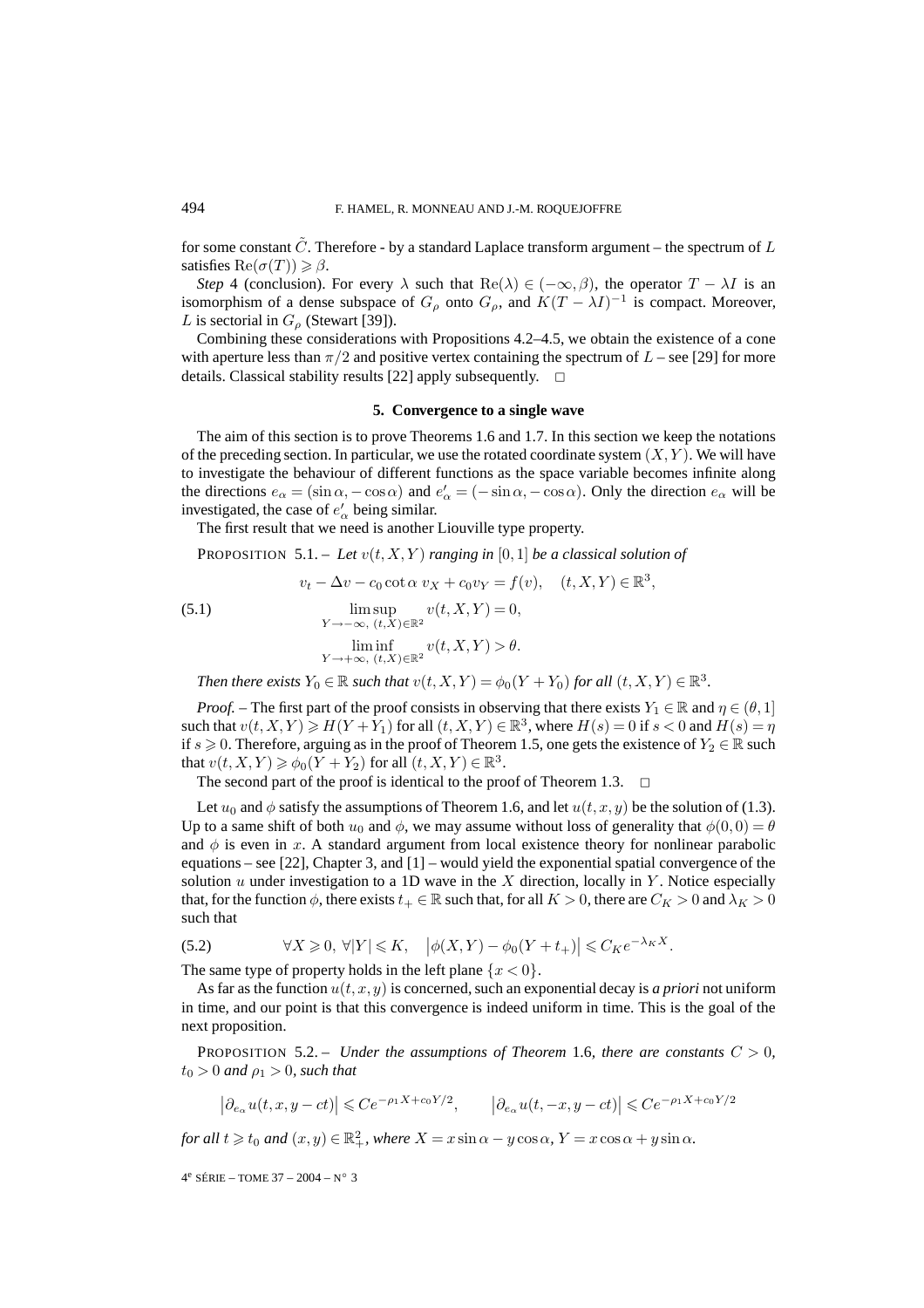for some constant $\tilde{C}$. Therefore - by a standard Laplace transform argument – the spectrum of $L$ satisfies $\mathrm{Re}(\sigma(T)) \geqslant \beta$.

*Step* 4 (conclusion). For every $\lambda$ such that $\mathrm{Re}(\lambda) \in (-\infty, \beta)$, the operator $T - \lambda I$ is an isomorphism of a dense subspace of $G_\rho$ onto $G_\rho$, and $K(T - \lambda I)^{-1}$ is compact. Moreover, $L$ is sectorial in $G_\rho$ (Stewart [39]).

Combining these considerations with Propositions 4.2–4.5, we obtain the existence of a cone with aperture less than $\pi/2$ and positive vertex containing the spectrum of $L$ – see [29] for more details. Classical stability results [22] apply subsequently. $\square$

## 5. Convergence to a single wave

The aim of this section is to prove Theorems 1.6 and 1.7. In this section we keep the notations of the preceding section. In particular, we use the rotated coordinate system $(X, Y)$. We will have to investigate the behaviour of different functions as the space variable becomes infinite along the directions $e_\alpha = (\sin\alpha, -\cos\alpha)$ and $e'_\alpha = (-\sin\alpha, -\cos\alpha)$. Only the direction $e_\alpha$ will be investigated, the case of $e'_\alpha$ being similar.

The first result that we need is another Liouville type property.

PROPOSITION 5.1. – *Let $v(t, X, Y)$ ranging in $[0, 1]$ be a classical solution of*

$$
(5.1)\qquad
\begin{gathered}
v_t - \Delta v - c_0 \cot\alpha\, v_X + c_0 v_Y = f(v), \quad (t, X, Y) \in \mathbb{R}^3,\\
\limsup_{Y \to -\infty,\ (t,X) \in \mathbb{R}^2} v(t, X, Y) = 0,\\
\liminf_{Y \to +\infty,\ (t,X) \in \mathbb{R}^2} v(t, X, Y) > \theta.
\end{gathered}
$$

*Then there exists $Y_0 \in \mathbb{R}$ such that $v(t, X, Y) = \phi_0(Y + Y_0)$ for all $(t, X, Y) \in \mathbb{R}^3$.*

*Proof.* – The first part of the proof consists in observing that there exists $Y_1 \in \mathbb{R}$ and $\eta \in (\theta, 1]$ such that $v(t, X, Y) \geqslant H(Y + Y_1)$ for all $(t, X, Y) \in \mathbb{R}^3$, where $H(s) = 0$ if $s < 0$ and $H(s) = \eta$ if $s \geqslant 0$. Therefore, arguing as in the proof of Theorem 1.5, one gets the existence of $Y_2 \in \mathbb{R}$ such that $v(t, X, Y) \geqslant \phi_0(Y + Y_2)$ for all $(t, X, Y) \in \mathbb{R}^3$.

The second part of the proof is identical to the proof of Theorem 1.3. $\square$

Let $u_0$ and $\phi$ satisfy the assumptions of Theorem 1.6, and let $u(t, x, y)$ be the solution of (1.3). Up to a same shift of both $u_0$ and $\phi$, we may assume without loss of generality that $\phi(0, 0) = \theta$ and $\phi$ is even in $x$. A standard argument from local existence theory for nonlinear parabolic equations – see [22], Chapter 3, and [1] – would yield the exponential spatial convergence of the solution $u$ under investigation to a 1D wave in the $X$ direction, locally in $Y$. Notice especially that, for the function $\phi$, there exists $t_+ \in \mathbb{R}$ such that, for all $K > 0$, there are $C_K > 0$ and $\lambda_K > 0$ such that

$$
(5.2)\qquad \forall X \geqslant 0,\ \forall |Y| \leqslant K, \quad \left|\phi(X, Y) - \phi_0(Y + t_+)\right| \leqslant C_K e^{-\lambda_K X}.
$$

The same type of property holds in the left plane $\{x < 0\}$.

As far as the function $u(t, x, y)$ is concerned, such an exponential decay is *a priori* not uniform in time, and our point is that this convergence is indeed uniform in time. This is the goal of the next proposition.

PROPOSITION 5.2. – *Under the assumptions of Theorem 1.6, there are constants $C > 0$, $t_0 > 0$ and $\rho_1 > 0$, such that*

$$
\left|\partial_{e_\alpha} u(t, x, y - ct)\right| \leqslant C e^{-\rho_1 X + c_0 Y/2}, \qquad \left|\partial_{e_\alpha} u(t, -x, y - ct)\right| \leqslant C e^{-\rho_1 X + c_0 Y/2}
$$

*for all $t \geqslant t_0$ and $(x, y) \in \mathbb{R}^2_+$, where $X = x\sin\alpha - y\cos\alpha$, $Y = x\cos\alpha + y\sin\alpha$.*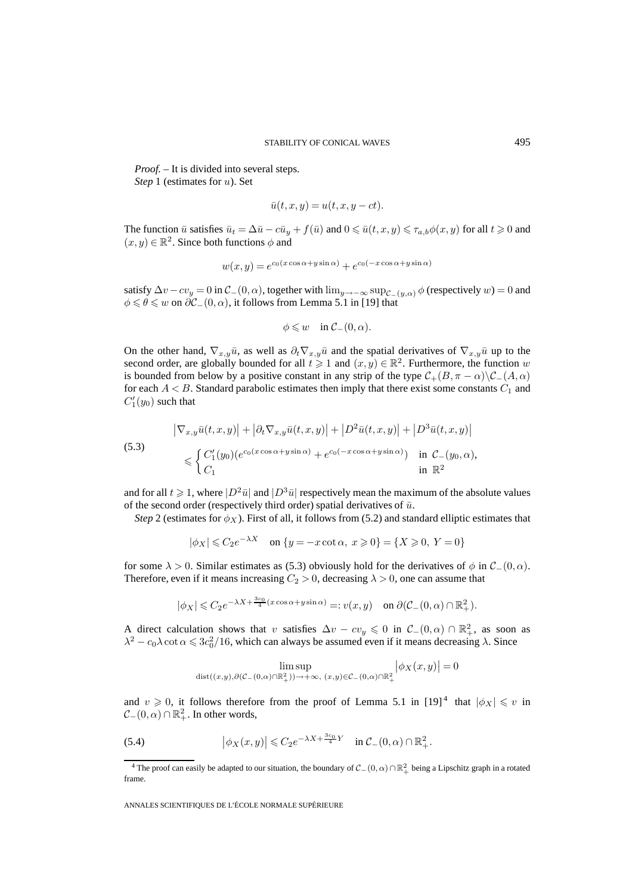*Proof.* – It is divided into several steps.
*Step* 1 (estimates for $u$). Set

$$\bar{u}(t,x,y) = u(t,x,y-ct).$$

The function $\bar{u}$ satisfies $\bar{u}_t = \Delta\bar{u} - c\bar{u}_y + f(\bar{u})$ and $0 \leqslant \bar{u}(t,x,y) \leqslant \tau_{a,b}\phi(x,y)$ for all $t \geqslant 0$ and $(x,y) \in \mathbb{R}^2$. Since both functions $\phi$ and

$$w(x,y) = e^{c_0(x\cos\alpha + y\sin\alpha)} + e^{c_0(-x\cos\alpha + y\sin\alpha)}$$

satisfy $\Delta v - cv_y = 0$ in $\mathcal{C}_-(0,\alpha)$, together with $\lim_{y\to-\infty}\sup_{\mathcal{C}_-(y,\alpha)}\phi$ (respectively $w$) $= 0$ and $\phi \leqslant \theta \leqslant w$ on $\partial\mathcal{C}_-(0,\alpha)$, it follows from Lemma 5.1 in [19] that

$$\phi \leqslant w \quad \text{in } \mathcal{C}_-(0,\alpha).$$

On the other hand, $\nabla_{x,y}\bar{u}$, as well as $\partial_t\nabla_{x,y}\bar{u}$ and the spatial derivatives of $\nabla_{x,y}\bar{u}$ up to the second order, are globally bounded for all $t \geqslant 1$ and $(x,y) \in \mathbb{R}^2$. Furthermore, the function $w$ is bounded from below by a positive constant in any strip of the type $\mathcal{C}_+(B,\pi-\alpha)\backslash\mathcal{C}_-(A,\alpha)$ for each $A < B$. Standard parabolic estimates then imply that there exist some constants $C_1$ and $C_1'(y_0)$ such that

$$\begin{aligned}
&\left|\nabla_{x,y}\bar{u}(t,x,y)\right| + \left|\partial_t\nabla_{x,y}\bar{u}(t,x,y)\right| + \left|D^2\bar{u}(t,x,y)\right| + \left|D^3\bar{u}(t,x,y)\right| \\
&\quad \leqslant \begin{cases} C_1'(y_0)(e^{c_0(x\cos\alpha + y\sin\alpha)} + e^{c_0(-x\cos\alpha + y\sin\alpha)}) & \text{in } \mathcal{C}_-(y_0,\alpha), \\ C_1 & \text{in } \mathbb{R}^2 \end{cases}
\end{aligned} \tag{5.3}$$

and for all $t \geqslant 1$, where $|D^2\bar{u}|$ and $|D^3\bar{u}|$ respectively mean the maximum of the absolute values of the second order (respectively third order) spatial derivatives of $\bar{u}$.

*Step* 2 (estimates for $\phi_X$). First of all, it follows from (5.2) and standard elliptic estimates that

$$|\phi_X| \leqslant C_2 e^{-\lambda X} \quad \text{on } \{y = -x\cot\alpha,\ x \geqslant 0\} = \{X \geqslant 0,\ Y = 0\}$$

for some $\lambda > 0$. Similar estimates as (5.3) obviously hold for the derivatives of $\phi$ in $\mathcal{C}_-(0,\alpha)$. Therefore, even if it means increasing $C_2 > 0$, decreasing $\lambda > 0$, one can assume that

$$|\phi_X| \leqslant C_2 e^{-\lambda X + \frac{3c_0}{4}(x\cos\alpha + y\sin\alpha)} =: v(x,y) \quad \text{on } \partial(\mathcal{C}_-(0,\alpha) \cap \mathbb{R}^2_+).$$

A direct calculation shows that $v$ satisfies $\Delta v - cv_y \leqslant 0$ in $\mathcal{C}_-(0,\alpha) \cap \mathbb{R}^2_+$, as soon as $\lambda^2 - c_0\lambda\cot\alpha \leqslant 3c_0^2/16$, which can always be assumed even if it means decreasing $\lambda$. Since

$$\limsup_{\text{dist}((x,y),\partial(\mathcal{C}_-(0,\alpha)\cap\mathbb{R}^2_+))\to+\infty,\ (x,y)\in\mathcal{C}_-(0,\alpha)\cap\mathbb{R}^2_+} \left|\phi_X(x,y)\right| = 0$$

and $v \geqslant 0$, it follows therefore from the proof of Lemma 5.1 in [19][4] that $|\phi_X| \leqslant v$ in $\mathcal{C}_-(0,\alpha) \cap \mathbb{R}^2_+$. In other words,

$$\left|\phi_X(x,y)\right| \leqslant C_2 e^{-\lambda X + \frac{3c_0}{4}Y} \quad \text{in } \mathcal{C}_-(0,\alpha) \cap \mathbb{R}^2_+. \tag{5.4}$$

[4] The proof can easily be adapted to our situation, the boundary of $\mathcal{C}_-(0,\alpha) \cap \mathbb{R}^2_+$ being a Lipschitz graph in a rotated frame.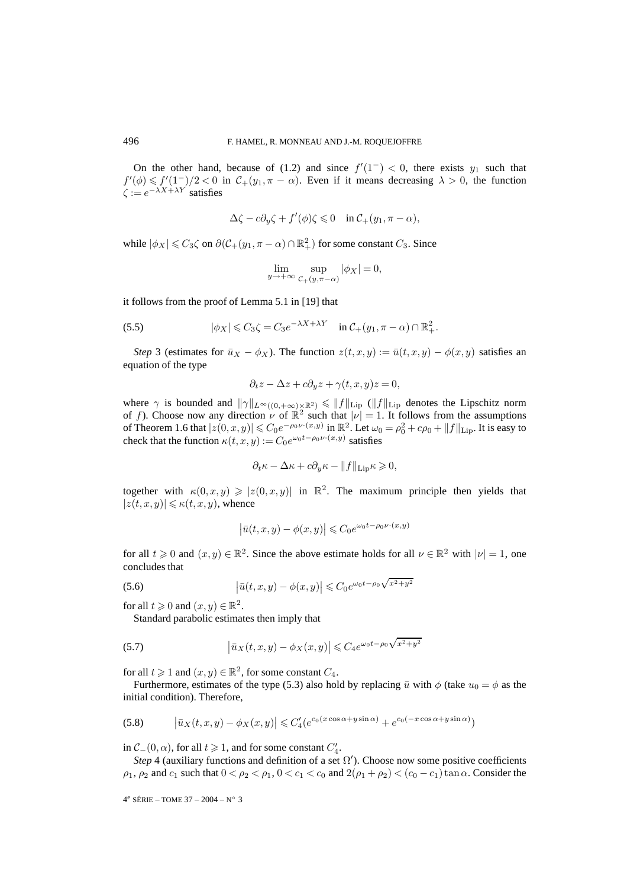On the other hand, because of (1.2) and since $f'(1^-) < 0$, there exists $y_1$ such that $f'(\phi) \leqslant f'(1^-)/2 < 0$ in $\mathcal{C}_+(y_1, \pi - \alpha)$. Even if it means decreasing $\lambda > 0$, the function $\zeta := e^{-\lambda X + \lambda Y}$ satisfies

$$\Delta\zeta - c\partial_y \zeta + f'(\phi)\zeta \leqslant 0 \quad \text{in } \mathcal{C}_+(y_1, \pi - \alpha),$$

while $|\phi_X| \leqslant C_3 \zeta$ on $\partial(\mathcal{C}_+(y_1, \pi - \alpha) \cap \mathbb{R}^2_+)$ for some constant $C_3$. Since

$$\lim_{y \to +\infty} \sup_{\mathcal{C}_+(y, \pi - \alpha)} |\phi_X| = 0,$$

it follows from the proof of Lemma 5.1 in [19] that

$$|\phi_X| \leqslant C_3 \zeta = C_3 e^{-\lambda X + \lambda Y} \quad \text{in } \mathcal{C}_+(y_1, \pi - \alpha) \cap \mathbb{R}^2_+. \tag{5.5}$$

*Step* 3 (estimates for $\bar{u}_X - \phi_X$). The function $z(t, x, y) := \bar{u}(t, x, y) - \phi(x, y)$ satisfies an equation of the type

$$\partial_t z - \Delta z + c\partial_y z + \gamma(t, x, y) z = 0,$$

where $\gamma$ is bounded and $\|\gamma\|_{L^\infty((0,+\infty)\times\mathbb{R}^2)} \leqslant \|f\|_{\mathrm{Lip}}$ ($\|f\|_{\mathrm{Lip}}$ denotes the Lipschitz norm of $f$). Choose now any direction $\nu$ of $\mathbb{R}^2$ such that $|\nu| = 1$. It follows from the assumptions of Theorem 1.6 that $|z(0, x, y)| \leqslant C_0 e^{-\rho_0 \nu \cdot (x,y)}$ in $\mathbb{R}^2$. Let $\omega_0 = \rho_0^2 + c\rho_0 + \|f\|_{\mathrm{Lip}}$. It is easy to check that the function $\kappa(t, x, y) := C_0 e^{\omega_0 t - \rho_0 \nu \cdot (x,y)}$ satisfies

$$\partial_t \kappa - \Delta\kappa + c\partial_y \kappa - \|f\|_{\mathrm{Lip}} \kappa \geqslant 0,$$

together with $\kappa(0, x, y) \geqslant |z(0, x, y)|$ in $\mathbb{R}^2$. The maximum principle then yields that $|z(t, x, y)| \leqslant \kappa(t, x, y)$, whence

$$\left|\bar{u}(t, x, y) - \phi(x, y)\right| \leqslant C_0 e^{\omega_0 t - \rho_0 \nu \cdot (x,y)}$$

for all $t \geqslant 0$ and $(x, y) \in \mathbb{R}^2$. Since the above estimate holds for all $\nu \in \mathbb{R}^2$ with $|\nu| = 1$, one concludes that

$$\left|\bar{u}(t, x, y) - \phi(x, y)\right| \leqslant C_0 e^{\omega_0 t - \rho_0 \sqrt{x^2 + y^2}} \tag{5.6}$$

for all $t \geqslant 0$ and $(x, y) \in \mathbb{R}^2$.

Standard parabolic estimates then imply that

$$\left|\bar{u}_X(t, x, y) - \phi_X(x, y)\right| \leqslant C_4 e^{\omega_0 t - \rho_0 \sqrt{x^2 + y^2}} \tag{5.7}$$

for all $t \geqslant 1$ and $(x, y) \in \mathbb{R}^2$, for some constant $C_4$.

Furthermore, estimates of the type (5.3) also hold by replacing $\bar{u}$ with $\phi$ (take $u_0 = \phi$ as the initial condition). Therefore,

$$\left|\bar{u}_X(t, x, y) - \phi_X(x, y)\right| \leqslant C_4' \left(e^{c_0(x\cos\alpha + y\sin\alpha)} + e^{c_0(-x\cos\alpha + y\sin\alpha)}\right) \tag{5.8}$$

in $\mathcal{C}_-(0, \alpha)$, for all $t \geqslant 1$, and for some constant $C_4'$.

*Step* 4 (auxiliary functions and definition of a set $\Omega'$). Choose now some positive coefficients $\rho_1$, $\rho_2$ and $c_1$ such that $0 < \rho_2 < \rho_1$, $0 < c_1 < c_0$ and $2(\rho_1 + \rho_2) < (c_0 - c_1)\tan\alpha$. Consider the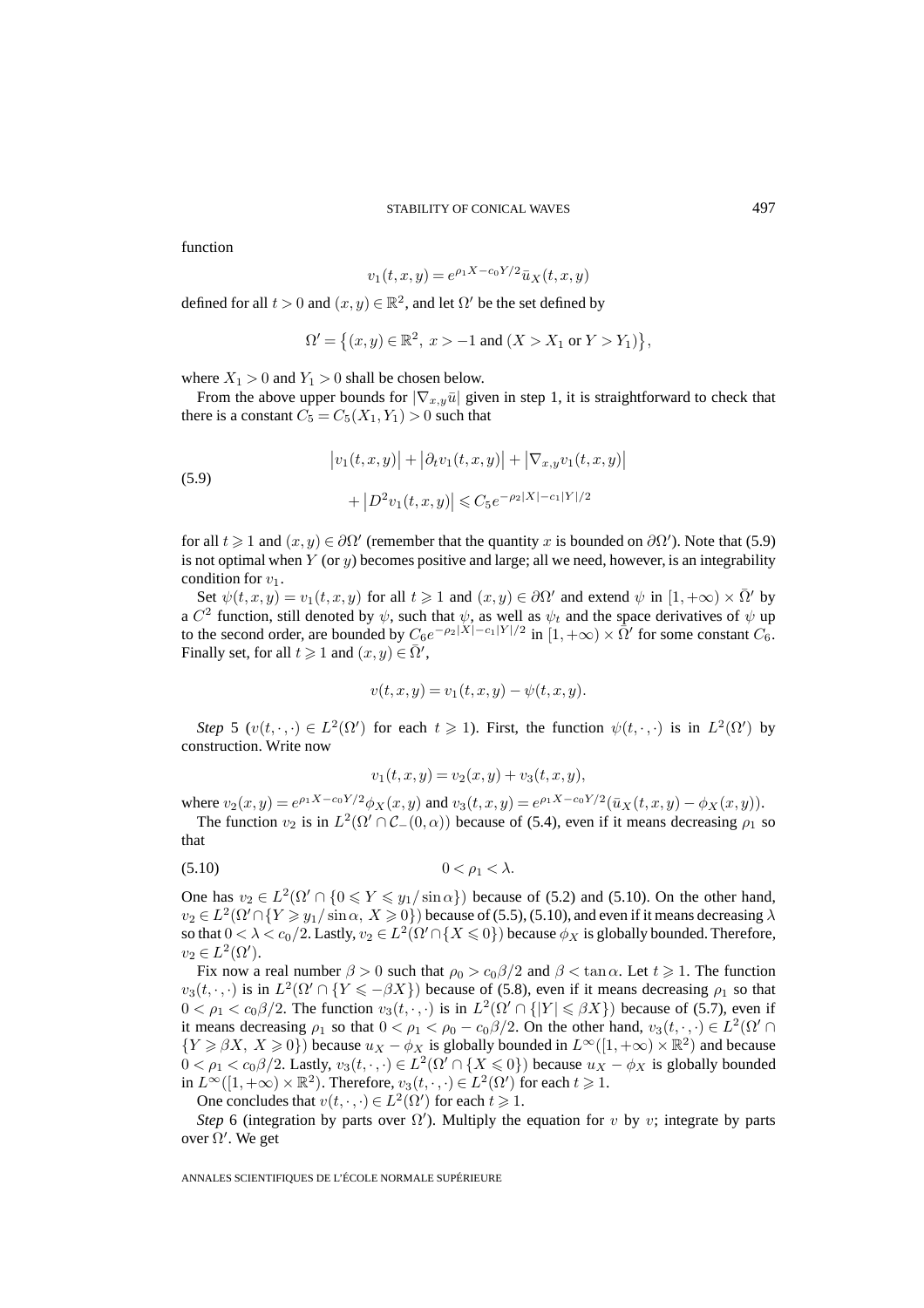function

$$v_1(t,x,y) = e^{\rho_1 X - c_0 Y/2}\bar{u}_X(t,x,y)$$

defined for all $t > 0$ and $(x,y) \in \mathbb{R}^2$, and let $\Omega'$ be the set defined by

$$\Omega' = \{(x,y) \in \mathbb{R}^2,\ x > -1 \text{ and } (X > X_1 \text{ or } Y > Y_1)\},$$

where $X_1 > 0$ and $Y_1 > 0$ shall be chosen below.

From the above upper bounds for $|\nabla_{x,y}\bar{u}|$ given in step 1, it is straightforward to check that there is a constant $C_5 = C_5(X_1, Y_1) > 0$ such that

$$\begin{aligned} &\bigl|v_1(t,x,y)\bigr| + \bigl|\partial_t v_1(t,x,y)\bigr| + \bigl|\nabla_{x,y} v_1(t,x,y)\bigr| \\ &\quad + \bigl|D^2 v_1(t,x,y)\bigr| \leqslant C_5 e^{-\rho_2|X| - c_1|Y|/2} \end{aligned} \tag{5.9}$$

for all $t \geqslant 1$ and $(x,y) \in \partial\Omega'$ (remember that the quantity $x$ is bounded on $\partial\Omega'$). Note that (5.9) is not optimal when $Y$ (or $y$) becomes positive and large; all we need, however, is an integrability condition for $v_1$.

Set $\psi(t,x,y) = v_1(t,x,y)$ for all $t \geqslant 1$ and $(x,y) \in \partial\Omega'$ and extend $\psi$ in $[1,+\infty) \times \bar{\Omega}'$ by a $C^2$ function, still denoted by $\psi$, such that $\psi$, as well as $\psi_t$ and the space derivatives of $\psi$ up to the second order, are bounded by $C_6 e^{-\rho_2|X| - c_1|Y|/2}$ in $[1,+\infty) \times \bar{\Omega}'$ for some constant $C_6$. Finally set, for all $t \geqslant 1$ and $(x,y) \in \bar{\Omega}'$,

$$v(t,x,y) = v_1(t,x,y) - \psi(t,x,y).$$

*Step* 5 ($v(t,\cdot,\cdot) \in L^2(\Omega')$ for each $t \geqslant 1$). First, the function $\psi(t,\cdot,\cdot)$ is in $L^2(\Omega')$ by construction. Write now

$$v_1(t,x,y) = v_2(x,y) + v_3(t,x,y),$$

where $v_2(x,y) = e^{\rho_1 X - c_0 Y/2}\phi_X(x,y)$ and $v_3(t,x,y) = e^{\rho_1 X - c_0 Y/2}(\bar{u}_X(t,x,y) - \phi_X(x,y))$.

The function $v_2$ is in $L^2(\Omega' \cap \mathcal{C}_-(0,\alpha))$ because of (5.4), even if it means decreasing $\rho_1$ so that

$$0 < \rho_1 < \lambda. \tag{5.10}$$

One has $v_2 \in L^2(\Omega' \cap \{0 \leqslant Y \leqslant y_1/\sin\alpha\})$ because of (5.2) and (5.10). On the other hand, $v_2 \in L^2(\Omega' \cap \{Y \geqslant y_1/\sin\alpha,\ X \geqslant 0\})$ because of (5.5), (5.10), and even if it means decreasing $\lambda$ so that $0 < \lambda < c_0/2$. Lastly, $v_2 \in L^2(\Omega' \cap \{X \leqslant 0\})$ because $\phi_X$ is globally bounded. Therefore, $v_2 \in L^2(\Omega')$.

Fix now a real number $\beta > 0$ such that $\rho_0 > c_0\beta/2$ and $\beta < \tan\alpha$. Let $t \geqslant 1$. The function $v_3(t,\cdot,\cdot)$ is in $L^2(\Omega' \cap \{Y \leqslant -\beta X\})$ because of (5.8), even if it means decreasing $\rho_1$ so that $0 < \rho_1 < c_0\beta/2$. The function $v_3(t,\cdot,\cdot)$ is in $L^2(\Omega' \cap \{|Y| \leqslant \beta X\})$ because of (5.7), even if it means decreasing $\rho_1$ so that $0 < \rho_1 < \rho_0 - c_0\beta/2$. On the other hand, $v_3(t,\cdot,\cdot) \in L^2(\Omega' \cap \{Y \geqslant \beta X,\ X \geqslant 0\})$ because $u_X - \phi_X$ is globally bounded in $L^\infty([1,+\infty) \times \mathbb{R}^2)$ and because $0 < \rho_1 < c_0\beta/2$. Lastly, $v_3(t,\cdot,\cdot) \in L^2(\Omega' \cap \{X \leqslant 0\})$ because $u_X - \phi_X$ is globally bounded in $L^\infty([1,+\infty) \times \mathbb{R}^2)$. Therefore, $v_3(t,\cdot,\cdot) \in L^2(\Omega')$ for each $t \geqslant 1$.

One concludes that $v(t,\cdot,\cdot) \in L^2(\Omega')$ for each $t \geqslant 1$.

*Step* 6 (integration by parts over $\Omega'$). Multiply the equation for $v$ by $v$; integrate by parts over $\Omega'$. We get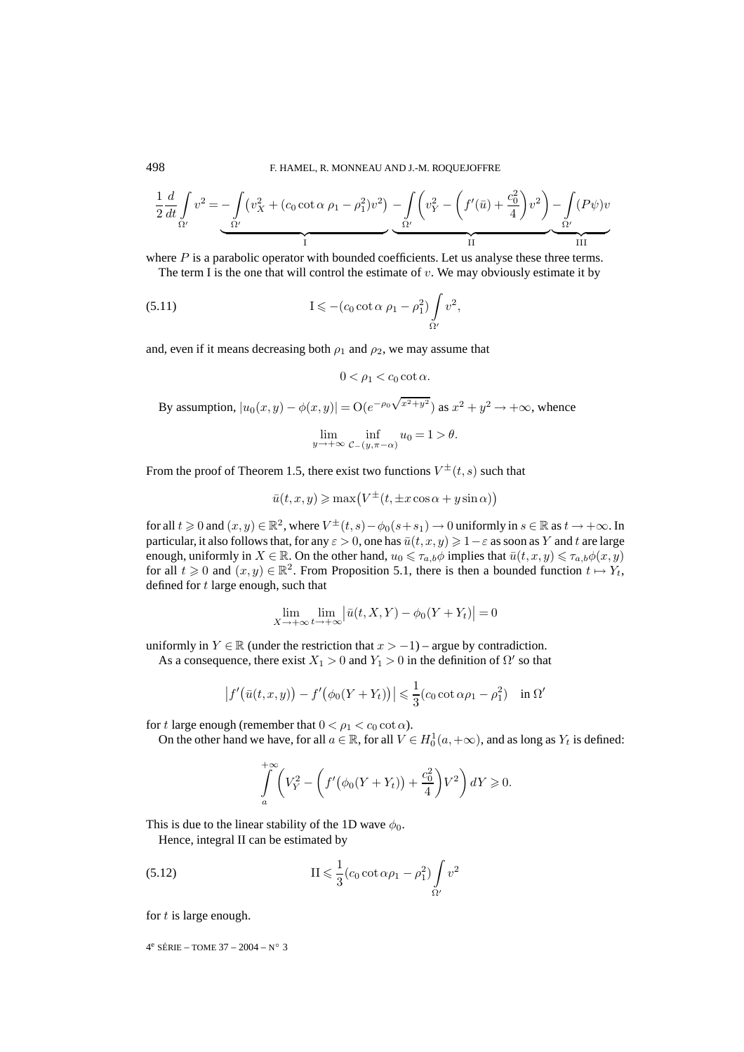$$\frac{1}{2}\frac{d}{dt}\int_{\Omega'} v^2 = \underbrace{-\int_{\Omega'} \left(v_X^2 + (c_0 \cot\alpha\, \rho_1 - \rho_1^2)v^2\right)}_{\text{I}} \underbrace{-\int_{\Omega'} \left(v_Y^2 - \left(f'(\bar{u}) + \frac{c_0^2}{4}\right)v^2\right)}_{\text{II}} \underbrace{-\int_{\Omega'} (P\psi)v}_{\text{III}}$$

where $P$ is a parabolic operator with bounded coefficients. Let us analyse these three terms.

The term I is the one that will control the estimate of $v$. We may obviously estimate it by

$$\text{I} \leqslant -(c_0 \cot\alpha\, \rho_1 - \rho_1^2)\int_{\Omega'} v^2, \tag{5.11}$$

and, even if it means decreasing both $\rho_1$ and $\rho_2$, we may assume that

$$0 < \rho_1 < c_0 \cot\alpha.$$

By assumption, $|u_0(x,y) - \phi(x,y)| = \mathrm{O}(e^{-\rho_0\sqrt{x^2+y^2}})$ as $x^2 + y^2 \to +\infty$, whence

$$\lim_{y\to+\infty}\ \inf_{\mathcal{C}_-(y,\pi-\alpha)} u_0 = 1 > \theta.$$

From the proof of Theorem 1.5, there exist two functions $V^\pm(t,s)$ such that

$$\bar{u}(t,x,y) \geqslant \max\bigl(V^\pm(t, \pm x\cos\alpha + y\sin\alpha)\bigr)$$

for all $t \geqslant 0$ and $(x,y) \in \mathbb{R}^2$, where $V^\pm(t,s) - \phi_0(s+s_1) \to 0$ uniformly in $s \in \mathbb{R}$ as $t \to +\infty$. In particular, it also follows that, for any $\varepsilon > 0$, one has $\bar{u}(t,x,y) \geqslant 1-\varepsilon$ as soon as $Y$ and $t$ are large enough, uniformly in $X \in \mathbb{R}$. On the other hand, $u_0 \leqslant \tau_{a,b}\phi$ implies that $\bar{u}(t,x,y) \leqslant \tau_{a,b}\phi(x,y)$ for all $t \geqslant 0$ and $(x,y) \in \mathbb{R}^2$. From Proposition 5.1, there is then a bounded function $t \mapsto Y_t$, defined for $t$ large enough, such that

$$\lim_{X\to+\infty}\lim_{t\to+\infty}\bigl|\bar{u}(t,X,Y) - \phi_0(Y+Y_t)\bigr| = 0$$

uniformly in $Y \in \mathbb{R}$ (under the restriction that $x > -1$) – argue by contradiction.

As a consequence, there exist $X_1 > 0$ and $Y_1 > 0$ in the definition of $\Omega'$ so that

$$\bigl|f'\bigl(\bar{u}(t,x,y)\bigr) - f'\bigl(\phi_0(Y+Y_t)\bigr)\bigr| \leqslant \frac{1}{3}(c_0\cot\alpha\rho_1 - \rho_1^2) \quad \text{in } \Omega'$$

for $t$ large enough (remember that $0 < \rho_1 < c_0\cot\alpha$).

On the other hand we have, for all $a \in \mathbb{R}$, for all $V \in H_0^1(a,+\infty)$, and as long as $Y_t$ is defined:

$$\int_a^{+\infty}\left(V_Y^2 - \left(f'\bigl(\phi_0(Y+Y_t)\bigr) + \frac{c_0^2}{4}\right)V^2\right)dY \geqslant 0.$$

This is due to the linear stability of the 1D wave $\phi_0$.

Hence, integral II can be estimated by

$$\text{II} \leqslant \frac{1}{3}(c_0\cot\alpha\rho_1 - \rho_1^2)\int_{\Omega'} v^2 \tag{5.12}$$

for $t$ is large enough.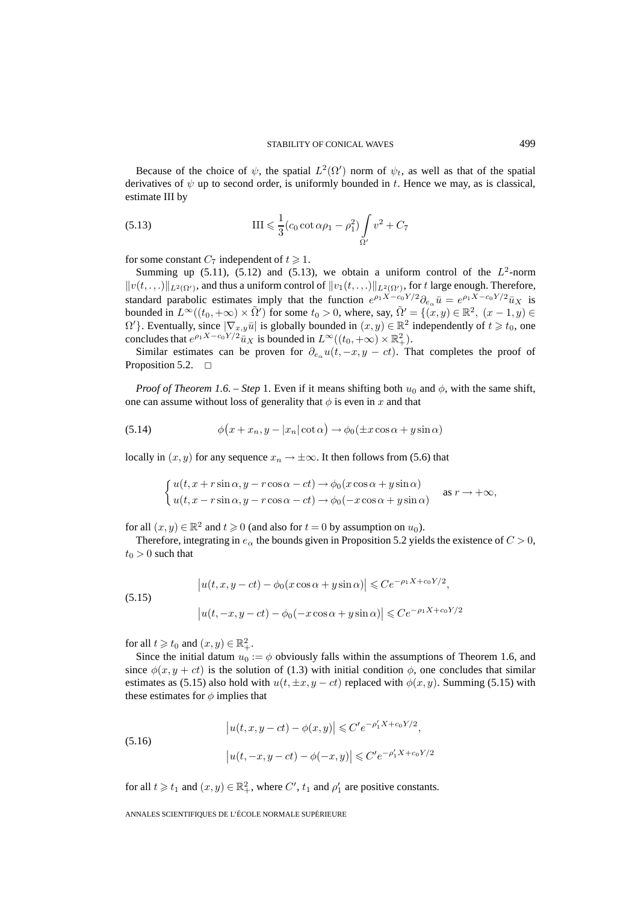Because of the choice of $\psi$, the spatial $L^2(\Omega')$ norm of $\psi_t$, as well as that of the spatial derivatives of $\psi$ up to second order, is uniformly bounded in $t$. Hence we may, as is classical, estimate III by

$$\text{III} \leqslant \frac{1}{3}(c_0 \cot\alpha \rho_1 - \rho_1^2) \int_{\Omega'} v^2 + C_7 \tag{5.13}$$

for some constant $C_7$ independent of $t \geqslant 1$.

Summing up (5.11), (5.12) and (5.13), we obtain a uniform control of the $L^2$-norm $\|v(t,.,.)\|_{L^2(\Omega')}$, and thus a uniform control of $\|v_1(t,.,.)\|_{L^2(\Omega')}$, for $t$ large enough. Therefore, standard parabolic estimates imply that the function $e^{\rho_1 X - c_0 Y/2} \partial_{e_\alpha} \bar{u} = e^{\rho_1 X - c_0 Y/2} \bar{u}_X$ is bounded in $L^\infty((t_0,+\infty) \times \tilde{\Omega}')$ for some $t_0 > 0$, where, say, $\tilde{\Omega}' = \{(x,y) \in \mathbb{R}^2,\ (x-1,y) \in \Omega'\}$. Eventually, since $|\nabla_{x,y}\bar{u}|$ is globally bounded in $(x,y) \in \mathbb{R}^2$ independently of $t \geqslant t_0$, one concludes that $e^{\rho_1 X - c_0 Y/2} \bar{u}_X$ is bounded in $L^\infty((t_0,+\infty) \times \mathbb{R}^2_+)$.

Similar estimates can be proven for $\partial_{e_\alpha} u(t,-x,y-ct)$. That completes the proof of Proposition 5.2. $\square$

*Proof of Theorem 1.6. – Step* 1. Even if it means shifting both $u_0$ and $\phi$, with the same shift, one can assume without loss of generality that $\phi$ is even in $x$ and that

$$\phi\big(x + x_n, y - |x_n| \cot\alpha\big) \to \phi_0(\pm x \cos\alpha + y \sin\alpha) \tag{5.14}$$

locally in $(x,y)$ for any sequence $x_n \to \pm\infty$. It then follows from (5.6) that

$$\begin{cases} u(t, x + r\sin\alpha, y - r\cos\alpha - ct) \to \phi_0(x\cos\alpha + y\sin\alpha) \\ u(t, x - r\sin\alpha, y - r\cos\alpha - ct) \to \phi_0(-x\cos\alpha + y\sin\alpha) \end{cases} \quad \text{as } r \to +\infty,$$

for all $(x,y) \in \mathbb{R}^2$ and $t \geqslant 0$ (and also for $t = 0$ by assumption on $u_0$).

Therefore, integrating in $e_\alpha$ the bounds given in Proposition 5.2 yields the existence of $C > 0$, $t_0 > 0$ such that

$$\begin{aligned} \big|u(t,x,y-ct) - \phi_0(x\cos\alpha + y\sin\alpha)\big| &\leqslant C e^{-\rho_1 X + c_0 Y/2}, \\ \big|u(t,-x,y-ct) - \phi_0(-x\cos\alpha + y\sin\alpha)\big| &\leqslant C e^{-\rho_1 X + c_0 Y/2} \end{aligned} \tag{5.15}$$

for all $t \geqslant t_0$ and $(x,y) \in \mathbb{R}^2_+$.

Since the initial datum $u_0 := \phi$ obviously falls within the assumptions of Theorem 1.6, and since $\phi(x, y+ct)$ is the solution of (1.3) with initial condition $\phi$, one concludes that similar estimates as (5.15) also hold with $u(t,\pm x, y-ct)$ replaced with $\phi(x,y)$. Summing (5.15) with these estimates for $\phi$ implies that

$$\begin{aligned} \big|u(t,x,y-ct) - \phi(x,y)\big| &\leqslant C' e^{-\rho_1' X + c_0 Y/2}, \\ \big|u(t,-x,y-ct) - \phi(-x,y)\big| &\leqslant C' e^{-\rho_1' X + c_0 Y/2} \end{aligned} \tag{5.16}$$

for all $t \geqslant t_1$ and $(x,y) \in \mathbb{R}^2_+$, where $C'$, $t_1$ and $\rho_1'$ are positive constants.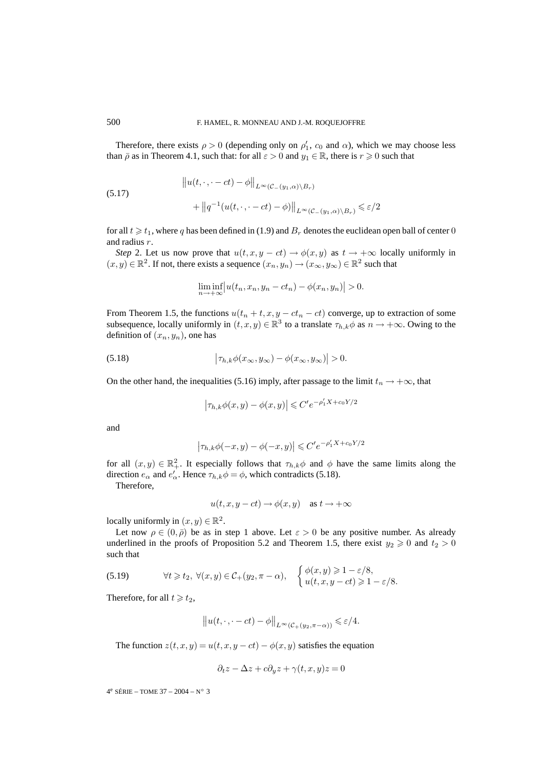Therefore, there exists $\rho > 0$ (depending only on $\rho_1'$, $c_0$ and $\alpha$), which we may choose less than $\bar\rho$ as in Theorem 4.1, such that: for all $\varepsilon > 0$ and $y_1 \in \mathbb{R}$, there is $r \geqslant 0$ such that

$$\begin{aligned} &\left\|u(t,\cdot,\cdot - ct) - \phi\right\|_{L^\infty(\mathcal{C}_-(y_1,\alpha)\setminus B_r)} \\ &\qquad + \left\|q^{-1}(u(t,\cdot,\cdot - ct) - \phi)\right\|_{L^\infty(\mathcal{C}_-(y_1,\alpha)\setminus B_r)} \leqslant \varepsilon/2 \end{aligned} \tag{5.17}$$

for all $t \geqslant t_1$, where $q$ has been defined in (1.9) and $B_r$ denotes the euclidean open ball of center $0$ and radius $r$.

*Step* 2. Let us now prove that $u(t,x,y-ct) \to \phi(x,y)$ as $t \to +\infty$ locally uniformly in $(x,y) \in \mathbb{R}^2$. If not, there exists a sequence $(x_n,y_n) \to (x_\infty,y_\infty) \in \mathbb{R}^2$ such that

$$\liminf_{n\to+\infty}\left|u(t_n,x_n,y_n - ct_n) - \phi(x_n,y_n)\right| > 0.$$

From Theorem 1.5, the functions $u(t_n + t, x, y - ct_n - ct)$ converge, up to extraction of some subsequence, locally uniformly in $(t,x,y) \in \mathbb{R}^3$ to a translate $\tau_{h,k}\phi$ as $n \to +\infty$. Owing to the definition of $(x_n,y_n)$, one has

$$\left|\tau_{h,k}\phi(x_\infty,y_\infty) - \phi(x_\infty,y_\infty)\right| > 0. \tag{5.18}$$

On the other hand, the inequalities (5.16) imply, after passage to the limit $t_n \to +\infty$, that

$$\left|\tau_{h,k}\phi(x,y) - \phi(x,y)\right| \leqslant C' e^{-\rho_1' X + c_0 Y/2}$$

and

$$\left|\tau_{h,k}\phi(-x,y) - \phi(-x,y)\right| \leqslant C' e^{-\rho_1' X + c_0 Y/2}$$

for all $(x,y) \in \mathbb{R}^2_+$. It especially follows that $\tau_{h,k}\phi$ and $\phi$ have the same limits along the direction $e_\alpha$ and $e_\alpha'$. Hence $\tau_{h,k}\phi = \phi$, which contradicts (5.18).

Therefore,

$$u(t,x,y-ct) \to \phi(x,y) \quad \text{as } t \to +\infty$$

locally uniformly in $(x,y) \in \mathbb{R}^2$.

Let now $\rho \in (0,\bar\rho)$ be as in step 1 above. Let $\varepsilon > 0$ be any positive number. As already underlined in the proofs of Proposition 5.2 and Theorem 1.5, there exist $y_2 \geqslant 0$ and $t_2 > 0$ such that

$$\forall t \geqslant t_2,\ \forall (x,y) \in \mathcal{C}_+(y_2, \pi - \alpha),\quad \begin{cases} \phi(x,y) \geqslant 1 - \varepsilon/8, \\ u(t,x,y-ct) \geqslant 1 - \varepsilon/8. \end{cases} \tag{5.19}$$

Therefore, for all $t \geqslant t_2$,

$$\left\|u(t,\cdot,\cdot - ct) - \phi\right\|_{L^\infty(\mathcal{C}_+(y_2,\pi-\alpha))} \leqslant \varepsilon/4.$$

The function $z(t,x,y) = u(t,x,y-ct) - \phi(x,y)$ satisfies the equation

$$\partial_t z - \Delta z + c\partial_y z + \gamma(t,x,y) z = 0$$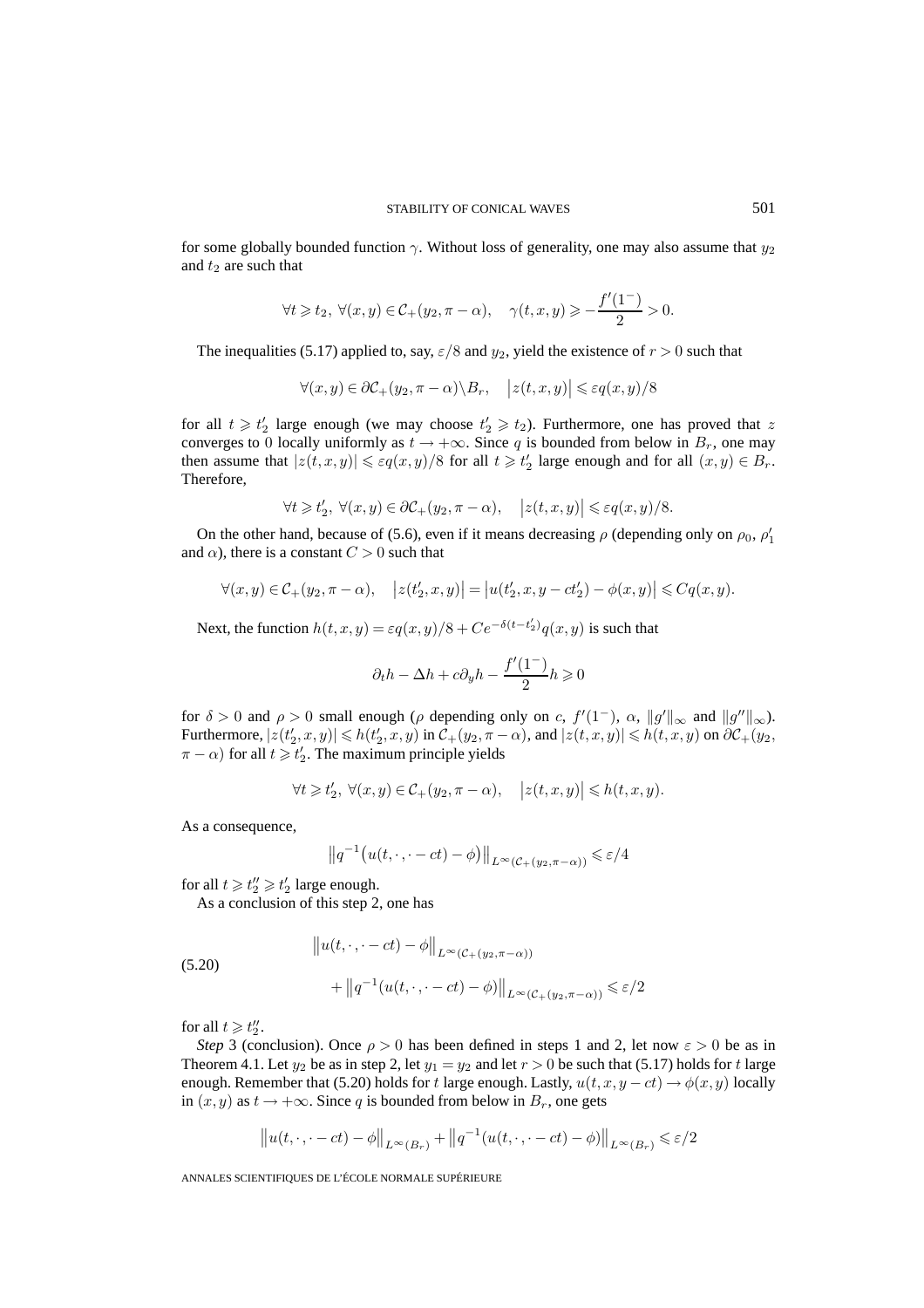for some globally bounded function $\gamma$. Without loss of generality, one may also assume that $y_2$ and $t_2$ are such that

$$\forall t \geqslant t_2,\ \forall (x,y) \in \mathcal{C}_+(y_2, \pi-\alpha), \quad \gamma(t,x,y) \geqslant -\frac{f'(1^-)}{2} > 0.$$

The inequalities (5.17) applied to, say, $\varepsilon/8$ and $y_2$, yield the existence of $r>0$ such that

$$\forall (x,y) \in \partial\mathcal{C}_+(y_2,\pi-\alpha)\backslash B_r, \quad \bigl|z(t,x,y)\bigr| \leqslant \varepsilon q(x,y)/8$$

for all $t \geqslant t_2'$ large enough (we may choose $t_2' \geqslant t_2$). Furthermore, one has proved that $z$ converges to 0 locally uniformly as $t \to +\infty$. Since $q$ is bounded from below in $B_r$, one may then assume that $|z(t,x,y)| \leqslant \varepsilon q(x,y)/8$ for all $t \geqslant t_2'$ large enough and for all $(x,y) \in B_r$. Therefore,

$$\forall t \geqslant t_2',\ \forall (x,y) \in \partial\mathcal{C}_+(y_2,\pi-\alpha), \quad \bigl|z(t,x,y)\bigr| \leqslant \varepsilon q(x,y)/8.$$

On the other hand, because of (5.6), even if it means decreasing $\rho$ (depending only on $\rho_0$, $\rho_1'$ and $\alpha$), there is a constant $C>0$ such that

$$\forall (x,y) \in \mathcal{C}_+(y_2,\pi-\alpha), \quad \bigl|z(t_2',x,y)\bigr| = \bigl|u(t_2',x,y-ct_2') - \phi(x,y)\bigr| \leqslant Cq(x,y).$$

Next, the function $h(t,x,y) = \varepsilon q(x,y)/8 + Ce^{-\delta(t-t_2')}q(x,y)$ is such that

$$\partial_t h - \Delta h + c\partial_y h - \frac{f'(1^-)}{2} h \geqslant 0$$

for $\delta>0$ and $\rho>0$ small enough ($\rho$ depending only on $c$, $f'(1^-)$, $\alpha$, $\|g'\|_\infty$ and $\|g''\|_\infty$). Furthermore, $|z(t_2',x,y)| \leqslant h(t_2',x,y)$ in $\mathcal{C}_+(y_2,\pi-\alpha)$, and $|z(t,x,y)| \leqslant h(t,x,y)$ on $\partial\mathcal{C}_+(y_2,\pi-\alpha)$ for all $t \geqslant t_2'$. The maximum principle yields

$$\forall t \geqslant t_2',\ \forall (x,y) \in \mathcal{C}_+(y_2,\pi-\alpha), \quad \bigl|z(t,x,y)\bigr| \leqslant h(t,x,y).$$

As a consequence,

$$\bigl\|q^{-1}\bigl(u(t,\cdot,\cdot-ct)-\phi\bigr)\bigr\|_{L^\infty(\mathcal{C}_+(y_2,\pi-\alpha))} \leqslant \varepsilon/4$$

for all $t \geqslant t_2'' \geqslant t_2'$ large enough.

As a conclusion of this step 2, one has

$$\begin{aligned}
&\bigl\|u(t,\cdot,\cdot-ct)-\phi\bigr\|_{L^\infty(\mathcal{C}_+(y_2,\pi-\alpha))} \\
&\qquad + \bigl\|q^{-1}(u(t,\cdot,\cdot-ct)-\phi)\bigr\|_{L^\infty(\mathcal{C}_+(y_2,\pi-\alpha))} \leqslant \varepsilon/2
\end{aligned} \tag{5.20}$$

for all $t \geqslant t_2''$.

*Step* 3 (conclusion). Once $\rho>0$ has been defined in steps 1 and 2, let now $\varepsilon>0$ be as in Theorem 4.1. Let $y_2$ be as in step 2, let $y_1 = y_2$ and let $r>0$ be such that (5.17) holds for $t$ large enough. Remember that (5.20) holds for $t$ large enough. Lastly, $u(t,x,y-ct) \to \phi(x,y)$ locally in $(x,y)$ as $t \to +\infty$. Since $q$ is bounded from below in $B_r$, one gets

$$\bigl\|u(t,\cdot,\cdot-ct)-\phi\bigr\|_{L^\infty(B_r)} + \bigl\|q^{-1}(u(t,\cdot,\cdot-ct)-\phi)\bigr\|_{L^\infty(B_r)} \leqslant \varepsilon/2$$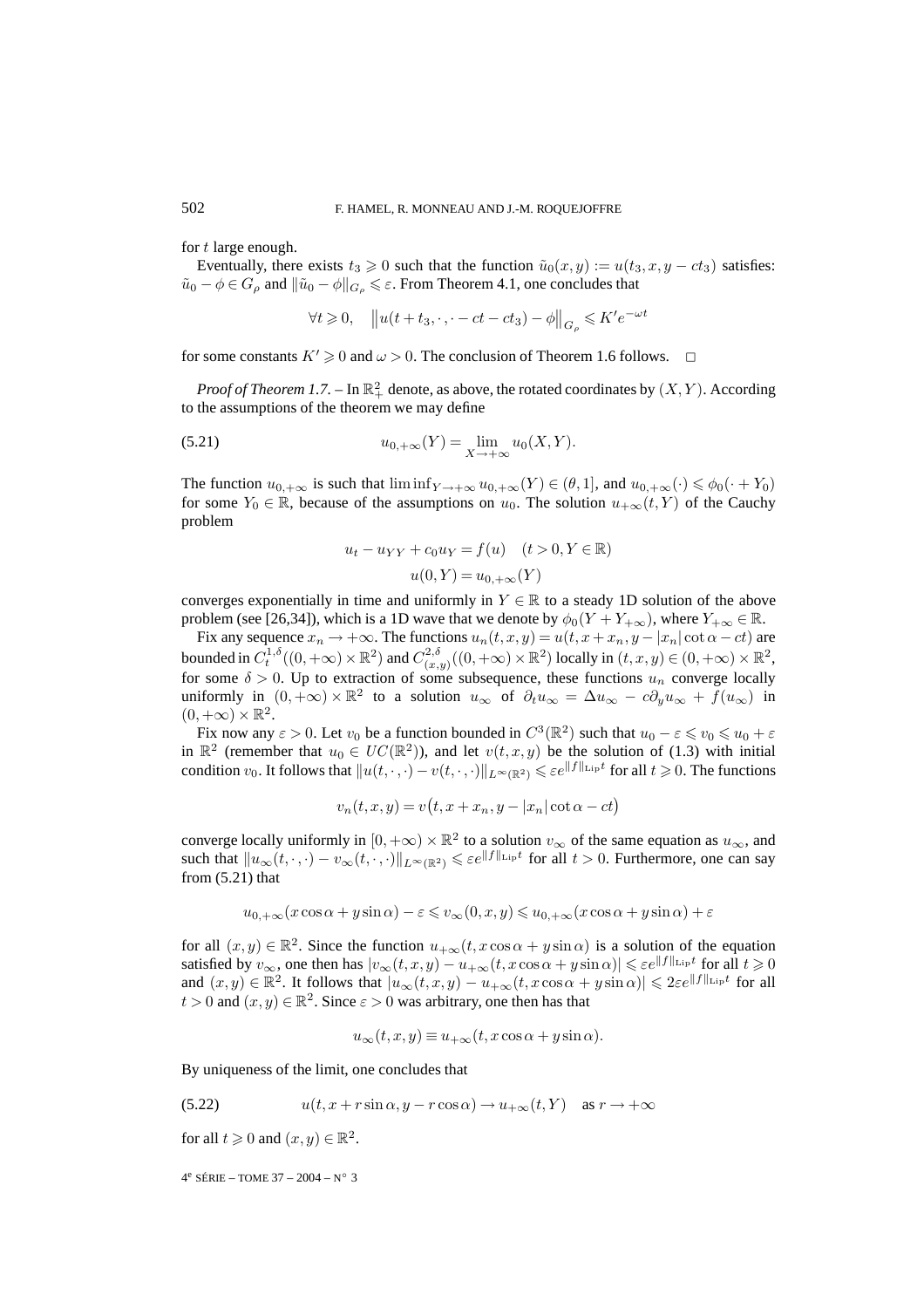for $t$ large enough.

Eventually, there exists $t_3 \geqslant 0$ such that the function $\tilde{u}_0(x,y) := u(t_3, x, y - ct_3)$ satisfies: $\tilde{u}_0 - \phi \in G_\rho$ and $\|\tilde{u}_0 - \phi\|_{G_\rho} \leqslant \varepsilon$. From Theorem 4.1, one concludes that

$$\forall t \geqslant 0, \quad \left\| u(t + t_3, \cdot, \cdot - ct - ct_3) - \phi \right\|_{G_\rho} \leqslant K' e^{-\omega t}$$

for some constants $K' \geqslant 0$ and $\omega > 0$. The conclusion of Theorem 1.6 follows. $\square$

*Proof of Theorem 1.7.* – In $\mathbb{R}^2_+$ denote, as above, the rotated coordinates by $(X, Y)$. According to the assumptions of the theorem we may define

$$u_{0,+\infty}(Y) = \lim_{X \to +\infty} u_0(X, Y). \tag{5.21}$$

The function $u_{0,+\infty}$ is such that $\liminf_{Y \to +\infty} u_{0,+\infty}(Y) \in (\theta, 1]$, and $u_{0,+\infty}(\cdot) \leqslant \phi_0(\cdot + Y_0)$ for some $Y_0 \in \mathbb{R}$, because of the assumptions on $u_0$. The solution $u_{+\infty}(t, Y)$ of the Cauchy problem

$$u_t - u_{YY} + c_0 u_Y = f(u) \quad (t > 0, Y \in \mathbb{R})$$
$$u(0, Y) = u_{0,+\infty}(Y)$$

converges exponentially in time and uniformly in $Y \in \mathbb{R}$ to a steady 1D solution of the above problem (see [26,34]), which is a 1D wave that we denote by $\phi_0(Y + Y_{+\infty})$, where $Y_{+\infty} \in \mathbb{R}$.

Fix any sequence $x_n \to +\infty$. The functions $u_n(t, x, y) = u(t, x + x_n, y - |x_n| \cot \alpha - ct)$ are bounded in $C_t^{1,\delta}((0, +\infty) \times \mathbb{R}^2)$ and $C_{(x,y)}^{2,\delta}((0, +\infty) \times \mathbb{R}^2)$ locally in $(t, x, y) \in (0, +\infty) \times \mathbb{R}^2$, for some $\delta > 0$. Up to extraction of some subsequence, these functions $u_n$ converge locally uniformly in $(0, +\infty) \times \mathbb{R}^2$ to a solution $u_\infty$ of $\partial_t u_\infty = \Delta u_\infty - c \partial_y u_\infty + f(u_\infty)$ in $(0, +\infty) \times \mathbb{R}^2$.

Fix now any $\varepsilon > 0$. Let $v_0$ be a function bounded in $C^3(\mathbb{R}^2)$ such that $u_0 - \varepsilon \leqslant v_0 \leqslant u_0 + \varepsilon$ in $\mathbb{R}^2$ (remember that $u_0 \in UC(\mathbb{R}^2)$), and let $v(t, x, y)$ be the solution of (1.3) with initial condition $v_0$. It follows that $\|u(t, \cdot, \cdot) - v(t, \cdot, \cdot)\|_{L^\infty(\mathbb{R}^2)} \leqslant \varepsilon e^{\|f\|_{\text{Lip}} t}$ for all $t \geqslant 0$. The functions

$$v_n(t, x, y) = v\big(t, x + x_n, y - |x_n| \cot \alpha - ct\big)$$

converge locally uniformly in $[0, +\infty) \times \mathbb{R}^2$ to a solution $v_\infty$ of the same equation as $u_\infty$, and such that $\|u_\infty(t, \cdot, \cdot) - v_\infty(t, \cdot, \cdot)\|_{L^\infty(\mathbb{R}^2)} \leqslant \varepsilon e^{\|f\|_{\text{Lip}} t}$ for all $t > 0$. Furthermore, one can say from (5.21) that

$$u_{0,+\infty}(x \cos \alpha + y \sin \alpha) - \varepsilon \leqslant v_\infty(0, x, y) \leqslant u_{0,+\infty}(x \cos \alpha + y \sin \alpha) + \varepsilon$$

for all $(x, y) \in \mathbb{R}^2$. Since the function $u_{+\infty}(t, x \cos \alpha + y \sin \alpha)$ is a solution of the equation satisfied by $v_\infty$, one then has $|v_\infty(t, x, y) - u_{+\infty}(t, x \cos \alpha + y \sin \alpha)| \leqslant \varepsilon e^{\|f\|_{\text{Lip}} t}$ for all $t \geqslant 0$ and $(x, y) \in \mathbb{R}^2$. It follows that $|u_\infty(t, x, y) - u_{+\infty}(t, x \cos \alpha + y \sin \alpha)| \leqslant 2\varepsilon e^{\|f\|_{\text{Lip}} t}$ for all $t > 0$ and $(x, y) \in \mathbb{R}^2$. Since $\varepsilon > 0$ was arbitrary, one then has that

$$u_\infty(t, x, y) \equiv u_{+\infty}(t, x \cos \alpha + y \sin \alpha).$$

By uniqueness of the limit, one concludes that

$$u(t, x + r \sin \alpha, y - r \cos \alpha) \to u_{+\infty}(t, Y) \quad \text{as } r \to +\infty \tag{5.22}$$

for all $t \geqslant 0$ and $(x, y) \in \mathbb{R}^2$.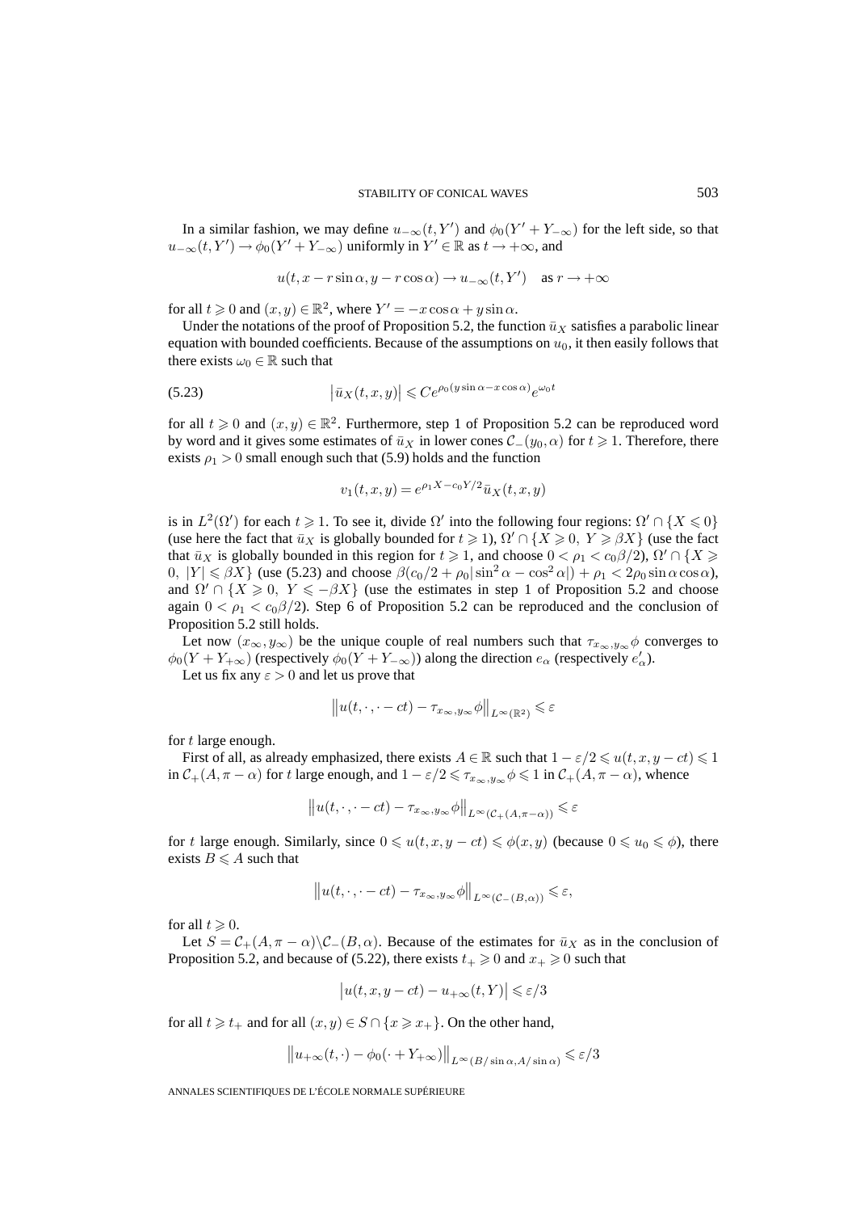In a similar fashion, we may define $u_{-\infty}(t, Y')$ and $\phi_0(Y' + Y_{-\infty})$ for the left side, so that $u_{-\infty}(t, Y') \to \phi_0(Y' + Y_{-\infty})$ uniformly in $Y' \in \mathbb{R}$ as $t \to +\infty$, and

$$u(t, x - r\sin\alpha, y - r\cos\alpha) \to u_{-\infty}(t, Y') \quad \text{as } r \to +\infty$$

for all $t \geqslant 0$ and $(x, y) \in \mathbb{R}^2$, where $Y' = -x\cos\alpha + y\sin\alpha$.

Under the notations of the proof of Proposition 5.2, the function $\bar{u}_X$ satisfies a parabolic linear equation with bounded coefficients. Because of the assumptions on $u_0$, it then easily follows that there exists $\omega_0 \in \mathbb{R}$ such that

$$\left|\bar{u}_X(t, x, y)\right| \leqslant C e^{\rho_0(y\sin\alpha - x\cos\alpha)} e^{\omega_0 t} \tag{5.23}$$

for all $t \geqslant 0$ and $(x, y) \in \mathbb{R}^2$. Furthermore, step 1 of Proposition 5.2 can be reproduced word by word and it gives some estimates of $\bar{u}_X$ in lower cones $\mathcal{C}_-(y_0, \alpha)$ for $t \geqslant 1$. Therefore, there exists $\rho_1 > 0$ small enough such that (5.9) holds and the function

$$v_1(t, x, y) = e^{\rho_1 X - c_0 Y/2} \bar{u}_X(t, x, y)$$

is in $L^2(\Omega')$ for each $t \geqslant 1$. To see it, divide $\Omega'$ into the following four regions: $\Omega' \cap \{X \leqslant 0\}$ (use here the fact that $\bar{u}_X$ is globally bounded for $t \geqslant 1$), $\Omega' \cap \{X \geqslant 0,\ Y \geqslant \beta X\}$ (use the fact that $\bar{u}_X$ is globally bounded in this region for $t \geqslant 1$, and choose $0 < \rho_1 < c_0\beta/2$), $\Omega' \cap \{X \geqslant 0,\ |Y| \leqslant \beta X\}$ (use (5.23) and choose $\beta(c_0/2 + \rho_0|\sin^2\alpha - \cos^2\alpha|) + \rho_1 < 2\rho_0 \sin\alpha\cos\alpha$), and $\Omega' \cap \{X \geqslant 0,\ Y \leqslant -\beta X\}$ (use the estimates in step 1 of Proposition 5.2 and choose again $0 < \rho_1 < c_0\beta/2$). Step 6 of Proposition 5.2 can be reproduced and the conclusion of Proposition 5.2 still holds.

Let now $(x_\infty, y_\infty)$ be the unique couple of real numbers such that $\tau_{x_\infty, y_\infty}\phi$ converges to $\phi_0(Y + Y_{+\infty})$ (respectively $\phi_0(Y + Y_{-\infty})$) along the direction $e_\alpha$ (respectively $e'_\alpha$).

Let us fix any $\varepsilon > 0$ and let us prove that

$$\left\|u(t, \cdot, \cdot - ct) - \tau_{x_\infty, y_\infty}\phi\right\|_{L^\infty(\mathbb{R}^2)} \leqslant \varepsilon$$

for $t$ large enough.

First of all, as already emphasized, there exists $A \in \mathbb{R}$ such that $1 - \varepsilon/2 \leqslant u(t, x, y - ct) \leqslant 1$ in $\mathcal{C}_+(A, \pi - \alpha)$ for $t$ large enough, and $1 - \varepsilon/2 \leqslant \tau_{x_\infty, y_\infty}\phi \leqslant 1$ in $\mathcal{C}_+(A, \pi - \alpha)$, whence

$$\left\|u(t, \cdot, \cdot - ct) - \tau_{x_\infty, y_\infty}\phi\right\|_{L^\infty(\mathcal{C}_+(A, \pi - \alpha))} \leqslant \varepsilon$$

for $t$ large enough. Similarly, since $0 \leqslant u(t, x, y - ct) \leqslant \phi(x, y)$ (because $0 \leqslant u_0 \leqslant \phi$), there exists $B \leqslant A$ such that

$$\left\|u(t, \cdot, \cdot - ct) - \tau_{x_\infty, y_\infty}\phi\right\|_{L^\infty(\mathcal{C}_-(B, \alpha))} \leqslant \varepsilon,$$

for all $t \geqslant 0$.

Let $S = \mathcal{C}_+(A, \pi - \alpha) \backslash \mathcal{C}_-(B, \alpha)$. Because of the estimates for $\bar{u}_X$ as in the conclusion of Proposition 5.2, and because of (5.22), there exists $t_+ \geqslant 0$ and $x_+ \geqslant 0$ such that

$$\left|u(t, x, y - ct) - u_{+\infty}(t, Y)\right| \leqslant \varepsilon/3$$

for all $t \geqslant t_+$ and for all $(x, y) \in S \cap \{x \geqslant x_+\}$. On the other hand,

$$\left\|u_{+\infty}(t, \cdot) - \phi_0(\cdot + Y_{+\infty})\right\|_{L^\infty(B/\sin\alpha, A/\sin\alpha)} \leqslant \varepsilon/3$$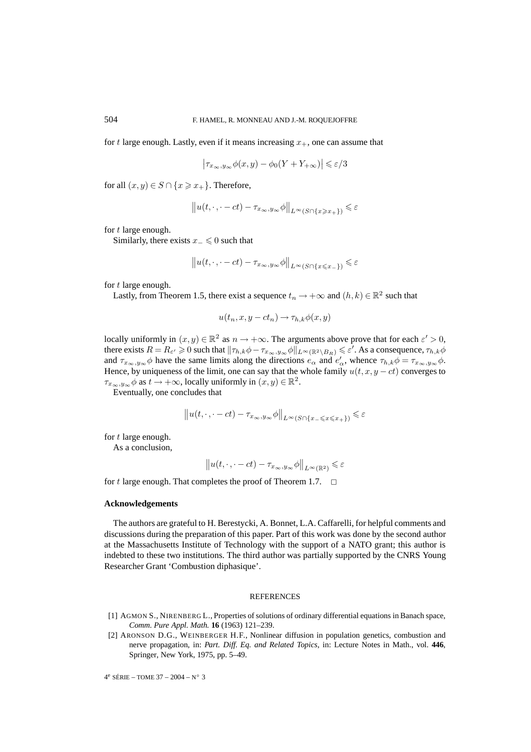for $t$ large enough. Lastly, even if it means increasing $x_+$, one can assume that

$$\left|\tau_{x_\infty,y_\infty}\phi(x,y) - \phi_0(Y + Y_{+\infty})\right| \leqslant \varepsilon/3$$

for all $(x,y) \in S \cap \{x \geqslant x_+\}$. Therefore,

$$\left\|u(t,\cdot,\cdot - ct) - \tau_{x_\infty,y_\infty}\phi\right\|_{L^\infty(S\cap\{x\geqslant x_+\})} \leqslant \varepsilon$$

for $t$ large enough.

Similarly, there exists $x_- \leqslant 0$ such that

$$\left\|u(t,\cdot,\cdot - ct) - \tau_{x_\infty,y_\infty}\phi\right\|_{L^\infty(S\cap\{x\leqslant x_-\})} \leqslant \varepsilon$$

for $t$ large enough.

Lastly, from Theorem 1.5, there exist a sequence $t_n \to +\infty$ and $(h,k) \in \mathbb{R}^2$ such that

$$u(t_n, x, y - ct_n) \to \tau_{h,k}\phi(x,y)$$

locally uniformly in $(x,y) \in \mathbb{R}^2$ as $n \to +\infty$. The arguments above prove that for each $\varepsilon' > 0$, there exists $R = R_{\varepsilon'} \geqslant 0$ such that $\|\tau_{h,k}\phi - \tau_{x_\infty,y_\infty}\phi\|_{L^\infty(\mathbb{R}^2\setminus B_R)} \leqslant \varepsilon'$. As a consequence, $\tau_{h,k}\phi$ and $\tau_{x_\infty,y_\infty}\phi$ have the same limits along the directions $e_\alpha$ and $e'_\alpha$, whence $\tau_{h,k}\phi = \tau_{x_\infty,y_\infty}\phi$. Hence, by uniqueness of the limit, one can say that the whole family $u(t,x,y-ct)$ converges to $\tau_{x_\infty,y_\infty}\phi$ as $t \to +\infty$, locally uniformly in $(x,y) \in \mathbb{R}^2$.

Eventually, one concludes that

$$\left\|u(t,\cdot,\cdot - ct) - \tau_{x_\infty,y_\infty}\phi\right\|_{L^\infty(S\cap\{x_-\leqslant x\leqslant x_+\})} \leqslant \varepsilon$$

for $t$ large enough.

As a conclusion,

$$\left\|u(t,\cdot,\cdot - ct) - \tau_{x_\infty,y_\infty}\phi\right\|_{L^\infty(\mathbb{R}^2)} \leqslant \varepsilon$$

for $t$ large enough. That completes the proof of Theorem 1.7. □

## Acknowledgements

The authors are grateful to H. Berestycki, A. Bonnet, L.A. Caffarelli, for helpful comments and discussions during the preparation of this paper. Part of this work was done by the second author at the Massachusetts Institute of Technology with the support of a NATO grant; this author is indebted to these two institutions. The third author was partially supported by the CNRS Young Researcher Grant 'Combustion diphasique'.

## REFERENCES

[1] AGMON S., NIRENBERG L., Properties of solutions of ordinary differential equations in Banach space, *Comm. Pure Appl. Math.* **16** (1963) 121–239.

[2] ARONSON D.G., WEINBERGER H.F., Nonlinear diffusion in population genetics, combustion and nerve propagation, in: *Part. Diff. Eq. and Related Topics*, in: Lecture Notes in Math., vol. **446**, Springer, New York, 1975, pp. 5–49.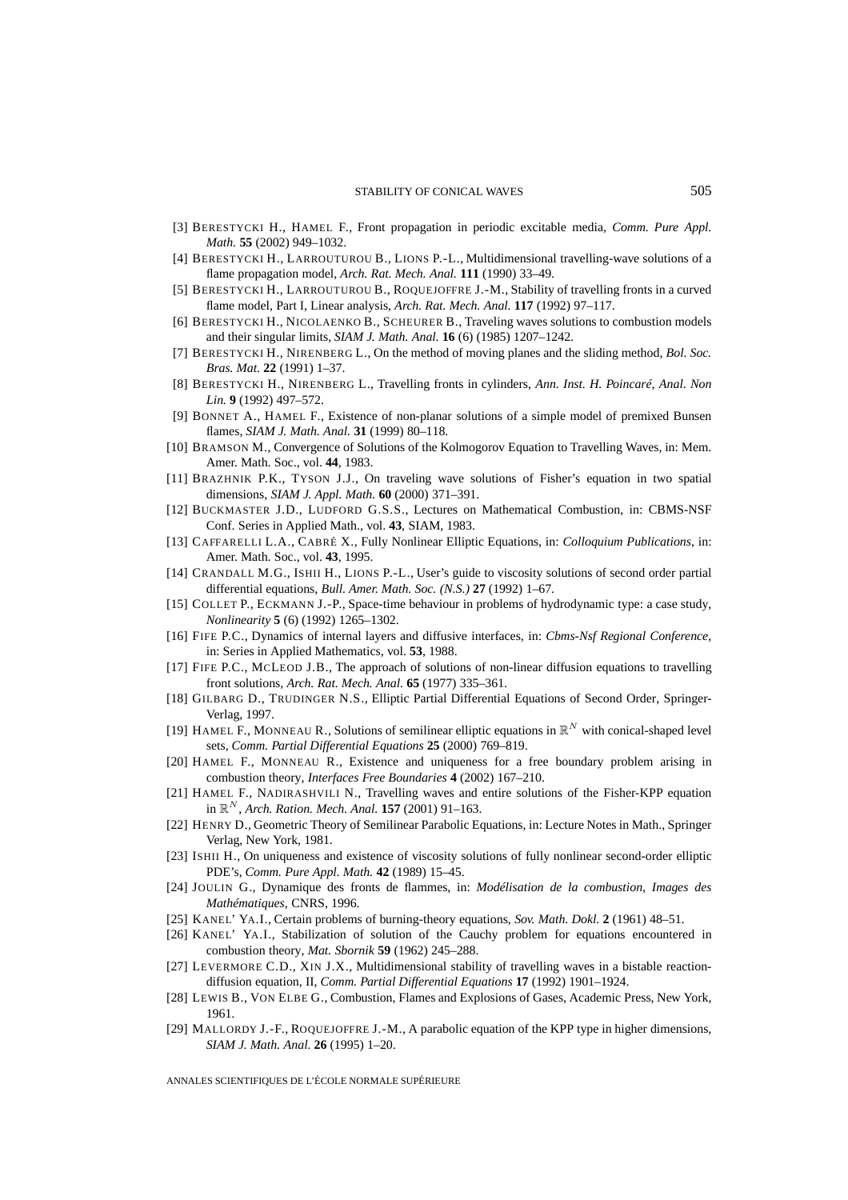[3] BERESTYCKI H., HAMEL F., Front propagation in periodic excitable media, *Comm. Pure Appl. Math.* **55** (2002) 949–1032.

[4] BERESTYCKI H., LARROUTUROU B., LIONS P.-L., Multidimensional travelling-wave solutions of a flame propagation model, *Arch. Rat. Mech. Anal.* **111** (1990) 33–49.

[5] BERESTYCKI H., LARROUTUROU B., ROQUEJOFFRE J.-M., Stability of travelling fronts in a curved flame model, Part I, Linear analysis, *Arch. Rat. Mech. Anal.* **117** (1992) 97–117.

[6] BERESTYCKI H., NICOLAENKO B., SCHEURER B., Traveling waves solutions to combustion models and their singular limits, *SIAM J. Math. Anal.* **16** (6) (1985) 1207–1242.

[7] BERESTYCKI H., NIRENBERG L., On the method of moving planes and the sliding method, *Bol. Soc. Bras. Mat.* **22** (1991) 1–37.

[8] BERESTYCKI H., NIRENBERG L., Travelling fronts in cylinders, *Ann. Inst. H. Poincaré, Anal. Non Lin.* **9** (1992) 497–572.

[9] BONNET A., HAMEL F., Existence of non-planar solutions of a simple model of premixed Bunsen flames, *SIAM J. Math. Anal.* **31** (1999) 80–118.

[10] BRAMSON M., Convergence of Solutions of the Kolmogorov Equation to Travelling Waves, in: Mem. Amer. Math. Soc., vol. **44**, 1983.

[11] BRAZHNIK P.K., TYSON J.J., On traveling wave solutions of Fisher's equation in two spatial dimensions, *SIAM J. Appl. Math.* **60** (2000) 371–391.

[12] BUCKMASTER J.D., LUDFORD G.S.S., Lectures on Mathematical Combustion, in: CBMS-NSF Conf. Series in Applied Math., vol. **43**, SIAM, 1983.

[13] CAFFARELLI L.A., CABRÉ X., Fully Nonlinear Elliptic Equations, in: *Colloquium Publications*, in: Amer. Math. Soc., vol. **43**, 1995.

[14] CRANDALL M.G., ISHII H., LIONS P.-L., User's guide to viscosity solutions of second order partial differential equations, *Bull. Amer. Math. Soc. (N.S.)* **27** (1992) 1–67.

[15] COLLET P., ECKMANN J.-P., Space-time behaviour in problems of hydrodynamic type: a case study, *Nonlinearity* **5** (6) (1992) 1265–1302.

[16] FIFE P.C., Dynamics of internal layers and diffusive interfaces, in: *Cbms-Nsf Regional Conference*, in: Series in Applied Mathematics, vol. **53**, 1988.

[17] FIFE P.C., MCLEOD J.B., The approach of solutions of non-linear diffusion equations to travelling front solutions, *Arch. Rat. Mech. Anal.* **65** (1977) 335–361.

[18] GILBARG D., TRUDINGER N.S., Elliptic Partial Differential Equations of Second Order, Springer-Verlag, 1997.

[19] HAMEL F., MONNEAU R., Solutions of semilinear elliptic equations in $\mathbb{R}^N$ with conical-shaped level sets, *Comm. Partial Differential Equations* **25** (2000) 769–819.

[20] HAMEL F., MONNEAU R., Existence and uniqueness for a free boundary problem arising in combustion theory, *Interfaces Free Boundaries* **4** (2002) 167–210.

[21] HAMEL F., NADIRASHVILI N., Travelling waves and entire solutions of the Fisher-KPP equation in $\mathbb{R}^N$, *Arch. Ration. Mech. Anal.* **157** (2001) 91–163.

[22] HENRY D., Geometric Theory of Semilinear Parabolic Equations, in: Lecture Notes in Math., Springer Verlag, New York, 1981.

[23] ISHII H., On uniqueness and existence of viscosity solutions of fully nonlinear second-order elliptic PDE's, *Comm. Pure Appl. Math.* **42** (1989) 15–45.

[24] JOULIN G., Dynamique des fronts de flammes, in: *Modélisation de la combustion, Images des Mathématiques*, CNRS, 1996.

[25] KANEL' YA.I., Certain problems of burning-theory equations, *Sov. Math. Dokl.* **2** (1961) 48–51.

[26] KANEL' YA.I., Stabilization of solution of the Cauchy problem for equations encountered in combustion theory, *Mat. Sbornik* **59** (1962) 245–288.

[27] LEVERMORE C.D., XIN J.X., Multidimensional stability of travelling waves in a bistable reaction-diffusion equation, II, *Comm. Partial Differential Equations* **17** (1992) 1901–1924.

[28] LEWIS B., VON ELBE G., Combustion, Flames and Explosions of Gases, Academic Press, New York, 1961.

[29] MALLORDY J.-F., ROQUEJOFFRE J.-M., A parabolic equation of the KPP type in higher dimensions, *SIAM J. Math. Anal.* **26** (1995) 1–20.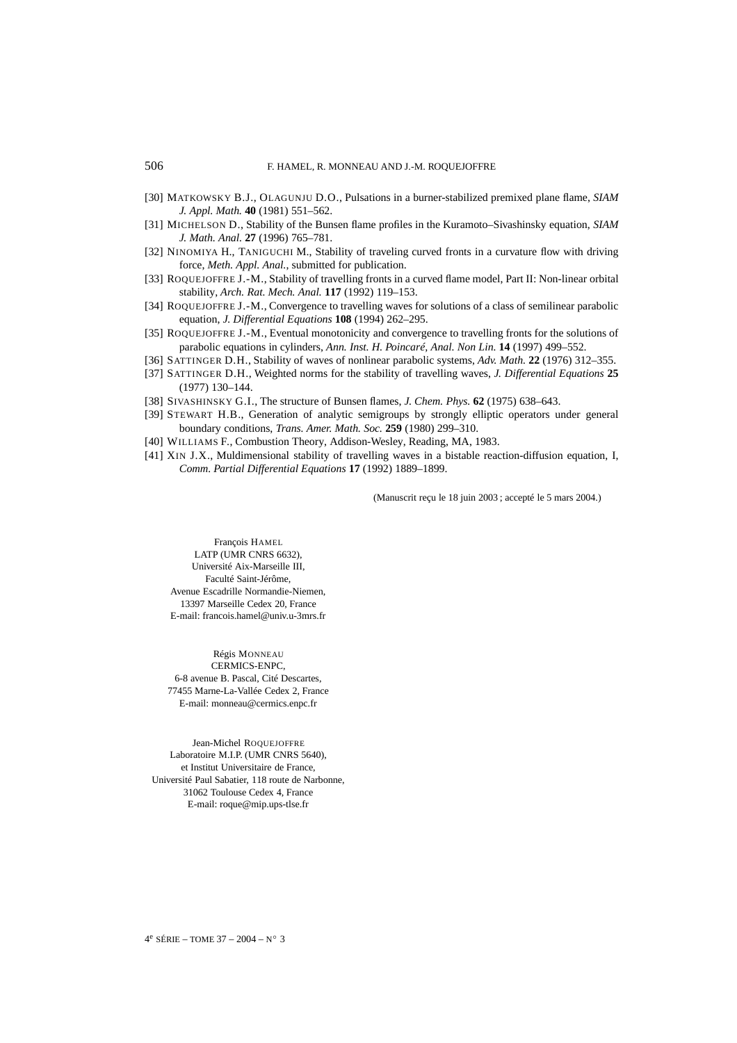[30] MATKOWSKY B.J., OLAGUNJU D.O., Pulsations in a burner-stabilized premixed plane flame, *SIAM J. Appl. Math.* **40** (1981) 551–562.

[31] MICHELSON D., Stability of the Bunsen flame profiles in the Kuramoto–Sivashinsky equation, *SIAM J. Math. Anal.* **27** (1996) 765–781.

[32] NINOMIYA H., TANIGUCHI M., Stability of traveling curved fronts in a curvature flow with driving force, *Meth. Appl. Anal.*, submitted for publication.

[33] ROQUEJOFFRE J.-M., Stability of travelling fronts in a curved flame model, Part II: Non-linear orbital stability, *Arch. Rat. Mech. Anal.* **117** (1992) 119–153.

[34] ROQUEJOFFRE J.-M., Convergence to travelling waves for solutions of a class of semilinear parabolic equation, *J. Differential Equations* **108** (1994) 262–295.

[35] ROQUEJOFFRE J.-M., Eventual monotonicity and convergence to travelling fronts for the solutions of parabolic equations in cylinders, *Ann. Inst. H. Poincaré, Anal. Non Lin.* **14** (1997) 499–552.

[36] SATTINGER D.H., Stability of waves of nonlinear parabolic systems, *Adv. Math.* **22** (1976) 312–355.

[37] SATTINGER D.H., Weighted norms for the stability of travelling waves, *J. Differential Equations* **25** (1977) 130–144.

[38] SIVASHINSKY G.I., The structure of Bunsen flames, *J. Chem. Phys.* **62** (1975) 638–643.

[39] STEWART H.B., Generation of analytic semigroups by strongly elliptic operators under general boundary conditions, *Trans. Amer. Math. Soc.* **259** (1980) 299–310.

[40] WILLIAMS F., Combustion Theory, Addison-Wesley, Reading, MA, 1983.

[41] XIN J.X., Muldimensional stability of travelling waves in a bistable reaction-diffusion equation, I, *Comm. Partial Differential Equations* **17** (1992) 1889–1899.

(Manuscrit reçu le 18 juin 2003 ; accepté le 5 mars 2004.)

François HAMEL
LATP (UMR CNRS 6632),
Université Aix-Marseille III,
Faculté Saint-Jérôme,
Avenue Escadrille Normandie-Niemen,
13397 Marseille Cedex 20, France
E-mail: francois.hamel@univ.u-3mrs.fr

Régis MONNEAU
CERMICS-ENPC,
6-8 avenue B. Pascal, Cité Descartes,
77455 Marne-La-Vallée Cedex 2, France
E-mail: monneau@cermics.enpc.fr

Jean-Michel ROQUEJOFFRE
Laboratoire M.I.P. (UMR CNRS 5640),
et Institut Universitaire de France,
Université Paul Sabatier, 118 route de Narbonne,
31062 Toulouse Cedex 4, France
E-mail: roque@mip.ups-tlse.fr